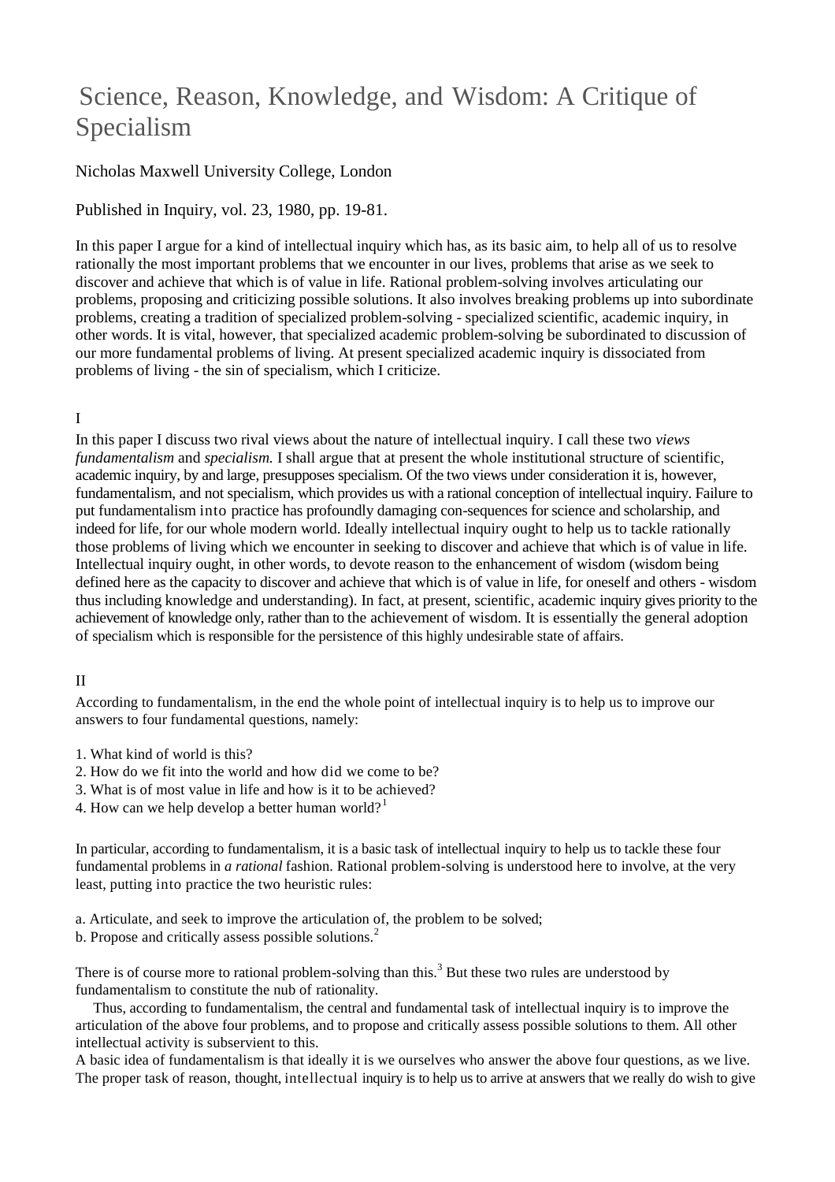# Science, Reason, Knowledge, and Wisdom: A Critique of Specialism

Nicholas Maxwell University College, London

Published in Inquiry, vol. 23, 1980, pp. 19-81.

In this paper I argue for a kind of intellectual inquiry which has, as its basic aim, to help all of us to resolve rationally the most important problems that we encounter in our lives, problems that arise as we seek to discover and achieve that which is of value in life. Rational problem-solving involves articulating our problems, proposing and criticizing possible solutions. It also involves breaking problems up into subordinate problems, creating a tradition of specialized problem-solving - specialized scientific, academic inquiry, in other words. It is vital, however, that specialized academic problem-solving be subordinated to discussion of our more fundamental problems of living. At present specialized academic inquiry is dissociated from problems of living - the sin of specialism, which I criticize.

## I

In this paper I discuss two rival views about the nature of intellectual inquiry. I call these two *views fundamentalism* and *specialism.* I shall argue that at present the whole institutional structure of scientific, academic inquiry, by and large, presupposes specialism. Of the two views under consideration it is, however, fundamentalism, and not specialism, which provides us with a rational conception of intellectual inquiry. Failure to put fundamentalism into practice has profoundly damaging con-sequences for science and scholarship, and indeed for life, for our whole modern world. Ideally intellectual inquiry ought to help us to tackle rationally those problems of living which we encounter in seeking to discover and achieve that which is of value in life. Intellectual inquiry ought, in other words, to devote reason to the enhancement of wisdom (wisdom being defined here as the capacity to discover and achieve that which is of value in life, for oneself and others - wisdom thus including knowledge and understanding). In fact, at present, scientific, academic inquiry gives priority to the achievement of knowledge only, rather than to the achievement of wisdom. It is essentially the general adoption of specialism which is responsible for the persistence of this highly undesirable state of affairs.

## II

According to fundamentalism, in the end the whole point of intellectual inquiry is to help us to improve our answers to four fundamental questions, namely:

1. What kind of world is this?
2. How do we fit into the world and how did we come to be?
3. What is of most value in life and how is it to be achieved?
4. How can we help develop a better human world?[1]

In particular, according to fundamentalism, it is a basic task of intellectual inquiry to help us to tackle these four fundamental problems in *a rational* fashion. Rational problem-solving is understood here to involve, at the very least, putting into practice the two heuristic rules:

a. Articulate, and seek to improve the articulation of, the problem to be solved;
b. Propose and critically assess possible solutions.[2]

There is of course more to rational problem-solving than this.[3] But these two rules are understood by fundamentalism to constitute the nub of rationality.

Thus, according to fundamentalism, the central and fundamental task of intellectual inquiry is to improve the articulation of the above four problems, and to propose and critically assess possible solutions to them. All other intellectual activity is subservient to this.

A basic idea of fundamentalism is that ideally it is we ourselves who answer the above four questions, as we live. The proper task of reason, thought, intellectual inquiry is to help us to arrive at answers that we really do wish to give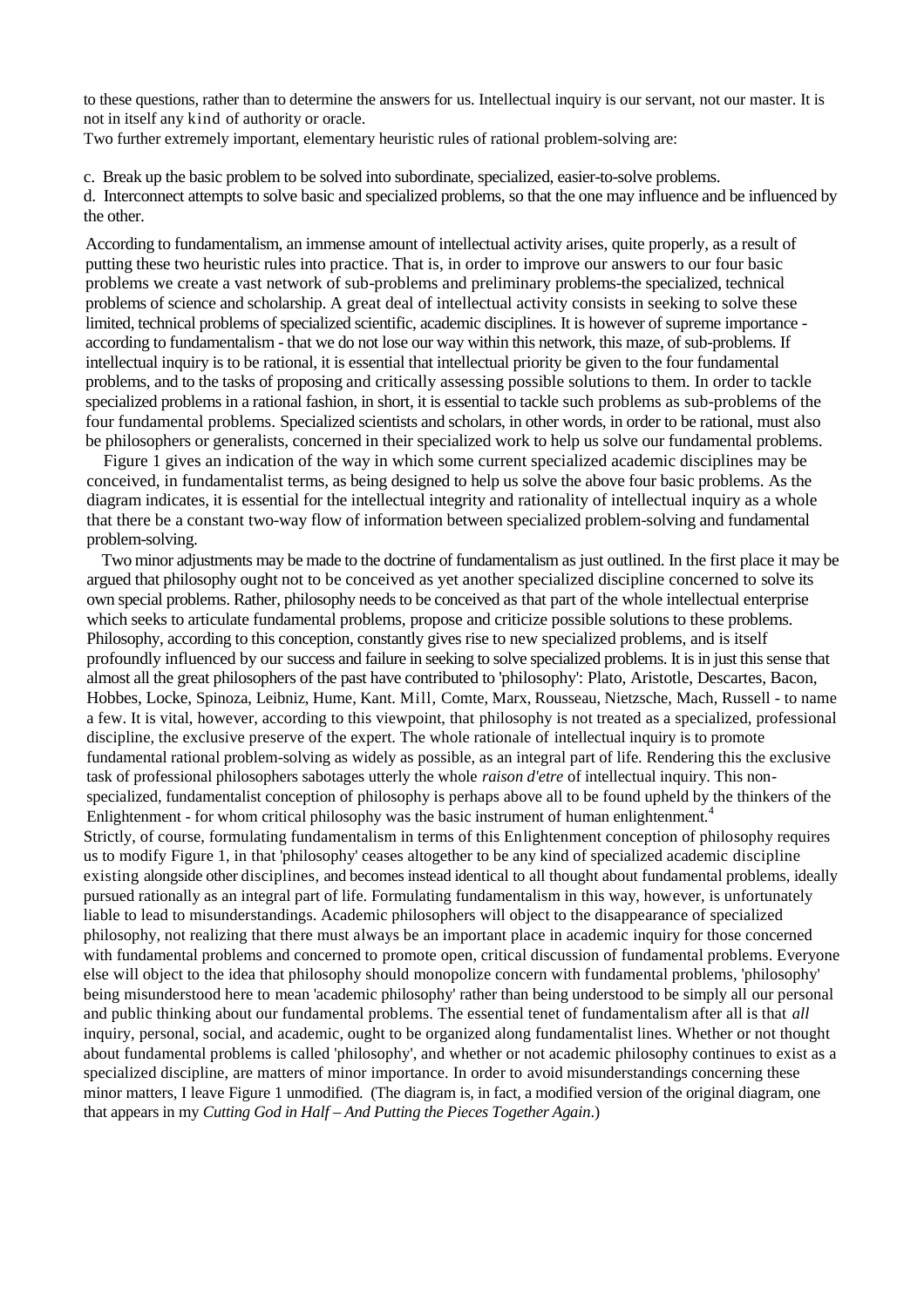to these questions, rather than to determine the answers for us. Intellectual inquiry is our servant, not our master. It is not in itself any kind of authority or oracle.

Two further extremely important, elementary heuristic rules of rational problem-solving are:

c. Break up the basic problem to be solved into subordinate, specialized, easier-to-solve problems.

d. Interconnect attempts to solve basic and specialized problems, so that the one may influence and be influenced by the other.

According to fundamentalism, an immense amount of intellectual activity arises, quite properly, as a result of putting these two heuristic rules into practice. That is, in order to improve our answers to our four basic problems we create a vast network of sub-problems and preliminary problems-the specialized, technical problems of science and scholarship. A great deal of intellectual activity consists in seeking to solve these limited, technical problems of specialized scientific, academic disciplines. It is however of supreme importance - according to fundamentalism - that we do not lose our way within this network, this maze, of sub-problems. If intellectual inquiry is to be rational, it is essential that intellectual priority be given to the four fundamental problems, and to the tasks of proposing and critically assessing possible solutions to them. In order to tackle specialized problems in a rational fashion, in short, it is essential to tackle such problems as sub-problems of the four fundamental problems. Specialized scientists and scholars, in other words, in order to be rational, must also be philosophers or generalists, concerned in their specialized work to help us solve our fundamental problems.

Figure 1 gives an indication of the way in which some current specialized academic disciplines may be conceived, in fundamentalist terms, as being designed to help us solve the above four basic problems. As the diagram indicates, it is essential for the intellectual integrity and rationality of intellectual inquiry as a whole that there be a constant two-way flow of information between specialized problem-solving and fundamental problem-solving.

Two minor adjustments may be made to the doctrine of fundamentalism as just outlined. In the first place it may be argued that philosophy ought not to be conceived as yet another specialized discipline concerned to solve its own special problems. Rather, philosophy needs to be conceived as that part of the whole intellectual enterprise which seeks to articulate fundamental problems, propose and criticize possible solutions to these problems. Philosophy, according to this conception, constantly gives rise to new specialized problems, and is itself profoundly influenced by our success and failure in seeking to solve specialized problems. It is in just this sense that almost all the great philosophers of the past have contributed to 'philosophy': Plato, Aristotle, Descartes, Bacon, Hobbes, Locke, Spinoza, Leibniz, Hume, Kant. Mill, Comte, Marx, Rousseau, Nietzsche, Mach, Russell - to name a few. It is vital, however, according to this viewpoint, that philosophy is not treated as a specialized, professional discipline, the exclusive preserve of the expert. The whole rationale of intellectual inquiry is to promote fundamental rational problem-solving as widely as possible, as an integral part of life. Rendering this the exclusive task of professional philosophers sabotages utterly the whole *raison d'etre* of intellectual inquiry. This non-specialized, fundamentalist conception of philosophy is perhaps above all to be found upheld by the thinkers of the Enlightenment - for whom critical philosophy was the basic instrument of human enlightenment.[4]

Strictly, of course, formulating fundamentalism in terms of this Enlightenment conception of philosophy requires us to modify Figure 1, in that 'philosophy' ceases altogether to be any kind of specialized academic discipline existing alongside other disciplines, and becomes instead identical to all thought about fundamental problems, ideally pursued rationally as an integral part of life. Formulating fundamentalism in this way, however, is unfortunately liable to lead to misunderstandings. Academic philosophers will object to the disappearance of specialized philosophy, not realizing that there must always be an important place in academic inquiry for those concerned with fundamental problems and concerned to promote open, critical discussion of fundamental problems. Everyone else will object to the idea that philosophy should monopolize concern with fundamental problems, 'philosophy' being misunderstood here to mean 'academic philosophy' rather than being understood to be simply all our personal and public thinking about our fundamental problems. The essential tenet of fundamentalism after all is that *all* inquiry, personal, social, and academic, ought to be organized along fundamentalist lines. Whether or not thought about fundamental problems is called 'philosophy', and whether or not academic philosophy continues to exist as a specialized discipline, are matters of minor importance. In order to avoid misunderstandings concerning these minor matters, I leave Figure 1 unmodified. (The diagram is, in fact, a modified version of the original diagram, one that appears in my *Cutting God in Half – And Putting the Pieces Together Again*.)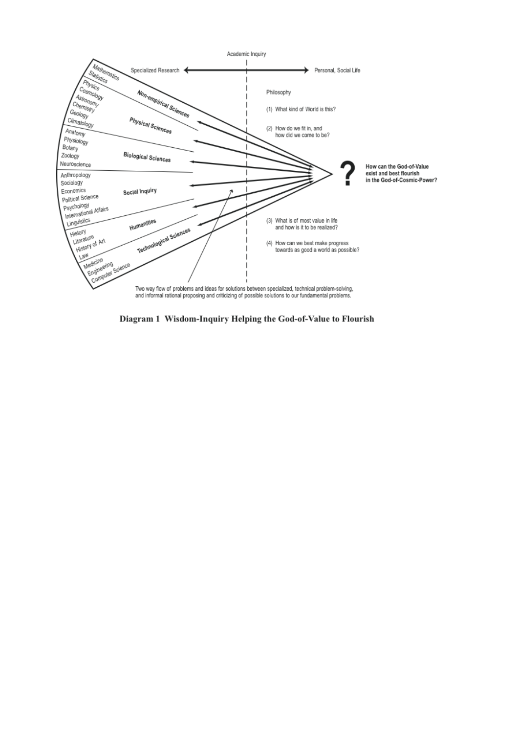Academic Inquiry

Specialized Research ⟷ Personal, Social Life

Mathematics
Statistics

**Non-empirical Sciences**

Physics
Cosmology
Astronomy
Chemistry
Geology
Climatology

**Physical Sciences**

Anatomy
Physiology
Botany
Zoology
Neuroscience

**Biological Sciences**

Anthropology
Sociology
Economics
Political Science
Psychology
International Affairs
Linguistics

**Social Inquiry**

History
Literature
History of Art
Law

**Humanities**

Medicine
Engineering
Computer Science

**Technological Sciences**

Philosophy

(1) What kind of World is this?

(2) How do we fit in, and how did we come to be?

?

**How can the God-of-Value exist and best flourish in the God-of-Cosmic-Power?**

(3) What is of most value in life and how is it to be realized?

(4) How can we best make progress towards as good a world as possible?

Two way flow of problems and ideas for solutions between specialized, technical problem-solving, and informal rational proposing and criticizing of possible solutions to our fundamental problems.

**Diagram 1 Wisdom-Inquiry Helping the God-of-Value to Flourish**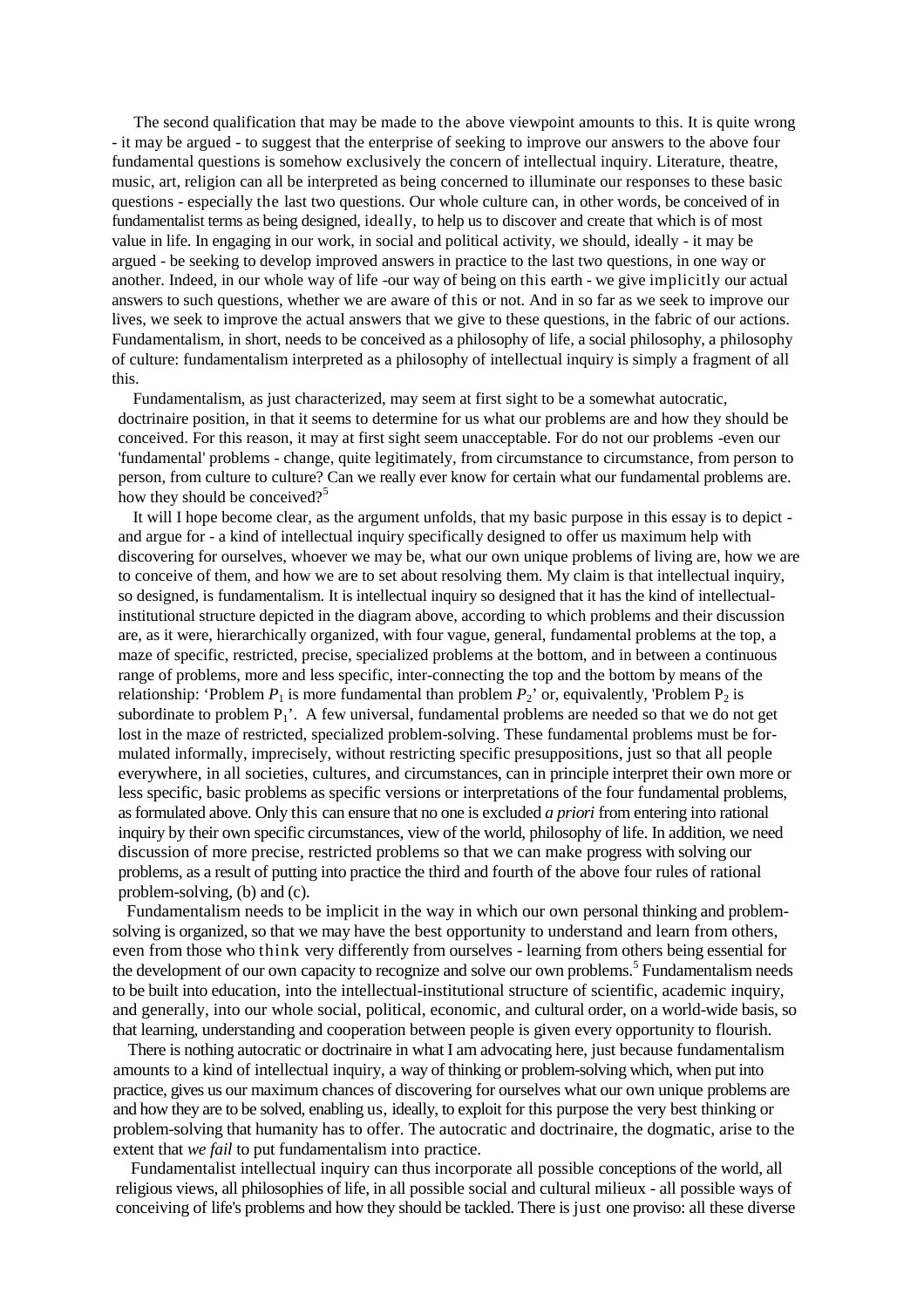The second qualification that may be made to the above viewpoint amounts to this. It is quite wrong - it may be argued - to suggest that the enterprise of seeking to improve our answers to the above four fundamental questions is somehow exclusively the concern of intellectual inquiry. Literature, theatre, music, art, religion can all be interpreted as being concerned to illuminate our responses to these basic questions - especially the last two questions. Our whole culture can, in other words, be conceived of in fundamentalist terms as being designed, ideally, to help us to discover and create that which is of most value in life. In engaging in our work, in social and political activity, we should, ideally - it may be argued - be seeking to develop improved answers in practice to the last two questions, in one way or another. Indeed, in our whole way of life -our way of being on this earth - we give implicitly our actual answers to such questions, whether we are aware of this or not. And in so far as we seek to improve our lives, we seek to improve the actual answers that we give to these questions, in the fabric of our actions. Fundamentalism, in short, needs to be conceived as a philosophy of life, a social philosophy, a philosophy of culture: fundamentalism interpreted as a philosophy of intellectual inquiry is simply a fragment of all this.

Fundamentalism, as just characterized, may seem at first sight to be a somewhat autocratic, doctrinaire position, in that it seems to determine for us what our problems are and how they should be conceived. For this reason, it may at first sight seem unacceptable. For do not our problems -even our 'fundamental' problems - change, quite legitimately, from circumstance to circumstance, from person to person, from culture to culture? Can we really ever know for certain what our fundamental problems are. how they should be conceived?[5]

It will I hope become clear, as the argument unfolds, that my basic purpose in this essay is to depict - and argue for - a kind of intellectual inquiry specifically designed to offer us maximum help with discovering for ourselves, whoever we may be, what our own unique problems of living are, how we are to conceive of them, and how we are to set about resolving them. My claim is that intellectual inquiry, so designed, is fundamentalism. It is intellectual inquiry so designed that it has the kind of intellectual-institutional structure depicted in the diagram above, according to which problems and their discussion are, as it were, hierarchically organized, with four vague, general, fundamental problems at the top, a maze of specific, restricted, precise, specialized problems at the bottom, and in between a continuous range of problems, more and less specific, inter-connecting the top and the bottom by means of the relationship: 'Problem $P_1$ is more fundamental than problem $P_2$' or, equivalently, 'Problem $P_2$ is subordinate to problem $P_1$'. A few universal, fundamental problems are needed so that we do not get lost in the maze of restricted, specialized problem-solving. These fundamental problems must be formulated informally, imprecisely, without restricting specific presuppositions, just so that all people everywhere, in all societies, cultures, and circumstances, can in principle interpret their own more or less specific, basic problems as specific versions or interpretations of the four fundamental problems, as formulated above. Only this can ensure that no one is excluded *a priori* from entering into rational inquiry by their own specific circumstances, view of the world, philosophy of life. In addition, we need discussion of more precise, restricted problems so that we can make progress with solving our problems, as a result of putting into practice the third and fourth of the above four rules of rational problem-solving, (b) and (c).

Fundamentalism needs to be implicit in the way in which our own personal thinking and problem-solving is organized, so that we may have the best opportunity to understand and learn from others, even from those who think very differently from ourselves - learning from others being essential for the development of our own capacity to recognize and solve our own problems.[5] Fundamentalism needs to be built into education, into the intellectual-institutional structure of scientific, academic inquiry, and generally, into our whole social, political, economic, and cultural order, on a world-wide basis, so that learning, understanding and cooperation between people is given every opportunity to flourish.

There is nothing autocratic or doctrinaire in what I am advocating here, just because fundamentalism amounts to a kind of intellectual inquiry, a way of thinking or problem-solving which, when put into practice, gives us our maximum chances of discovering for ourselves what our own unique problems are and how they are to be solved, enabling us, ideally, to exploit for this purpose the very best thinking or problem-solving that humanity has to offer. The autocratic and doctrinaire, the dogmatic, arise to the extent that *we fail* to put fundamentalism into practice.

Fundamentalist intellectual inquiry can thus incorporate all possible conceptions of the world, all religious views, all philosophies of life, in all possible social and cultural milieux - all possible ways of conceiving of life's problems and how they should be tackled. There is just one proviso: all these diverse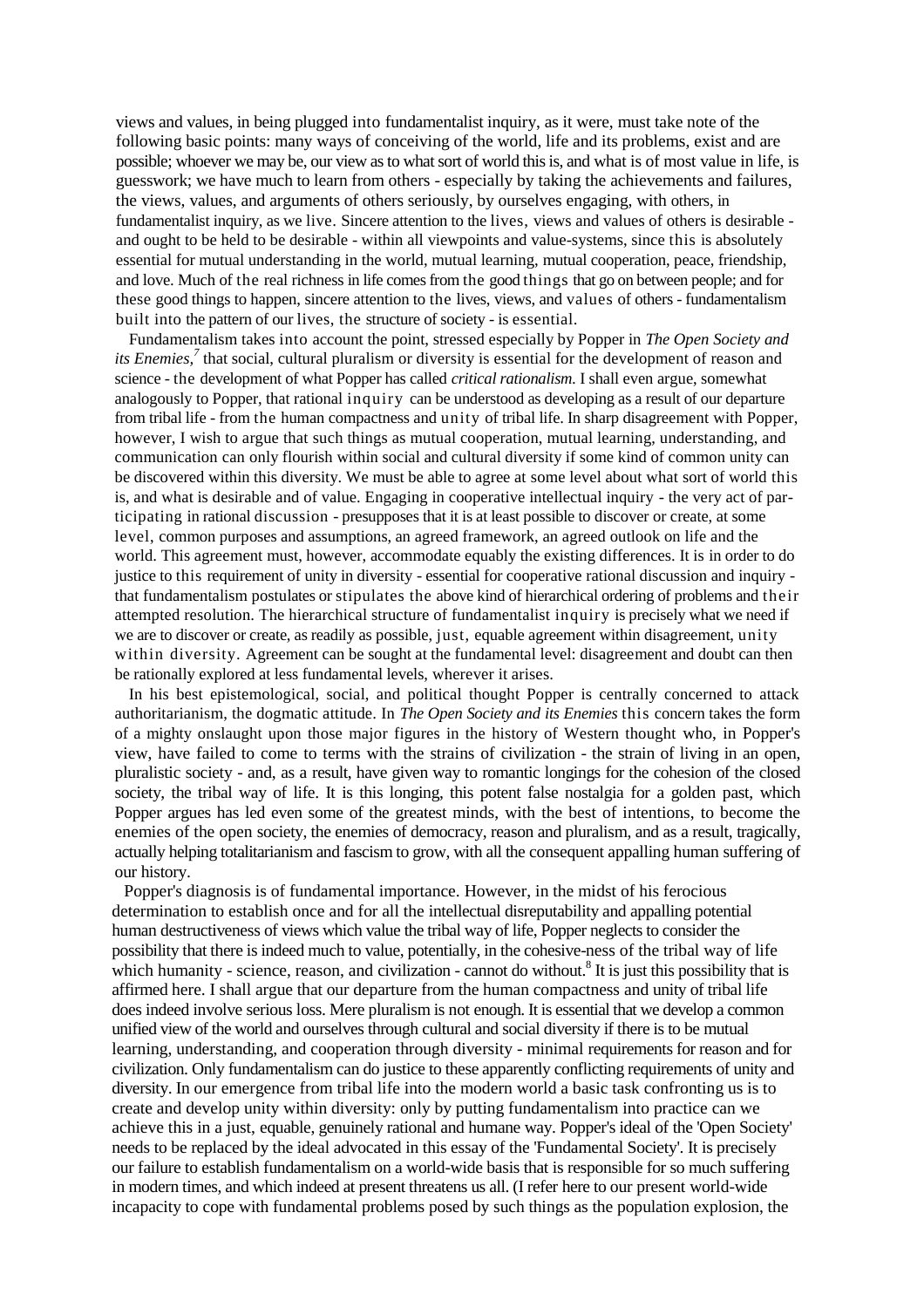views and values, in being plugged into fundamentalist inquiry, as it were, must take note of the following basic points: many ways of conceiving of the world, life and its problems, exist and are possible; whoever we may be, our view as to what sort of world this is, and what is of most value in life, is guesswork; we have much to learn from others - especially by taking the achievements and failures, the views, values, and arguments of others seriously, by ourselves engaging, with others, in fundamentalist inquiry, as we live. Sincere attention to the lives, views and values of others is desirable - and ought to be held to be desirable - within all viewpoints and value-systems, since this is absolutely essential for mutual understanding in the world, mutual learning, mutual cooperation, peace, friendship, and love. Much of the real richness in life comes from the good things that go on between people; and for these good things to happen, sincere attention to the lives, views, and values of others - fundamentalism built into the pattern of our lives, the structure of society - is essential.

Fundamentalism takes into account the point, stressed especially by Popper in *The Open Society and its Enemies,*[7] that social, cultural pluralism or diversity is essential for the development of reason and science - the development of what Popper has called *critical rationalism.* I shall even argue, somewhat analogously to Popper, that rational inquiry can be understood as developing as a result of our departure from tribal life - from the human compactness and unity of tribal life. In sharp disagreement with Popper, however, I wish to argue that such things as mutual cooperation, mutual learning, understanding, and communication can only flourish within social and cultural diversity if some kind of common unity can be discovered within this diversity. We must be able to agree at some level about what sort of world this is, and what is desirable and of value. Engaging in cooperative intellectual inquiry - the very act of participating in rational discussion - presupposes that it is at least possible to discover or create, at some level, common purposes and assumptions, an agreed framework, an agreed outlook on life and the world. This agreement must, however, accommodate equably the existing differences. It is in order to do justice to this requirement of unity in diversity - essential for cooperative rational discussion and inquiry - that fundamentalism postulates or stipulates the above kind of hierarchical ordering of problems and their attempted resolution. The hierarchical structure of fundamentalist inquiry is precisely what we need if we are to discover or create, as readily as possible, just, equable agreement within disagreement, unity within diversity. Agreement can be sought at the fundamental level: disagreement and doubt can then be rationally explored at less fundamental levels, wherever it arises.

In his best epistemological, social, and political thought Popper is centrally concerned to attack authoritarianism, the dogmatic attitude. In *The Open Society and its Enemies* this concern takes the form of a mighty onslaught upon those major figures in the history of Western thought who, in Popper's view, have failed to come to terms with the strains of civilization - the strain of living in an open, pluralistic society - and, as a result, have given way to romantic longings for the cohesion of the closed society, the tribal way of life. It is this longing, this potent false nostalgia for a golden past, which Popper argues has led even some of the greatest minds, with the best of intentions, to become the enemies of the open society, the enemies of democracy, reason and pluralism, and as a result, tragically, actually helping totalitarianism and fascism to grow, with all the consequent appalling human suffering of our history.

Popper's diagnosis is of fundamental importance. However, in the midst of his ferocious determination to establish once and for all the intellectual disreputability and appalling potential human destructiveness of views which value the tribal way of life, Popper neglects to consider the possibility that there is indeed much to value, potentially, in the cohesive-ness of the tribal way of life which humanity - science, reason, and civilization - cannot do without.[8] It is just this possibility that is affirmed here. I shall argue that our departure from the human compactness and unity of tribal life does indeed involve serious loss. Mere pluralism is not enough. It is essential that we develop a common unified view of the world and ourselves through cultural and social diversity if there is to be mutual learning, understanding, and cooperation through diversity - minimal requirements for reason and for civilization. Only fundamentalism can do justice to these apparently conflicting requirements of unity and diversity. In our emergence from tribal life into the modern world a basic task confronting us is to create and develop unity within diversity: only by putting fundamentalism into practice can we achieve this in a just, equable, genuinely rational and humane way. Popper's ideal of the 'Open Society' needs to be replaced by the ideal advocated in this essay of the 'Fundamental Society'. It is precisely our failure to establish fundamentalism on a world-wide basis that is responsible for so much suffering in modern times, and which indeed at present threatens us all. (I refer here to our present world-wide incapacity to cope with fundamental problems posed by such things as the population explosion, the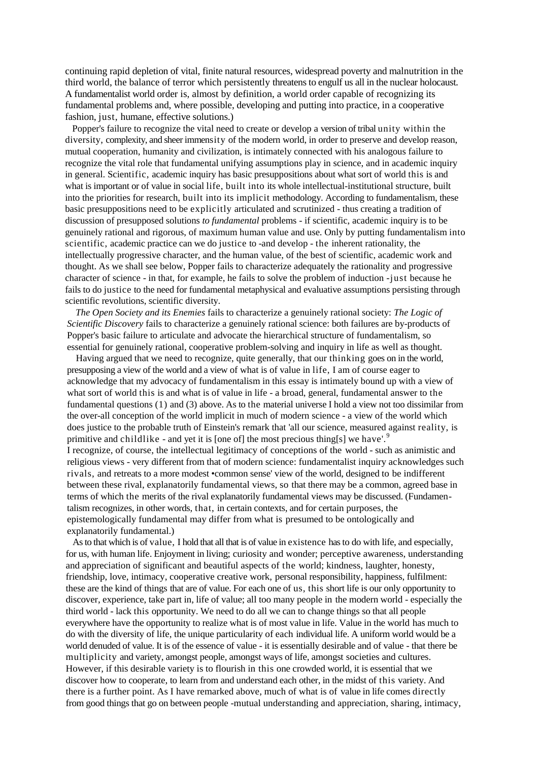continuing rapid depletion of vital, finite natural resources, widespread poverty and malnutrition in the third world, the balance of terror which persistently threatens to engulf us all in the nuclear holocaust. A fundamentalist world order is, almost by definition, a world order capable of recognizing its fundamental problems and, where possible, developing and putting into practice, in a cooperative fashion, just, humane, effective solutions.)

Popper's failure to recognize the vital need to create or develop a version of tribal unity within the diversity, complexity, and sheer immensity of the modern world, in order to preserve and develop reason, mutual cooperation, humanity and civilization, is intimately connected with his analogous failure to recognize the vital role that fundamental unifying assumptions play in science, and in academic inquiry in general. Scientific, academic inquiry has basic presuppositions about what sort of world this is and what is important or of value in social life, built into its whole intellectual-institutional structure, built into the priorities for research, built into its implicit methodology. According to fundamentalism, these basic presuppositions need to be explicitly articulated and scrutinized - thus creating a tradition of discussion of presupposed solutions *to fundamental* problems - if scientific, academic inquiry is to be genuinely rational and rigorous, of maximum human value and use. Only by putting fundamentalism into scientific, academic practice can we do justice to -and develop - the inherent rationality, the intellectually progressive character, and the human value, of the best of scientific, academic work and thought. As we shall see below, Popper fails to characterize adequately the rationality and progressive character of science - in that, for example, he fails to solve the problem of induction -just because he fails to do justice to the need for fundamental metaphysical and evaluative assumptions persisting through scientific revolutions, scientific diversity.

*The Open Society and its Enemies* fails to characterize a genuinely rational society: *The Logic of Scientific Discovery* fails to characterize a genuinely rational science: both failures are by-products of Popper's basic failure to articulate and advocate the hierarchical structure of fundamentalism, so essential for genuinely rational, cooperative problem-solving and inquiry in life as well as thought.

Having argued that we need to recognize, quite generally, that our thinking goes on in the world, presupposing a view of the world and a view of what is of value in life, I am of course eager to acknowledge that my advocacy of fundamentalism in this essay is intimately bound up with a view of what sort of world this is and what is of value in life - a broad, general, fundamental answer to the fundamental questions (1) and (3) above. As to the material universe I hold a view not too dissimilar from the over-all conception of the world implicit in much of modern science - a view of the world which does justice to the probable truth of Einstein's remark that 'all our science, measured against reality, is primitive and childlike - and yet it is [one of] the most precious thing[s] we have'.[9]

I recognize, of course, the intellectual legitimacy of conceptions of the world - such as animistic and religious views - very different from that of modern science: fundamentalist inquiry acknowledges such rivals, and retreats to a more modest •common sense' view of the world, designed to be indifferent between these rival, explanatorily fundamental views, so that there may be a common, agreed base in terms of which the merits of the rival explanatorily fundamental views may be discussed. (Fundamentalism recognizes, in other words, that, in certain contexts, and for certain purposes, the epistemologically fundamental may differ from what is presumed to be ontologically and explanatorily fundamental.)

As to that which is of value, I hold that all that is of value in existence has to do with life, and especially, for us, with human life. Enjoyment in living; curiosity and wonder; perceptive awareness, understanding and appreciation of significant and beautiful aspects of the world; kindness, laughter, honesty, friendship, love, intimacy, cooperative creative work, personal responsibility, happiness, fulfilment: these are the kind of things that are of value. For each one of us, this short life is our only opportunity to discover, experience, take part in, life of value; all too many people in the modern world - especially the third world - lack this opportunity. We need to do all we can to change things so that all people everywhere have the opportunity to realize what is of most value in life. Value in the world has much to do with the diversity of life, the unique particularity of each individual life. A uniform world would be a world denuded of value. It is of the essence of value - it is essentially desirable and of value - that there be multiplicity and variety, amongst people, amongst ways of life, amongst societies and cultures. However, if this desirable variety is to flourish in this one crowded world, it is essential that we discover how to cooperate, to learn from and understand each other, in the midst of this variety. And there is a further point. As I have remarked above, much of what is of value in life comes directly from good things that go on between people -mutual understanding and appreciation, sharing, intimacy,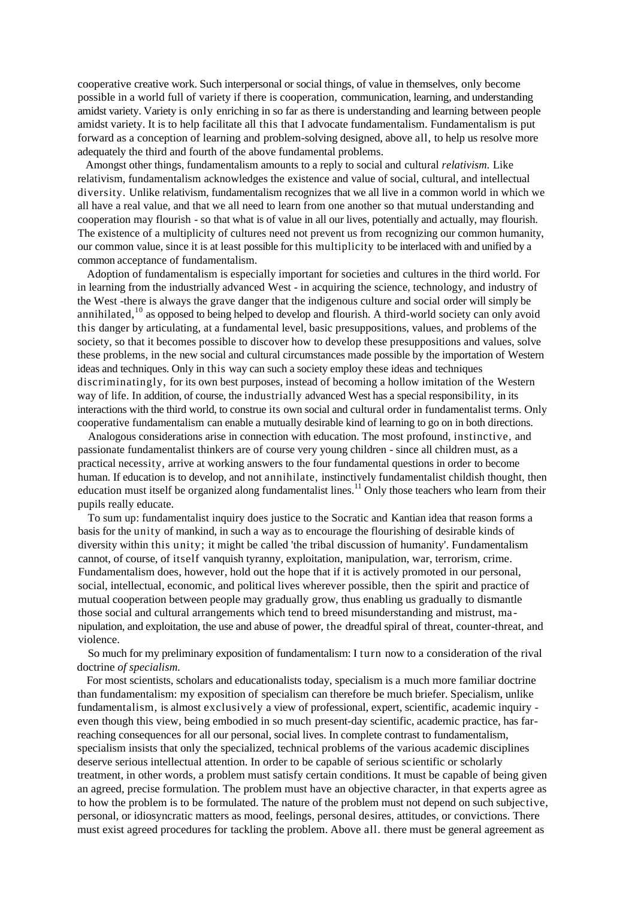cooperative creative work. Such interpersonal or social things, of value in themselves, only become possible in a world full of variety if there is cooperation, communication, learning, and understanding amidst variety. Variety is only enriching in so far as there is understanding and learning between people amidst variety. It is to help facilitate all this that I advocate fundamentalism. Fundamentalism is put forward as a conception of learning and problem-solving designed, above all, to help us resolve more adequately the third and fourth of the above fundamental problems.

Amongst other things, fundamentalism amounts to a reply to social and cultural *relativism.* Like relativism, fundamentalism acknowledges the existence and value of social, cultural, and intellectual diversity. Unlike relativism, fundamentalism recognizes that we all live in a common world in which we all have a real value, and that we all need to learn from one another so that mutual understanding and cooperation may flourish - so that what is of value in all our lives, potentially and actually, may flourish. The existence of a multiplicity of cultures need not prevent us from recognizing our common humanity, our common value, since it is at least possible for this multiplicity to be interlaced with and unified by a common acceptance of fundamentalism.

Adoption of fundamentalism is especially important for societies and cultures in the third world. For in learning from the industrially advanced West - in acquiring the science, technology, and industry of the West -there is always the grave danger that the indigenous culture and social order will simply be annihilated,[10] as opposed to being helped to develop and flourish. A third-world society can only avoid this danger by articulating, at a fundamental level, basic presuppositions, values, and problems of the society, so that it becomes possible to discover how to develop these presuppositions and values, solve these problems, in the new social and cultural circumstances made possible by the importation of Western ideas and techniques. Only in this way can such a society employ these ideas and techniques discriminatingly, for its own best purposes, instead of becoming a hollow imitation of the Western way of life. In addition, of course, the industrially advanced West has a special responsibility, in its interactions with the third world, to construe its own social and cultural order in fundamentalist terms. Only cooperative fundamentalism can enable a mutually desirable kind of learning to go on in both directions.

Analogous considerations arise in connection with education. The most profound, instinctive, and passionate fundamentalist thinkers are of course very young children - since all children must, as a practical necessity, arrive at working answers to the four fundamental questions in order to become human. If education is to develop, and not annihilate, instinctively fundamentalist childish thought, then education must itself be organized along fundamentalist lines.[11] Only those teachers who learn from their pupils really educate.

To sum up: fundamentalist inquiry does justice to the Socratic and Kantian idea that reason forms a basis for the unity of mankind, in such a way as to encourage the flourishing of desirable kinds of diversity within this unity; it might be called 'the tribal discussion of humanity'. Fundamentalism cannot, of course, of itself vanquish tyranny, exploitation, manipulation, war, terrorism, crime. Fundamentalism does, however, hold out the hope that if it is actively promoted in our personal, social, intellectual, economic, and political lives wherever possible, then the spirit and practice of mutual cooperation between people may gradually grow, thus enabling us gradually to dismantle those social and cultural arrangements which tend to breed misunderstanding and mistrust, manipulation, and exploitation, the use and abuse of power, the dreadful spiral of threat, counter-threat, and violence.

So much for my preliminary exposition of fundamentalism: I turn now to a consideration of the rival doctrine *of specialism.*

For most scientists, scholars and educationalists today, specialism is a much more familiar doctrine than fundamentalism: my exposition of specialism can therefore be much briefer. Specialism, unlike fundamentalism, is almost exclusively a view of professional, expert, scientific, academic inquiry - even though this view, being embodied in so much present-day scientific, academic practice, has far-reaching consequences for all our personal, social lives. In complete contrast to fundamentalism, specialism insists that only the specialized, technical problems of the various academic disciplines deserve serious intellectual attention. In order to be capable of serious scientific or scholarly treatment, in other words, a problem must satisfy certain conditions. It must be capable of being given an agreed, precise formulation. The problem must have an objective character, in that experts agree as to how the problem is to be formulated. The nature of the problem must not depend on such subjective, personal, or idiosyncratic matters as mood, feelings, personal desires, attitudes, or convictions. There must exist agreed procedures for tackling the problem. Above all. there must be general agreement as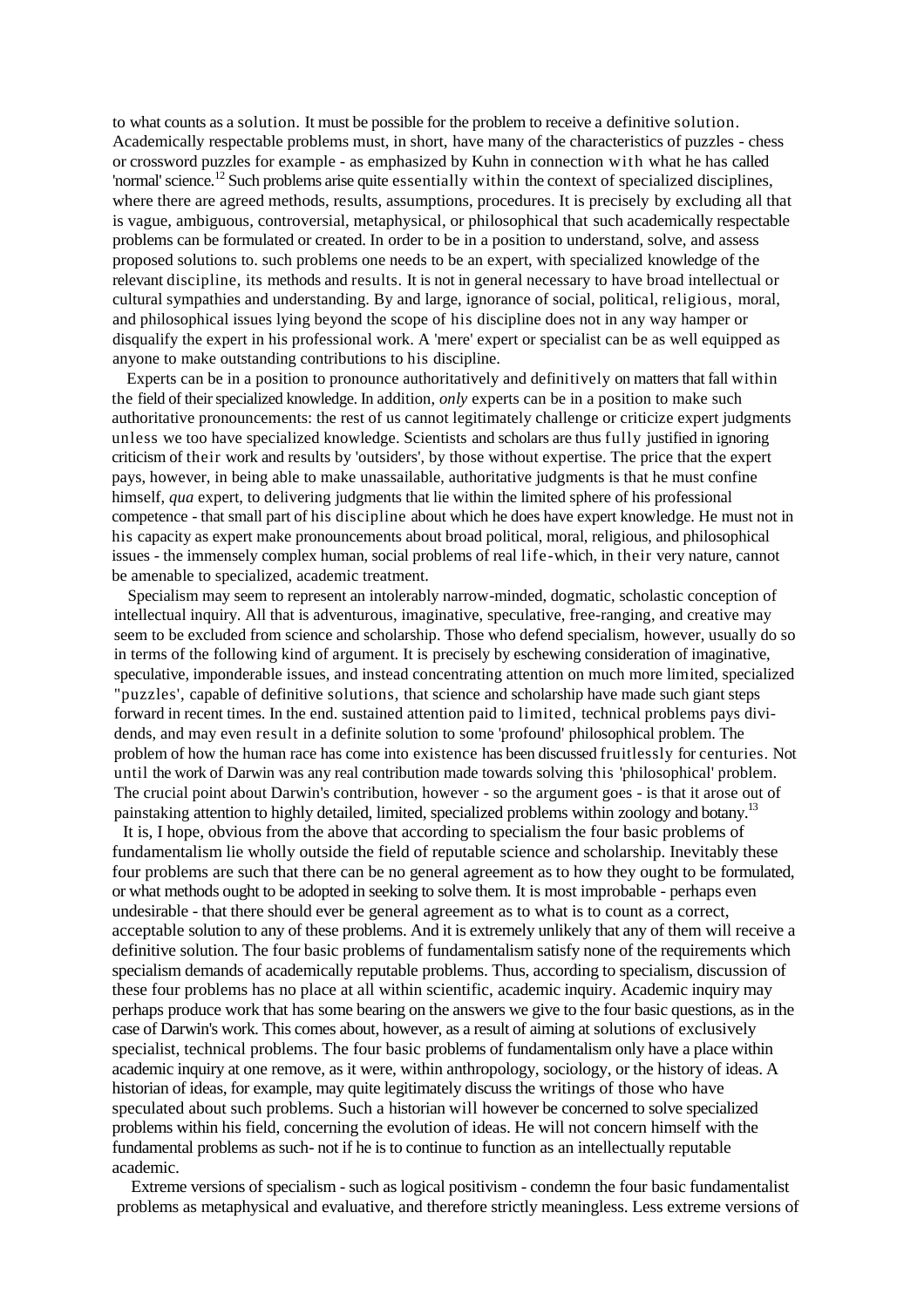to what counts as a solution. It must be possible for the problem to receive a definitive solution. Academically respectable problems must, in short, have many of the characteristics of puzzles - chess or crossword puzzles for example - as emphasized by Kuhn in connection with what he has called 'normal' science.[12] Such problems arise quite essentially within the context of specialized disciplines, where there are agreed methods, results, assumptions, procedures. It is precisely by excluding all that is vague, ambiguous, controversial, metaphysical, or philosophical that such academically respectable problems can be formulated or created. In order to be in a position to understand, solve, and assess proposed solutions to. such problems one needs to be an expert, with specialized knowledge of the relevant discipline, its methods and results. It is not in general necessary to have broad intellectual or cultural sympathies and understanding. By and large, ignorance of social, political, religious, moral, and philosophical issues lying beyond the scope of his discipline does not in any way hamper or disqualify the expert in his professional work. A 'mere' expert or specialist can be as well equipped as anyone to make outstanding contributions to his discipline.

Experts can be in a position to pronounce authoritatively and definitively on matters that fall within the field of their specialized knowledge. In addition, *only* experts can be in a position to make such authoritative pronouncements: the rest of us cannot legitimately challenge or criticize expert judgments unless we too have specialized knowledge. Scientists and scholars are thus fully justified in ignoring criticism of their work and results by 'outsiders', by those without expertise. The price that the expert pays, however, in being able to make unassailable, authoritative judgments is that he must confine himself, *qua* expert, to delivering judgments that lie within the limited sphere of his professional competence - that small part of his discipline about which he does have expert knowledge. He must not in his capacity as expert make pronouncements about broad political, moral, religious, and philosophical issues - the immensely complex human, social problems of real life-which, in their very nature, cannot be amenable to specialized, academic treatment.

Specialism may seem to represent an intolerably narrow-minded, dogmatic, scholastic conception of intellectual inquiry. All that is adventurous, imaginative, speculative, free-ranging, and creative may seem to be excluded from science and scholarship. Those who defend specialism, however, usually do so in terms of the following kind of argument. It is precisely by eschewing consideration of imaginative, speculative, imponderable issues, and instead concentrating attention on much more limited, specialized "puzzles', capable of definitive solutions, that science and scholarship have made such giant steps forward in recent times. In the end. sustained attention paid to limited, technical problems pays dividends, and may even result in a definite solution to some 'profound' philosophical problem. The problem of how the human race has come into existence has been discussed fruitlessly for centuries. Not until the work of Darwin was any real contribution made towards solving this 'philosophical' problem. The crucial point about Darwin's contribution, however - so the argument goes - is that it arose out of painstaking attention to highly detailed, limited, specialized problems within zoology and botany.[13]

It is, I hope, obvious from the above that according to specialism the four basic problems of fundamentalism lie wholly outside the field of reputable science and scholarship. Inevitably these four problems are such that there can be no general agreement as to how they ought to be formulated, or what methods ought to be adopted in seeking to solve them. It is most improbable - perhaps even undesirable - that there should ever be general agreement as to what is to count as a correct, acceptable solution to any of these problems. And it is extremely unlikely that any of them will receive a definitive solution. The four basic problems of fundamentalism satisfy none of the requirements which specialism demands of academically reputable problems. Thus, according to specialism, discussion of these four problems has no place at all within scientific, academic inquiry. Academic inquiry may perhaps produce work that has some bearing on the answers we give to the four basic questions, as in the case of Darwin's work. This comes about, however, as a result of aiming at solutions of exclusively specialist, technical problems. The four basic problems of fundamentalism only have a place within academic inquiry at one remove, as it were, within anthropology, sociology, or the history of ideas. A historian of ideas, for example, may quite legitimately discuss the writings of those who have speculated about such problems. Such a historian will however be concerned to solve specialized problems within his field, concerning the evolution of ideas. He will not concern himself with the fundamental problems as such- not if he is to continue to function as an intellectually reputable academic.

Extreme versions of specialism - such as logical positivism - condemn the four basic fundamentalist problems as metaphysical and evaluative, and therefore strictly meaningless. Less extreme versions of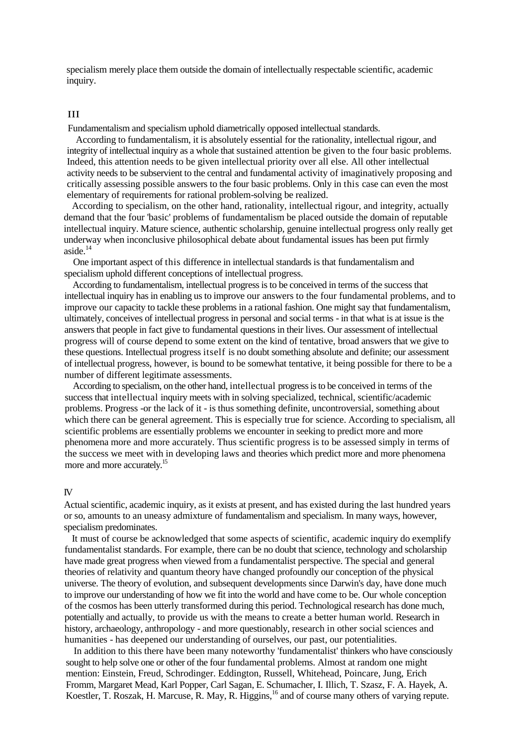specialism merely place them outside the domain of intellectually respectable scientific, academic inquiry.

## III

Fundamentalism and specialism uphold diametrically opposed intellectual standards.

According to fundamentalism, it is absolutely essential for the rationality, intellectual rigour, and integrity of intellectual inquiry as a whole that sustained attention be given to the four basic problems. Indeed, this attention needs to be given intellectual priority over all else. All other intellectual activity needs to be subservient to the central and fundamental activity of imaginatively proposing and critically assessing possible answers to the four basic problems. Only in this case can even the most elementary of requirements for rational problem-solving be realized.

According to specialism, on the other hand, rationality, intellectual rigour, and integrity, actually demand that the four 'basic' problems of fundamentalism be placed outside the domain of reputable intellectual inquiry. Mature science, authentic scholarship, genuine intellectual progress only really get underway when inconclusive philosophical debate about fundamental issues has been put firmly aside.[14]

One important aspect of this difference in intellectual standards is that fundamentalism and specialism uphold different conceptions of intellectual progress.

According to fundamentalism, intellectual progress is to be conceived in terms of the success that intellectual inquiry has in enabling us to improve our answers to the four fundamental problems, and to improve our capacity to tackle these problems in a rational fashion. One might say that fundamentalism, ultimately, conceives of intellectual progress in personal and social terms - in that what is at issue is the answers that people in fact give to fundamental questions in their lives. Our assessment of intellectual progress will of course depend to some extent on the kind of tentative, broad answers that we give to these questions. Intellectual progress itself is no doubt something absolute and definite; our assessment of intellectual progress, however, is bound to be somewhat tentative, it being possible for there to be a number of different legitimate assessments.

According to specialism, on the other hand, intellectual progress is to be conceived in terms of the success that intellectual inquiry meets with in solving specialized, technical, scientific/academic problems. Progress -or the lack of it - is thus something definite, uncontroversial, something about which there can be general agreement. This is especially true for science. According to specialism, all scientific problems are essentially problems we encounter in seeking to predict more and more phenomena more and more accurately. Thus scientific progress is to be assessed simply in terms of the success we meet with in developing laws and theories which predict more and more phenomena more and more accurately.[15]

## IV

Actual scientific, academic inquiry, as it exists at present, and has existed during the last hundred years or so, amounts to an uneasy admixture of fundamentalism and specialism. In many ways, however, specialism predominates.

It must of course be acknowledged that some aspects of scientific, academic inquiry do exemplify fundamentalist standards. For example, there can be no doubt that science, technology and scholarship have made great progress when viewed from a fundamentalist perspective. The special and general theories of relativity and quantum theory have changed profoundly our conception of the physical universe. The theory of evolution, and subsequent developments since Darwin's day, have done much to improve our understanding of how we fit into the world and have come to be. Our whole conception of the cosmos has been utterly transformed during this period. Technological research has done much, potentially and actually, to provide us with the means to create a better human world. Research in history, archaeology, anthropology - and more questionably, research in other social sciences and humanities - has deepened our understanding of ourselves, our past, our potentialities.

In addition to this there have been many noteworthy 'fundamentalist' thinkers who have consciously sought to help solve one or other of the four fundamental problems. Almost at random one might mention: Einstein, Freud, Schrodinger. Eddington, Russell, Whitehead, Poincare, Jung, Erich Fromm, Margaret Mead, Karl Popper, Carl Sagan, E. Schumacher, I. Illich, T. Szasz, F. A. Hayek, A. Koestler, T. Roszak, H. Marcuse, R. May, R. Higgins,[16] and of course many others of varying repute.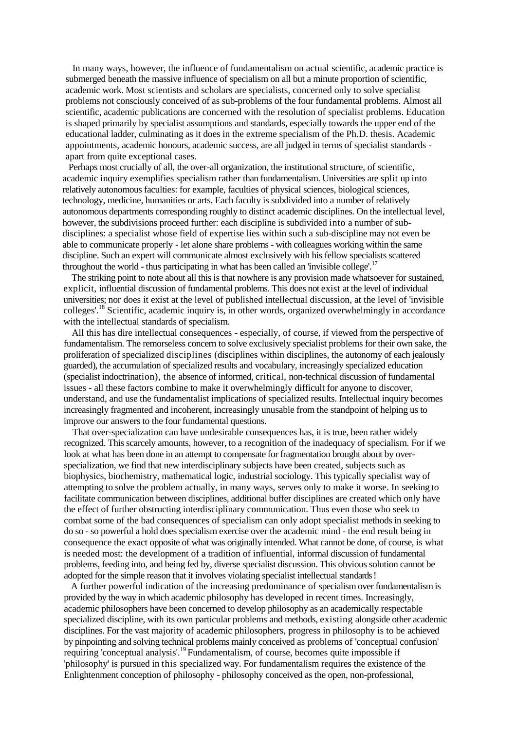In many ways, however, the influence of fundamentalism on actual scientific, academic practice is submerged beneath the massive influence of specialism on all but a minute proportion of scientific, academic work. Most scientists and scholars are specialists, concerned only to solve specialist problems not consciously conceived of as sub-problems of the four fundamental problems. Almost all scientific, academic publications are concerned with the resolution of specialist problems. Education is shaped primarily by specialist assumptions and standards, especially towards the upper end of the educational ladder, culminating as it does in the extreme specialism of the Ph.D. thesis. Academic appointments, academic honours, academic success, are all judged in terms of specialist standards - apart from quite exceptional cases.

Perhaps most crucially of all, the over-all organization, the institutional structure, of scientific, academic inquiry exemplifies specialism rather than fundamentalism. Universities are split up into relatively autonomous faculties: for example, faculties of physical sciences, biological sciences, technology, medicine, humanities or arts. Each faculty is subdivided into a number of relatively autonomous departments corresponding roughly to distinct academic disciplines. On the intellectual level, however, the subdivisions proceed further: each discipline is subdivided into a number of sub-disciplines: a specialist whose field of expertise lies within such a sub-discipline may not even be able to communicate properly - let alone share problems - with colleagues working within the same discipline. Such an expert will communicate almost exclusively with his fellow specialists scattered throughout the world - thus participating in what has been called an 'invisible college'.[17]

The striking point to note about all this is that nowhere is any provision made whatsoever for sustained, explicit, influential discussion of fundamental problems. This does not exist at the level of individual universities; nor does it exist at the level of published intellectual discussion, at the level of 'invisible colleges'.[18] Scientific, academic inquiry is, in other words, organized overwhelmingly in accordance with the intellectual standards of specialism.

All this has dire intellectual consequences - especially, of course, if viewed from the perspective of fundamentalism. The remorseless concern to solve exclusively specialist problems for their own sake, the proliferation of specialized disciplines (disciplines within disciplines, the autonomy of each jealously guarded), the accumulation of specialized results and vocabulary, increasingly specialized education (specialist indoctrination), the absence of informed, critical, non-technical discussion of fundamental issues - all these factors combine to make it overwhelmingly difficult for anyone to discover, understand, and use the fundamentalist implications of specialized results. Intellectual inquiry becomes increasingly fragmented and incoherent, increasingly unusable from the standpoint of helping us to improve our answers to the four fundamental questions.

That over-specialization can have undesirable consequences has, it is true, been rather widely recognized. This scarcely amounts, however, to a recognition of the inadequacy of specialism. For if we look at what has been done in an attempt to compensate for fragmentation brought about by over-specialization, we find that new interdisciplinary subjects have been created, subjects such as biophysics, biochemistry, mathematical logic, industrial sociology. This typically specialist way of attempting to solve the problem actually, in many ways, serves only to make it worse. In seeking to facilitate communication between disciplines, additional buffer disciplines are created which only have the effect of further obstructing interdisciplinary communication. Thus even those who seek to combat some of the bad consequences of specialism can only adopt specialist methods in seeking to do so - so powerful a hold does specialism exercise over the academic mind - the end result being in consequence the exact opposite of what was originally intended. What cannot be done, of course, is what is needed most: the development of a tradition of influential, informal discussion of fundamental problems, feeding into, and being fed by, diverse specialist discussion. This obvious solution cannot be adopted for the simple reason that it involves violating specialist intellectual standards!

A further powerful indication of the increasing predominance of specialism over fundamentalism is provided by the way in which academic philosophy has developed in recent times. Increasingly, academic philosophers have been concerned to develop philosophy as an academically respectable specialized discipline, with its own particular problems and methods, existing alongside other academic disciplines. For the vast majority of academic philosophers, progress in philosophy is to be achieved by pinpointing and solving technical problems mainly conceived as problems of 'conceptual confusion' requiring 'conceptual analysis'.[19] Fundamentalism, of course, becomes quite impossible if 'philosophy' is pursued in this specialized way. For fundamentalism requires the existence of the Enlightenment conception of philosophy - philosophy conceived as the open, non-professional,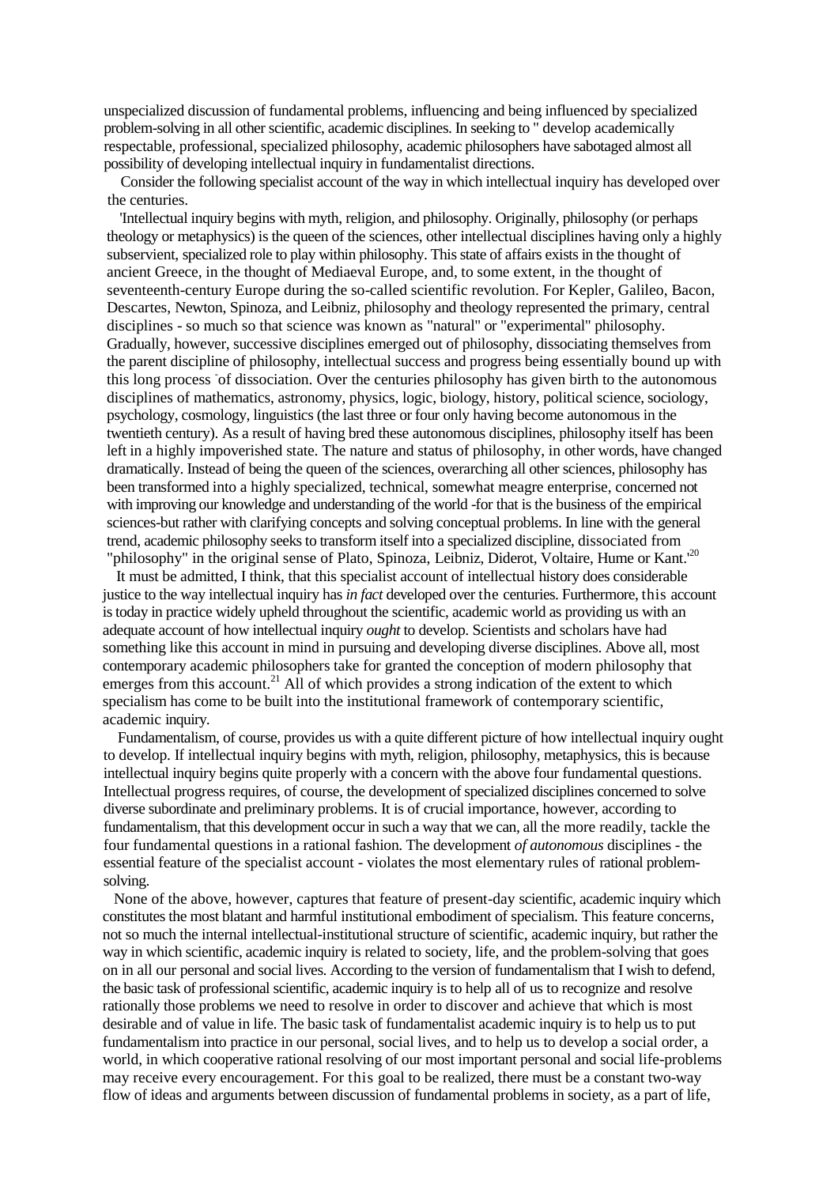unspecialized discussion of fundamental problems, influencing and being influenced by specialized problem-solving in all other scientific, academic disciplines. In seeking to " develop academically respectable, professional, specialized philosophy, academic philosophers have sabotaged almost all possibility of developing intellectual inquiry in fundamentalist directions.

Consider the following specialist account of the way in which intellectual inquiry has developed over the centuries.

'Intellectual inquiry begins with myth, religion, and philosophy. Originally, philosophy (or perhaps theology or metaphysics) is the queen of the sciences, other intellectual disciplines having only a highly subservient, specialized role to play within philosophy. This state of affairs exists in the thought of ancient Greece, in the thought of Mediaeval Europe, and, to some extent, in the thought of seventeenth-century Europe during the so-called scientific revolution. For Kepler, Galileo, Bacon, Descartes, Newton, Spinoza, and Leibniz, philosophy and theology represented the primary, central disciplines - so much so that science was known as "natural" or "experimental" philosophy. Gradually, however, successive disciplines emerged out of philosophy, dissociating themselves from the parent discipline of philosophy, intellectual success and progress being essentially bound up with this long process of dissociation. Over the centuries philosophy has given birth to the autonomous disciplines of mathematics, astronomy, physics, logic, biology, history, political science, sociology, psychology, cosmology, linguistics (the last three or four only having become autonomous in the twentieth century). As a result of having bred these autonomous disciplines, philosophy itself has been left in a highly impoverished state. The nature and status of philosophy, in other words, have changed dramatically. Instead of being the queen of the sciences, overarching all other sciences, philosophy has been transformed into a highly specialized, technical, somewhat meagre enterprise, concerned not with improving our knowledge and understanding of the world -for that is the business of the empirical sciences-but rather with clarifying concepts and solving conceptual problems. In line with the general trend, academic philosophy seeks to transform itself into a specialized discipline, dissociated from "philosophy" in the original sense of Plato, Spinoza, Leibniz, Diderot, Voltaire, Hume or Kant.'[20]

It must be admitted, I think, that this specialist account of intellectual history does considerable justice to the way intellectual inquiry has *in fact* developed over the centuries. Furthermore, this account is today in practice widely upheld throughout the scientific, academic world as providing us with an adequate account of how intellectual inquiry *ought* to develop. Scientists and scholars have had something like this account in mind in pursuing and developing diverse disciplines. Above all, most contemporary academic philosophers take for granted the conception of modern philosophy that emerges from this account.[21] All of which provides a strong indication of the extent to which specialism has come to be built into the institutional framework of contemporary scientific, academic inquiry.

Fundamentalism, of course, provides us with a quite different picture of how intellectual inquiry ought to develop. If intellectual inquiry begins with myth, religion, philosophy, metaphysics, this is because intellectual inquiry begins quite properly with a concern with the above four fundamental questions. Intellectual progress requires, of course, the development of specialized disciplines concerned to solve diverse subordinate and preliminary problems. It is of crucial importance, however, according to fundamentalism, that this development occur in such a way that we can, all the more readily, tackle the four fundamental questions in a rational fashion. The development *of autonomous* disciplines - the essential feature of the specialist account - violates the most elementary rules of rational problem-solving.

None of the above, however, captures that feature of present-day scientific, academic inquiry which constitutes the most blatant and harmful institutional embodiment of specialism. This feature concerns, not so much the internal intellectual-institutional structure of scientific, academic inquiry, but rather the way in which scientific, academic inquiry is related to society, life, and the problem-solving that goes on in all our personal and social lives. According to the version of fundamentalism that I wish to defend, the basic task of professional scientific, academic inquiry is to help all of us to recognize and resolve rationally those problems we need to resolve in order to discover and achieve that which is most desirable and of value in life. The basic task of fundamentalist academic inquiry is to help us to put fundamentalism into practice in our personal, social lives, and to help us to develop a social order, a world, in which cooperative rational resolving of our most important personal and social life-problems may receive every encouragement. For this goal to be realized, there must be a constant two-way flow of ideas and arguments between discussion of fundamental problems in society, as a part of life,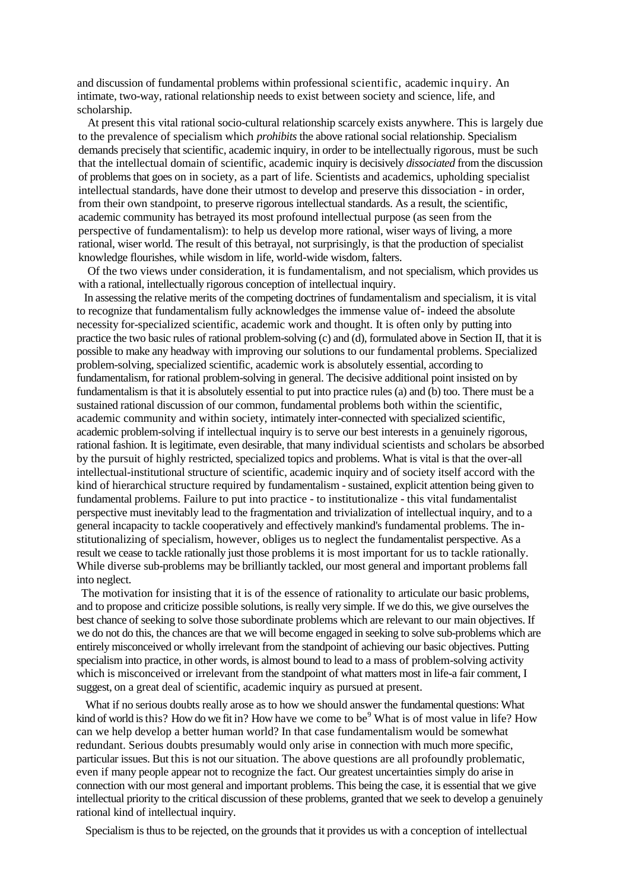and discussion of fundamental problems within professional scientific, academic inquiry. An intimate, two-way, rational relationship needs to exist between society and science, life, and scholarship.

At present this vital rational socio-cultural relationship scarcely exists anywhere. This is largely due to the prevalence of specialism which *prohibits* the above rational social relationship. Specialism demands precisely that scientific, academic inquiry, in order to be intellectually rigorous, must be such that the intellectual domain of scientific, academic inquiry is decisively *dissociated* from the discussion of problems that goes on in society, as a part of life. Scientists and academics, upholding specialist intellectual standards, have done their utmost to develop and preserve this dissociation - in order, from their own standpoint, to preserve rigorous intellectual standards. As a result, the scientific, academic community has betrayed its most profound intellectual purpose (as seen from the perspective of fundamentalism): to help us develop more rational, wiser ways of living, a more rational, wiser world. The result of this betrayal, not surprisingly, is that the production of specialist knowledge flourishes, while wisdom in life, world-wide wisdom, falters.

Of the two views under consideration, it is fundamentalism, and not specialism, which provides us with a rational, intellectually rigorous conception of intellectual inquiry.

In assessing the relative merits of the competing doctrines of fundamentalism and specialism, it is vital to recognize that fundamentalism fully acknowledges the immense value of- indeed the absolute necessity for-specialized scientific, academic work and thought. It is often only by putting into practice the two basic rules of rational problem-solving (c) and (d), formulated above in Section II, that it is possible to make any headway with improving our solutions to our fundamental problems. Specialized problem-solving, specialized scientific, academic work is absolutely essential, according to fundamentalism, for rational problem-solving in general. The decisive additional point insisted on by fundamentalism is that it is absolutely essential to put into practice rules (a) and (b) too. There must be a sustained rational discussion of our common, fundamental problems both within the scientific, academic community and within society, intimately inter-connected with specialized scientific, academic problem-solving if intellectual inquiry is to serve our best interests in a genuinely rigorous, rational fashion. It is legitimate, even desirable, that many individual scientists and scholars be absorbed by the pursuit of highly restricted, specialized topics and problems. What is vital is that the over-all intellectual-institutional structure of scientific, academic inquiry and of society itself accord with the kind of hierarchical structure required by fundamentalism - sustained, explicit attention being given to fundamental problems. Failure to put into practice - to institutionalize - this vital fundamentalist perspective must inevitably lead to the fragmentation and trivialization of intellectual inquiry, and to a general incapacity to tackle cooperatively and effectively mankind's fundamental problems. The institutionalizing of specialism, however, obliges us to neglect the fundamentalist perspective. As a result we cease to tackle rationally just those problems it is most important for us to tackle rationally. While diverse sub-problems may be brilliantly tackled, our most general and important problems fall into neglect.

The motivation for insisting that it is of the essence of rationality to articulate our basic problems, and to propose and criticize possible solutions, is really very simple. If we do this, we give ourselves the best chance of seeking to solve those subordinate problems which are relevant to our main objectives. If we do not do this, the chances are that we will become engaged in seeking to solve sub-problems which are entirely misconceived or wholly irrelevant from the standpoint of achieving our basic objectives. Putting specialism into practice, in other words, is almost bound to lead to a mass of problem-solving activity which is misconceived or irrelevant from the standpoint of what matters most in life-a fair comment, I suggest, on a great deal of scientific, academic inquiry as pursued at present.

What if no serious doubts really arose as to how we should answer the fundamental questions: What kind of world is this? How do we fit in? How have we come to be[9] What is of most value in life? How can we help develop a better human world? In that case fundamentalism would be somewhat redundant. Serious doubts presumably would only arise in connection with much more specific, particular issues. But this is not our situation. The above questions are all profoundly problematic, even if many people appear not to recognize the fact. Our greatest uncertainties simply do arise in connection with our most general and important problems. This being the case, it is essential that we give intellectual priority to the critical discussion of these problems, granted that we seek to develop a genuinely rational kind of intellectual inquiry.

Specialism is thus to be rejected, on the grounds that it provides us with a conception of intellectual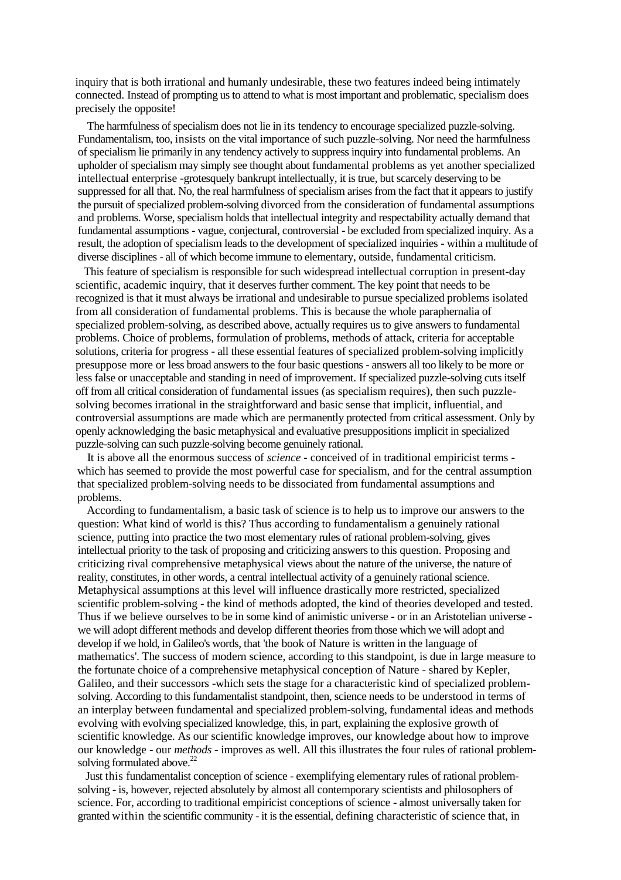inquiry that is both irrational and humanly undesirable, these two features indeed being intimately connected. Instead of prompting us to attend to what is most important and problematic, specialism does precisely the opposite!

The harmfulness of specialism does not lie in its tendency to encourage specialized puzzle-solving. Fundamentalism, too, insists on the vital importance of such puzzle-solving. Nor need the harmfulness of specialism lie primarily in any tendency actively to suppress inquiry into fundamental problems. An upholder of specialism may simply see thought about fundamental problems as yet another specialized intellectual enterprise -grotesquely bankrupt intellectually, it is true, but scarcely deserving to be suppressed for all that. No, the real harmfulness of specialism arises from the fact that it appears to justify the pursuit of specialized problem-solving divorced from the consideration of fundamental assumptions and problems. Worse, specialism holds that intellectual integrity and respectability actually demand that fundamental assumptions - vague, conjectural, controversial - be excluded from specialized inquiry. As a result, the adoption of specialism leads to the development of specialized inquiries - within a multitude of diverse disciplines - all of which become immune to elementary, outside, fundamental criticism.

This feature of specialism is responsible for such widespread intellectual corruption in present-day scientific, academic inquiry, that it deserves further comment. The key point that needs to be recognized is that it must always be irrational and undesirable to pursue specialized problems isolated from all consideration of fundamental problems. This is because the whole paraphernalia of specialized problem-solving, as described above, actually requires us to give answers to fundamental problems. Choice of problems, formulation of problems, methods of attack, criteria for acceptable solutions, criteria for progress - all these essential features of specialized problem-solving implicitly presuppose more or less broad answers to the four basic questions - answers all too likely to be more or less false or unacceptable and standing in need of improvement. If specialized puzzle-solving cuts itself off from all critical consideration of fundamental issues (as specialism requires), then such puzzle-solving becomes irrational in the straightforward and basic sense that implicit, influential, and controversial assumptions are made which are permanently protected from critical assessment. Only by openly acknowledging the basic metaphysical and evaluative presuppositions implicit in specialized puzzle-solving can such puzzle-solving become genuinely rational.

It is above all the enormous success of *science* - conceived of in traditional empiricist terms - which has seemed to provide the most powerful case for specialism, and for the central assumption that specialized problem-solving needs to be dissociated from fundamental assumptions and problems.

According to fundamentalism, a basic task of science is to help us to improve our answers to the question: What kind of world is this? Thus according to fundamentalism a genuinely rational science, putting into practice the two most elementary rules of rational problem-solving, gives intellectual priority to the task of proposing and criticizing answers to this question. Proposing and criticizing rival comprehensive metaphysical views about the nature of the universe, the nature of reality, constitutes, in other words, a central intellectual activity of a genuinely rational science. Metaphysical assumptions at this level will influence drastically more restricted, specialized scientific problem-solving - the kind of methods adopted, the kind of theories developed and tested. Thus if we believe ourselves to be in some kind of animistic universe - or in an Aristotelian universe - we will adopt different methods and develop different theories from those which we will adopt and develop if we hold, in Galileo's words, that 'the book of Nature is written in the language of mathematics'. The success of modern science, according to this standpoint, is due in large measure to the fortunate choice of a comprehensive metaphysical conception of Nature - shared by Kepler, Galileo, and their successors -which sets the stage for a characteristic kind of specialized problem-solving. According to this fundamentalist standpoint, then, science needs to be understood in terms of an interplay between fundamental and specialized problem-solving, fundamental ideas and methods evolving with evolving specialized knowledge, this, in part, explaining the explosive growth of scientific knowledge. As our scientific knowledge improves, our knowledge about how to improve our knowledge - our *methods* - improves as well. All this illustrates the four rules of rational problem-solving formulated above.[22]

Just this fundamentalist conception of science - exemplifying elementary rules of rational problem-solving - is, however, rejected absolutely by almost all contemporary scientists and philosophers of science. For, according to traditional empiricist conceptions of science - almost universally taken for granted within the scientific community - it is the essential, defining characteristic of science that, in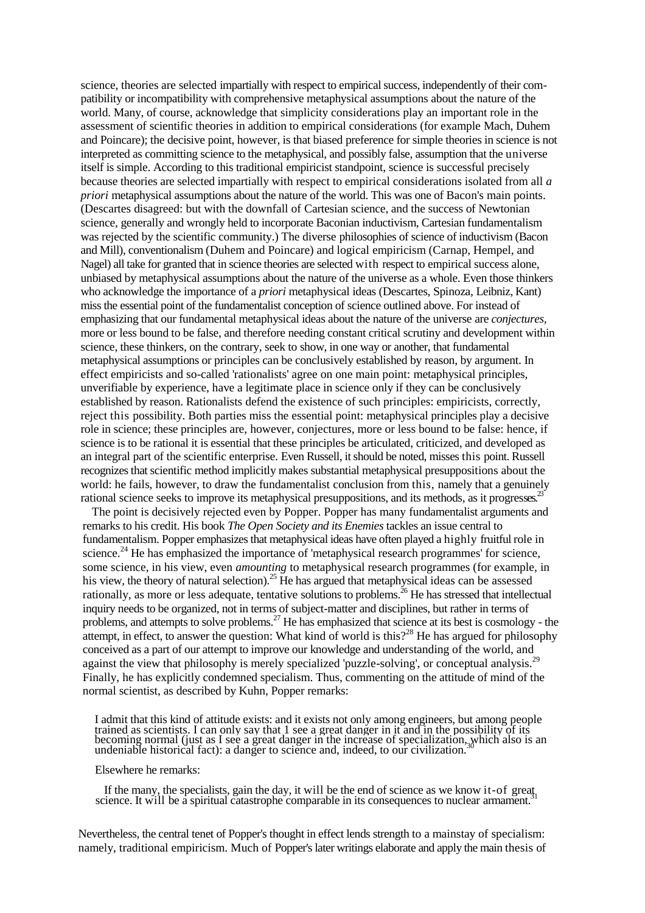science, theories are selected impartially with respect to empirical success, independently of their compatibility or incompatibility with comprehensive metaphysical assumptions about the nature of the world. Many, of course, acknowledge that simplicity considerations play an important role in the assessment of scientific theories in addition to empirical considerations (for example Mach, Duhem and Poincare); the decisive point, however, is that biased preference for simple theories in science is not interpreted as committing science to the metaphysical, and possibly false, assumption that the universe itself is simple. According to this traditional empiricist standpoint, science is successful precisely because theories are selected impartially with respect to empirical considerations isolated from all *a priori* metaphysical assumptions about the nature of the world. This was one of Bacon's main points. (Descartes disagreed: but with the downfall of Cartesian science, and the success of Newtonian science, generally and wrongly held to incorporate Baconian inductivism, Cartesian fundamentalism was rejected by the scientific community.) The diverse philosophies of science of inductivism (Bacon and Mill), conventionalism (Duhem and Poincare) and logical empiricism (Carnap, Hempel, and Nagel) all take for granted that in science theories are selected with respect to empirical success alone, unbiased by metaphysical assumptions about the nature of the universe as a whole. Even those thinkers who acknowledge the importance of a *priori* metaphysical ideas (Descartes, Spinoza, Leibniz, Kant) miss the essential point of the fundamentalist conception of science outlined above. For instead of emphasizing that our fundamental metaphysical ideas about the nature of the universe are *conjectures*, more or less bound to be false, and therefore needing constant critical scrutiny and development within science, these thinkers, on the contrary, seek to show, in one way or another, that fundamental metaphysical assumptions or principles can be conclusively established by reason, by argument. In effect empiricists and so-called 'rationalists' agree on one main point: metaphysical principles, unverifiable by experience, have a legitimate place in science only if they can be conclusively established by reason. Rationalists defend the existence of such principles: empiricists, correctly, reject this possibility. Both parties miss the essential point: metaphysical principles play a decisive role in science; these principles are, however, conjectures, more or less bound to be false: hence, if science is to be rational it is essential that these principles be articulated, criticized, and developed as an integral part of the scientific enterprise. Even Russell, it should be noted, misses this point. Russell recognizes that scientific method implicitly makes substantial metaphysical presuppositions about the world: he fails, however, to draw the fundamentalist conclusion from this, namely that a genuinely rational science seeks to improve its metaphysical presuppositions, and its methods, as it progresses.[23]

The point is decisively rejected even by Popper. Popper has many fundamentalist arguments and remarks to his credit. His book *The Open Society and its Enemies* tackles an issue central to fundamentalism. Popper emphasizes that metaphysical ideas have often played a highly fruitful role in science.[24] He has emphasized the importance of 'metaphysical research programmes' for science, some science, in his view, even *amounting* to metaphysical research programmes (for example, in his view, the theory of natural selection).[25] He has argued that metaphysical ideas can be assessed rationally, as more or less adequate, tentative solutions to problems.[26] He has stressed that intellectual inquiry needs to be organized, not in terms of subject-matter and disciplines, but rather in terms of problems, and attempts to solve problems.[27] He has emphasized that science at its best is cosmology - the attempt, in effect, to answer the question: What kind of world is this?[28] He has argued for philosophy conceived as a part of our attempt to improve our knowledge and understanding of the world, and against the view that philosophy is merely specialized 'puzzle-solving', or conceptual analysis.[29] Finally, he has explicitly condemned specialism. Thus, commenting on the attitude of mind of the normal scientist, as described by Kuhn, Popper remarks:

> I admit that this kind of attitude exists: and it exists not only among engineers, but among people trained as scientists. I can only say that I see a great danger in it and in the possibility of its becoming normal (just as I see a great danger in the increase of specialization, which also is an undeniable historical fact): a danger to science and, indeed, to our civilization.[30]

Elsewhere he remarks:

> If the many, the specialists, gain the day, it will be the end of science as we know it-of great science. It will be a spiritual catastrophe comparable in its consequences to nuclear armament.[31]

Nevertheless, the central tenet of Popper's thought in effect lends strength to a mainstay of specialism: namely, traditional empiricism. Much of Popper's later writings elaborate and apply the main thesis of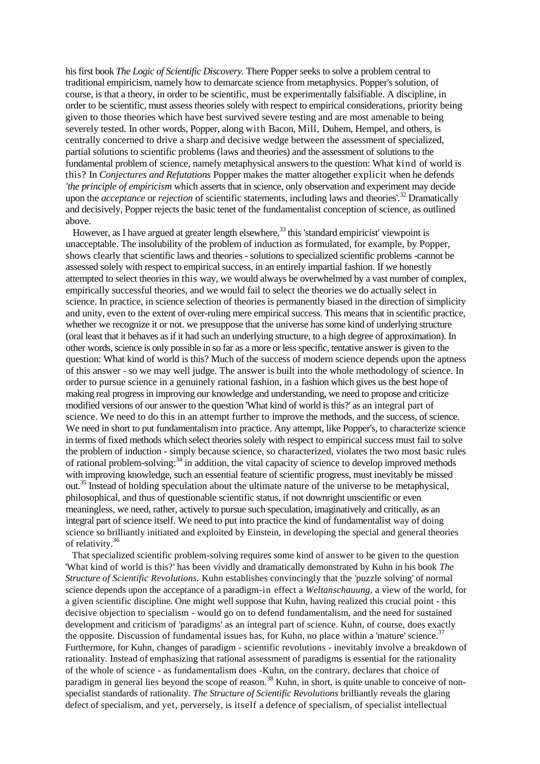his first book *The Logic of Scientific Discovery.* There Popper seeks to solve a problem central to traditional empiricism, namely how to demarcate science from metaphysics. Popper's solution, of course, is that a theory, in order to be scientific, must be experimentally falsifiable. A discipline, in order to be scientific, must assess theories solely with respect to empirical considerations, priority being given to those theories which have best survived severe testing and are most amenable to being severely tested. In other words, Popper, along with Bacon, Mill, Duhem, Hempel, and others, is centrally concerned to drive a sharp and decisive wedge between the assessment of specialized, partial solutions to scientific problems (laws and theories) and the assessment of solutions to the fundamental problem of science, namely metaphysical answers to the question: What kind of world is this? In *Conjectures and Refutations* Popper makes the matter altogether explicit when he defends *'the principle of empiricism* which asserts that in science, only observation and experiment may decide upon the *acceptance* or *rejection* of scientific statements, including laws and theories'.[32] Dramatically and decisively, Popper rejects the basic tenet of the fundamentalist conception of science, as outlined above.

However, as I have argued at greater length elsewhere,[33] this 'standard empiricist' viewpoint is unacceptable. The insolubility of the problem of induction as formulated, for example, by Popper, shows clearly that scientific laws and theories - solutions to specialized scientific problems -cannot be assessed solely with respect to empirical success, in an entirely impartial fashion. If we honestly attempted to select theories in this way, we would always be overwhelmed by a vast number of complex, empirically successful theories, and we would fail to select the theories we do actually select in science. In practice, in science selection of theories is permanently biased in the direction of simplicity and unity, even to the extent of over-ruling mere empirical success. This means that in scientific practice, whether we recognize it or not. we presuppose that the universe has some kind of underlying structure (oral least that it behaves as if it had such an underlying structure, to a high degree of approximation). In other words, science is only possible in so far as a more or less specific, tentative answer is given to the question: What kind of world is this? Much of the success of modern science depends upon the aptness of this answer - so we may well judge. The answer is built into the whole methodology of science. In order to pursue science in a genuinely rational fashion, in a fashion which gives us the best hope of making real progress in improving our knowledge and understanding, we need to propose and criticize modified versions of our answer to the question 'What kind of world is this?' as an integral part of science. We need to do this in an attempt further to improve the methods, and the success, of science. We need in short to put fundamentalism into practice. Any attempt, like Popper's, to characterize science in terms of fixed methods which select theories solely with respect to empirical success must fail to solve the problem of induction - simply because science, so characterized, violates the two most basic rules of rational problem-solving:[34] in addition, the vital capacity of science to develop improved methods with improving knowledge, such an essential feature of scientific progress, must inevitably be missed out.[35] Instead of holding speculation about the ultimate nature of the universe to be metaphysical, philosophical, and thus of questionable scientific status, if not downright unscientific or even meaningless, we need, rather, actively to pursue such speculation, imaginatively and critically, as an integral part of science itself. We need to put into practice the kind of fundamentalist way of doing science so brilliantly initiated and exploited by Einstein, in developing the special and general theories of relativity.[36]

That specialized scientific problem-solving requires some kind of answer to be given to the question 'What kind of world is this?' has been vividly and dramatically demonstrated by Kuhn in his book *The Structure of Scientific Revolutions.* Kuhn establishes convincingly that the 'puzzle solving' of normal science depends upon the acceptance of a paradigm-in effect a *Weltanschauung*, a view of the world, for a given scientific discipline. One might well suppose that Kuhn, having realized this crucial point - this decisive objection to specialism - would go on to defend fundamentalism, and the need for sustained development and criticism of 'paradigms' as an integral part of science. Kuhn, of course, does exactly the opposite. Discussion of fundamental issues has, for Kuhn, no place within a 'mature' science.[37] Furthermore, for Kuhn, changes of paradigm - scientific revolutions - inevitably involve a breakdown of rationality. Instead of emphasizing that rational assessment of paradigms is essential for the rationality of the whole of science - as fundamentalism does -Kuhn, on the contrary, declares that choice of paradigm in general lies beyond the scope of reason.[38] Kuhn, in short, is quite unable to conceive of non-specialist standards of rationality. *The Structure of Scientific Revolutions* brilliantly reveals the glaring defect of specialism, and yet, perversely, is itself a defence of specialism, of specialist intellectual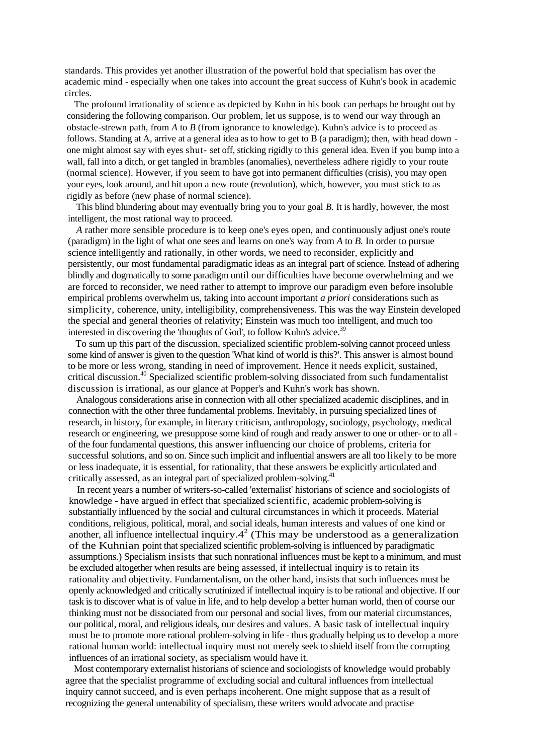standards. This provides yet another illustration of the powerful hold that specialism has over the academic mind - especially when one takes into account the great success of Kuhn's book in academic circles.

The profound irrationality of science as depicted by Kuhn in his book can perhaps be brought out by considering the following comparison. Our problem, let us suppose, is to wend our way through an obstacle-strewn path, from *A* to *B* (from ignorance to knowledge). Kuhn's advice is to proceed as follows. Standing at A, arrive at a general idea as to how to get to B (a paradigm); then, with head down - one might almost say with eyes shut- set off, sticking rigidly to this general idea. Even if you bump into a wall, fall into a ditch, or get tangled in brambles (anomalies), nevertheless adhere rigidly to your route (normal science). However, if you seem to have got into permanent difficulties (crisis), you may open your eyes, look around, and hit upon a new route (revolution), which, however, you must stick to as rigidly as before (new phase of normal science).

This blind blundering about may eventually bring you to your goal *B.* It is hardly, however, the most intelligent, the most rational way to proceed.

*A* rather more sensible procedure is to keep one's eyes open, and continuously adjust one's route (paradigm) in the light of what one sees and learns on one's way from *A* to *B.* In order to pursue science intelligently and rationally, in other words, we need to reconsider, explicitly and persistently, our most fundamental paradigmatic ideas as an integral part of science. Instead of adhering blindly and dogmatically to some paradigm until our difficulties have become overwhelming and we are forced to reconsider, we need rather to attempt to improve our paradigm even before insoluble empirical problems overwhelm us, taking into account important *a priori* considerations such as simplicity, coherence, unity, intelligibility, comprehensiveness. This was the way Einstein developed the special and general theories of relativity; Einstein was much too intelligent, and much too interested in discovering the 'thoughts of God', to follow Kuhn's advice.[39]

To sum up this part of the discussion, specialized scientific problem-solving cannot proceed unless some kind of answer is given to the question 'What kind of world is this?'. This answer is almost bound to be more or less wrong, standing in need of improvement. Hence it needs explicit, sustained, critical discussion.[40] Specialized scientific problem-solving dissociated from such fundamentalist discussion is irrational, as our glance at Popper's and Kuhn's work has shown.

Analogous considerations arise in connection with all other specialized academic disciplines, and in connection with the other three fundamental problems. Inevitably, in pursuing specialized lines of research, in history, for example, in literary criticism, anthropology, sociology, psychology, medical research or engineering, we presuppose some kind of rough and ready answer to one or other- or to all - of the four fundamental questions, this answer influencing our choice of problems, criteria for successful solutions, and so on. Since such implicit and influential answers are all too likely to be more or less inadequate, it is essential, for rationality, that these answers be explicitly articulated and critically assessed, as an integral part of specialized problem-solving.[41]

In recent years a number of writers-so-called 'externalist' historians of science and sociologists of knowledge - have argued in effect that specialized scientific, academic problem-solving is substantially influenced by the social and cultural circumstances in which it proceeds. Material conditions, religious, political, moral, and social ideals, human interests and values of one kind or another, all influence intellectual inquiry.[42] (This may be understood as a generalization of the Kuhnian point that specialized scientific problem-solving is influenced by paradigmatic assumptions.) Specialism insists that such nonrational influences must be kept to a minimum, and must be excluded altogether when results are being assessed, if intellectual inquiry is to retain its rationality and objectivity. Fundamentalism, on the other hand, insists that such influences must be openly acknowledged and critically scrutinized if intellectual inquiry is to be rational and objective. If our task is to discover what is of value in life, and to help develop a better human world, then of course our thinking must not be dissociated from our personal and social lives, from our material circumstances, our political, moral, and religious ideals, our desires and values. A basic task of intellectual inquiry must be to promote more rational problem-solving in life - thus gradually helping us to develop a more rational human world: intellectual inquiry must not merely seek to shield itself from the corrupting influences of an irrational society, as specialism would have it.

Most contemporary externalist historians of science and sociologists of knowledge would probably agree that the specialist programme of excluding social and cultural influences from intellectual inquiry cannot succeed, and is even perhaps incoherent. One might suppose that as a result of recognizing the general untenability of specialism, these writers would advocate and practise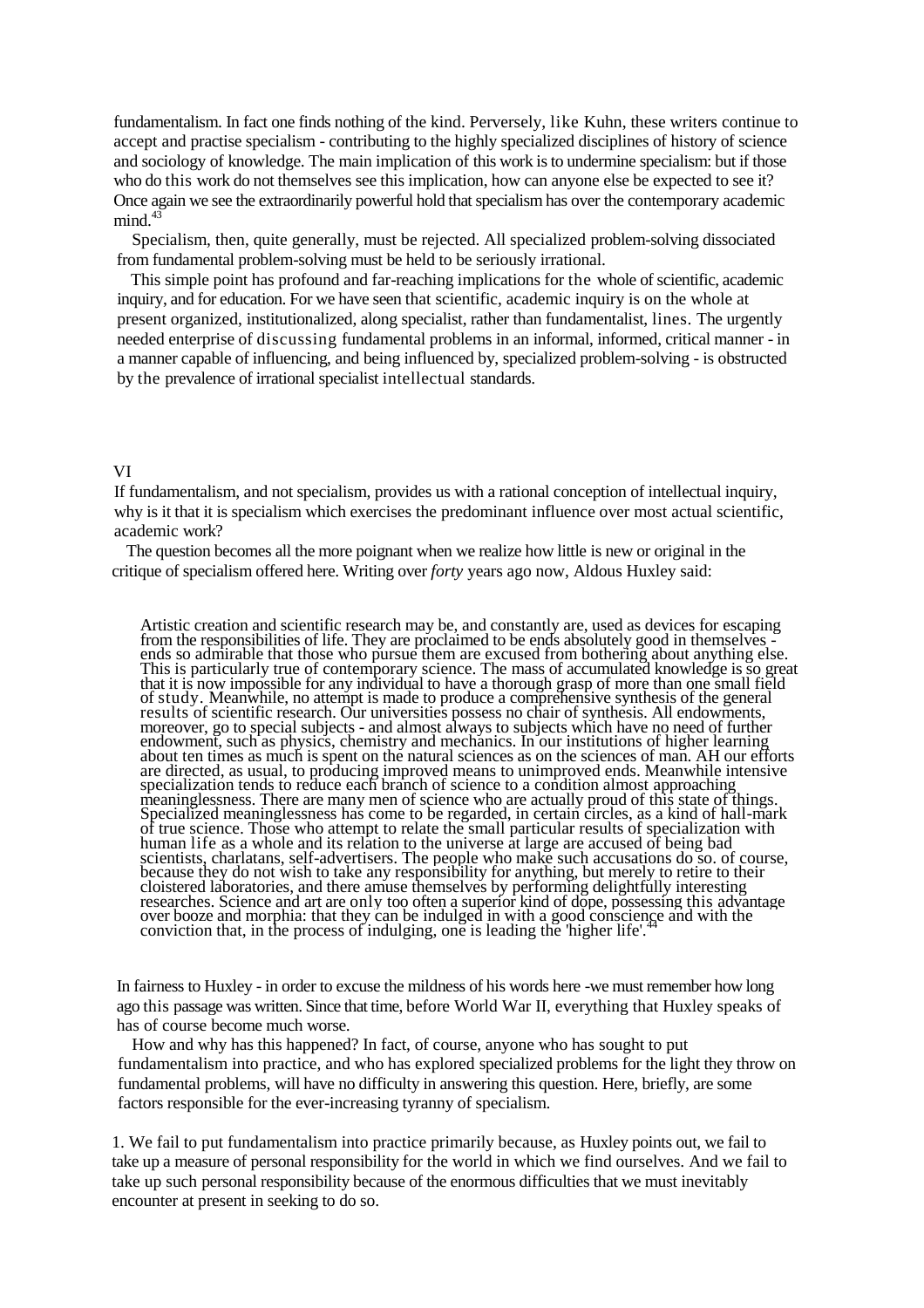fundamentalism. In fact one finds nothing of the kind. Perversely, like Kuhn, these writers continue to accept and practise specialism - contributing to the highly specialized disciplines of history of science and sociology of knowledge. The main implication of this work is to undermine specialism: but if those who do this work do not themselves see this implication, how can anyone else be expected to see it? Once again we see the extraordinarily powerful hold that specialism has over the contemporary academic mind.[43]

Specialism, then, quite generally, must be rejected. All specialized problem-solving dissociated from fundamental problem-solving must be held to be seriously irrational.

This simple point has profound and far-reaching implications for the whole of scientific, academic inquiry, and for education. For we have seen that scientific, academic inquiry is on the whole at present organized, institutionalized, along specialist, rather than fundamentalist, lines. The urgently needed enterprise of discussing fundamental problems in an informal, informed, critical manner - in a manner capable of influencing, and being influenced by, specialized problem-solving - is obstructed by the prevalence of irrational specialist intellectual standards.

## VI

If fundamentalism, and not specialism, provides us with a rational conception of intellectual inquiry, why is it that it is specialism which exercises the predominant influence over most actual scientific, academic work?

The question becomes all the more poignant when we realize how little is new or original in the critique of specialism offered here. Writing over *forty* years ago now, Aldous Huxley said:

> Artistic creation and scientific research may be, and constantly are, used as devices for escaping from the responsibilities of life. They are proclaimed to be ends absolutely good in themselves - ends so admirable that those who pursue them are excused from bothering about anything else. This is particularly true of contemporary science. The mass of accumulated knowledge is so great that it is now impossible for any individual to have a thorough grasp of more than one small field of study. Meanwhile, no attempt is made to produce a comprehensive synthesis of the general results of scientific research. Our universities possess no chair of synthesis. All endowments, moreover, go to special subjects - and almost always to subjects which have no need of further endowment, such as physics, chemistry and mechanics. In our institutions of higher learning about ten times as much is spent on the natural sciences as on the sciences of man. AH our efforts are directed, as usual, to producing improved means to unimproved ends. Meanwhile intensive specialization tends to reduce each branch of science to a condition almost approaching meaninglessness. There are many men of science who are actually proud of this state of things. Specialized meaninglessness has come to be regarded, in certain circles, as a kind of hall-mark of true science. Those who attempt to relate the small particular results of specialization with human life as a whole and its relation to the universe at large are accused of being bad scientists, charlatans, self-advertisers. The people who make such accusations do so. of course, because they do not wish to take any responsibility for anything, but merely to retire to their cloistered laboratories, and there amuse themselves by performing delightfully interesting researches. Science and art are only too often a superior kind of dope, possessing this advantage over booze and morphia: that they can be indulged in with a good conscience and with the conviction that, in the process of indulging, one is leading the 'higher life'.[44]

In fairness to Huxley - in order to excuse the mildness of his words here -we must remember how long ago this passage was written. Since that time, before World War II, everything that Huxley speaks of has of course become much worse.

How and why has this happened? In fact, of course, anyone who has sought to put fundamentalism into practice, and who has explored specialized problems for the light they throw on fundamental problems, will have no difficulty in answering this question. Here, briefly, are some factors responsible for the ever-increasing tyranny of specialism.

1. We fail to put fundamentalism into practice primarily because, as Huxley points out, we fail to take up a measure of personal responsibility for the world in which we find ourselves. And we fail to take up such personal responsibility because of the enormous difficulties that we must inevitably encounter at present in seeking to do so.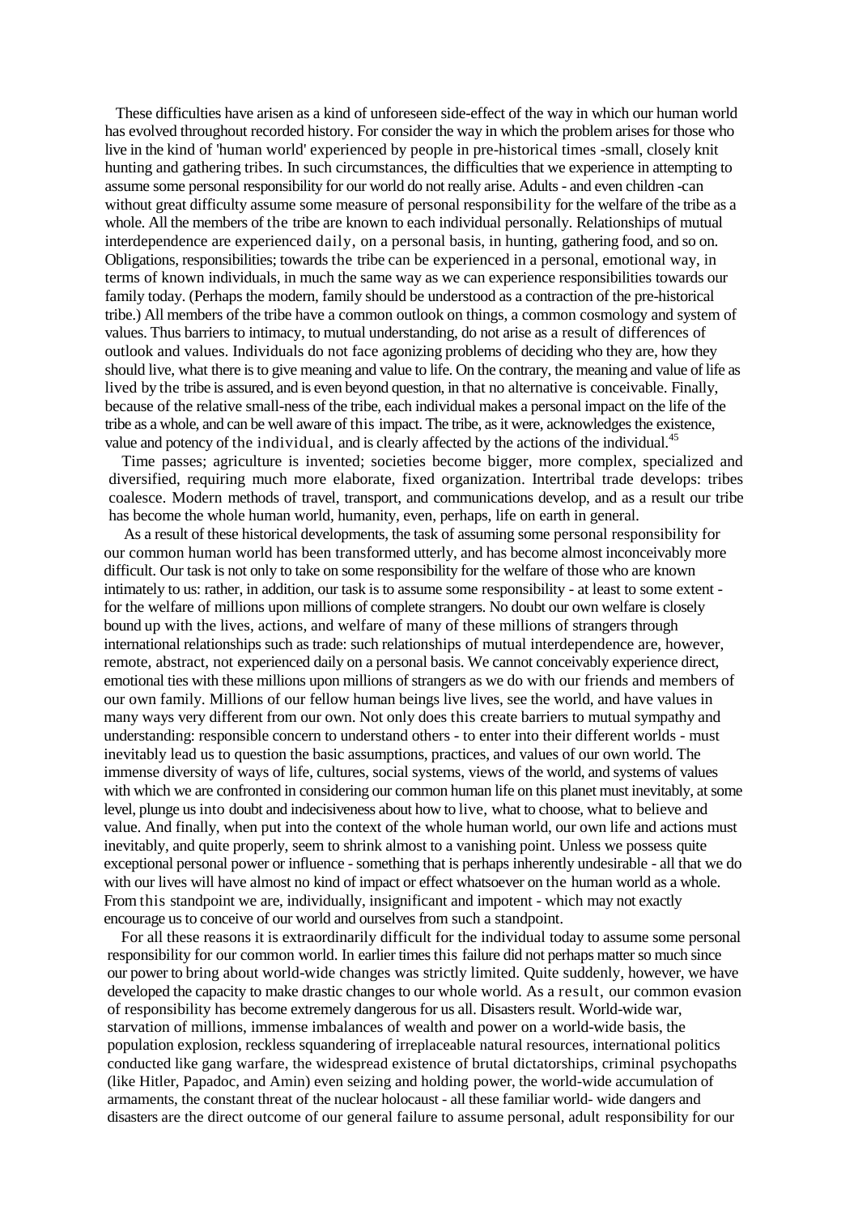These difficulties have arisen as a kind of unforeseen side-effect of the way in which our human world has evolved throughout recorded history. For consider the way in which the problem arises for those who live in the kind of 'human world' experienced by people in pre-historical times -small, closely knit hunting and gathering tribes. In such circumstances, the difficulties that we experience in attempting to assume some personal responsibility for our world do not really arise. Adults - and even children -can without great difficulty assume some measure of personal responsibility for the welfare of the tribe as a whole. All the members of the tribe are known to each individual personally. Relationships of mutual interdependence are experienced daily, on a personal basis, in hunting, gathering food, and so on. Obligations, responsibilities; towards the tribe can be experienced in a personal, emotional way, in terms of known individuals, in much the same way as we can experience responsibilities towards our family today. (Perhaps the modern, family should be understood as a contraction of the pre-historical tribe.) All members of the tribe have a common outlook on things, a common cosmology and system of values. Thus barriers to intimacy, to mutual understanding, do not arise as a result of differences of outlook and values. Individuals do not face agonizing problems of deciding who they are, how they should live, what there is to give meaning and value to life. On the contrary, the meaning and value of life as lived by the tribe is assured, and is even beyond question, in that no alternative is conceivable. Finally, because of the relative small-ness of the tribe, each individual makes a personal impact on the life of the tribe as a whole, and can be well aware of this impact. The tribe, as it were, acknowledges the existence, value and potency of the individual, and is clearly affected by the actions of the individual.[45]

Time passes; agriculture is invented; societies become bigger, more complex, specialized and diversified, requiring much more elaborate, fixed organization. Intertribal trade develops: tribes coalesce. Modern methods of travel, transport, and communications develop, and as a result our tribe has become the whole human world, humanity, even, perhaps, life on earth in general.

As a result of these historical developments, the task of assuming some personal responsibility for our common human world has been transformed utterly, and has become almost inconceivably more difficult. Our task is not only to take on some responsibility for the welfare of those who are known intimately to us: rather, in addition, our task is to assume some responsibility - at least to some extent - for the welfare of millions upon millions of complete strangers. No doubt our own welfare is closely bound up with the lives, actions, and welfare of many of these millions of strangers through international relationships such as trade: such relationships of mutual interdependence are, however, remote, abstract, not experienced daily on a personal basis. We cannot conceivably experience direct, emotional ties with these millions upon millions of strangers as we do with our friends and members of our own family. Millions of our fellow human beings live lives, see the world, and have values in many ways very different from our own. Not only does this create barriers to mutual sympathy and understanding: responsible concern to understand others - to enter into their different worlds - must inevitably lead us to question the basic assumptions, practices, and values of our own world. The immense diversity of ways of life, cultures, social systems, views of the world, and systems of values with which we are confronted in considering our common human life on this planet must inevitably, at some level, plunge us into doubt and indecisiveness about how to live, what to choose, what to believe and value. And finally, when put into the context of the whole human world, our own life and actions must inevitably, and quite properly, seem to shrink almost to a vanishing point. Unless we possess quite exceptional personal power or influence - something that is perhaps inherently undesirable - all that we do with our lives will have almost no kind of impact or effect whatsoever on the human world as a whole. From this standpoint we are, individually, insignificant and impotent - which may not exactly encourage us to conceive of our world and ourselves from such a standpoint.

For all these reasons it is extraordinarily difficult for the individual today to assume some personal responsibility for our common world. In earlier times this failure did not perhaps matter so much since our power to bring about world-wide changes was strictly limited. Quite suddenly, however, we have developed the capacity to make drastic changes to our whole world. As a result, our common evasion of responsibility has become extremely dangerous for us all. Disasters result. World-wide war, starvation of millions, immense imbalances of wealth and power on a world-wide basis, the population explosion, reckless squandering of irreplaceable natural resources, international politics conducted like gang warfare, the widespread existence of brutal dictatorships, criminal psychopaths (like Hitler, Papadoc, and Amin) even seizing and holding power, the world-wide accumulation of armaments, the constant threat of the nuclear holocaust - all these familiar world- wide dangers and disasters are the direct outcome of our general failure to assume personal, adult responsibility for our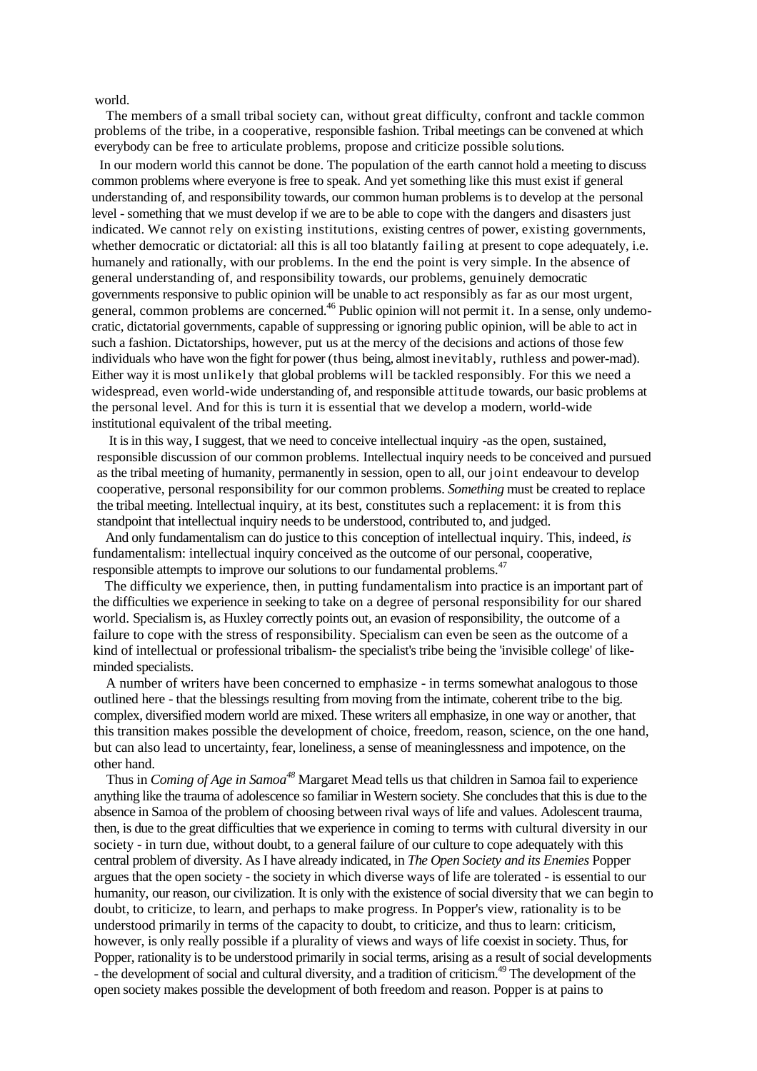world.

The members of a small tribal society can, without great difficulty, confront and tackle common problems of the tribe, in a cooperative, responsible fashion. Tribal meetings can be convened at which everybody can be free to articulate problems, propose and criticize possible solutions.

In our modern world this cannot be done. The population of the earth cannot hold a meeting to discuss common problems where everyone is free to speak. And yet something like this must exist if general understanding of, and responsibility towards, our common human problems is to develop at the personal level - something that we must develop if we are to be able to cope with the dangers and disasters just indicated. We cannot rely on existing institutions, existing centres of power, existing governments, whether democratic or dictatorial: all this is all too blatantly failing at present to cope adequately, i.e. humanely and rationally, with our problems. In the end the point is very simple. In the absence of general understanding of, and responsibility towards, our problems, genuinely democratic governments responsive to public opinion will be unable to act responsibly as far as our most urgent, general, common problems are concerned.[46] Public opinion will not permit it. In a sense, only undemocratic, dictatorial governments, capable of suppressing or ignoring public opinion, will be able to act in such a fashion. Dictatorships, however, put us at the mercy of the decisions and actions of those few individuals who have won the fight for power (thus being, almost inevitably, ruthless and power-mad). Either way it is most unlikely that global problems will be tackled responsibly. For this we need a widespread, even world-wide understanding of, and responsible attitude towards, our basic problems at the personal level. And for this is turn it is essential that we develop a modern, world-wide institutional equivalent of the tribal meeting.

It is in this way, I suggest, that we need to conceive intellectual inquiry -as the open, sustained, responsible discussion of our common problems. Intellectual inquiry needs to be conceived and pursued as the tribal meeting of humanity, permanently in session, open to all, our joint endeavour to develop cooperative, personal responsibility for our common problems. *Something* must be created to replace the tribal meeting. Intellectual inquiry, at its best, constitutes such a replacement: it is from this standpoint that intellectual inquiry needs to be understood, contributed to, and judged.

And only fundamentalism can do justice to this conception of intellectual inquiry. This, indeed, *is* fundamentalism: intellectual inquiry conceived as the outcome of our personal, cooperative, responsible attempts to improve our solutions to our fundamental problems.[47]

The difficulty we experience, then, in putting fundamentalism into practice is an important part of the difficulties we experience in seeking to take on a degree of personal responsibility for our shared world. Specialism is, as Huxley correctly points out, an evasion of responsibility, the outcome of a failure to cope with the stress of responsibility. Specialism can even be seen as the outcome of a kind of intellectual or professional tribalism- the specialist's tribe being the 'invisible college' of like-minded specialists.

A number of writers have been concerned to emphasize - in terms somewhat analogous to those outlined here - that the blessings resulting from moving from the intimate, coherent tribe to the big. complex, diversified modern world are mixed. These writers all emphasize, in one way or another, that this transition makes possible the development of choice, freedom, reason, science, on the one hand, but can also lead to uncertainty, fear, loneliness, a sense of meaninglessness and impotence, on the other hand.

Thus in *Coming of Age in Samoa*[48] Margaret Mead tells us that children in Samoa fail to experience anything like the trauma of adolescence so familiar in Western society. She concludes that this is due to the absence in Samoa of the problem of choosing between rival ways of life and values. Adolescent trauma, then, is due to the great difficulties that we experience in coming to terms with cultural diversity in our society - in turn due, without doubt, to a general failure of our culture to cope adequately with this central problem of diversity. As I have already indicated, in *The Open Society and its Enemies* Popper argues that the open society - the society in which diverse ways of life are tolerated - is essential to our humanity, our reason, our civilization. It is only with the existence of social diversity that we can begin to doubt, to criticize, to learn, and perhaps to make progress. In Popper's view, rationality is to be understood primarily in terms of the capacity to doubt, to criticize, and thus to learn: criticism, however, is only really possible if a plurality of views and ways of life coexist in society. Thus, for Popper, rationality is to be understood primarily in social terms, arising as a result of social developments - the development of social and cultural diversity, and a tradition of criticism.[49] The development of the open society makes possible the development of both freedom and reason. Popper is at pains to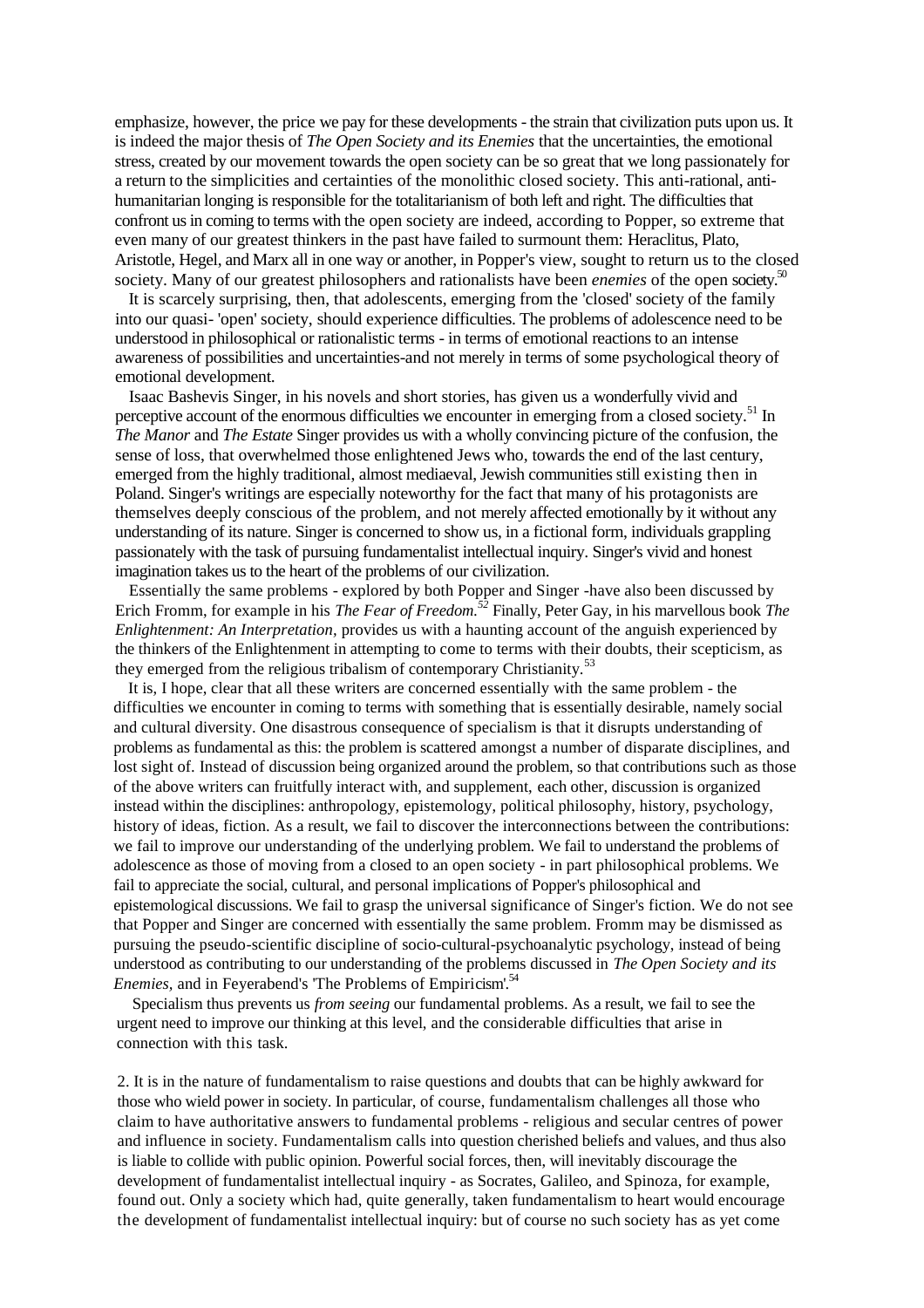emphasize, however, the price we pay for these developments - the strain that civilization puts upon us. It is indeed the major thesis of *The Open Society and its Enemies* that the uncertainties, the emotional stress, created by our movement towards the open society can be so great that we long passionately for a return to the simplicities and certainties of the monolithic closed society. This anti-rational, anti-humanitarian longing is responsible for the totalitarianism of both left and right. The difficulties that confront us in coming to terms with the open society are indeed, according to Popper, so extreme that even many of our greatest thinkers in the past have failed to surmount them: Heraclitus, Plato, Aristotle, Hegel, and Marx all in one way or another, in Popper's view, sought to return us to the closed society. Many of our greatest philosophers and rationalists have been *enemies* of the open society.[50]

It is scarcely surprising, then, that adolescents, emerging from the 'closed' society of the family into our quasi- 'open' society, should experience difficulties. The problems of adolescence need to be understood in philosophical or rationalistic terms - in terms of emotional reactions to an intense awareness of possibilities and uncertainties-and not merely in terms of some psychological theory of emotional development.

Isaac Bashevis Singer, in his novels and short stories, has given us a wonderfully vivid and perceptive account of the enormous difficulties we encounter in emerging from a closed society.[51] In *The Manor* and *The Estate* Singer provides us with a wholly convincing picture of the confusion, the sense of loss, that overwhelmed those enlightened Jews who, towards the end of the last century, emerged from the highly traditional, almost mediaeval, Jewish communities still existing then in Poland. Singer's writings are especially noteworthy for the fact that many of his protagonists are themselves deeply conscious of the problem, and not merely affected emotionally by it without any understanding of its nature. Singer is concerned to show us, in a fictional form, individuals grappling passionately with the task of pursuing fundamentalist intellectual inquiry. Singer's vivid and honest imagination takes us to the heart of the problems of our civilization.

Essentially the same problems - explored by both Popper and Singer -have also been discussed by Erich Fromm, for example in his *The Fear of Freedom.*[52] Finally, Peter Gay, in his marvellous book *The Enlightenment: An Interpretation*, provides us with a haunting account of the anguish experienced by the thinkers of the Enlightenment in attempting to come to terms with their doubts, their scepticism, as they emerged from the religious tribalism of contemporary Christianity.[53]

It is, I hope, clear that all these writers are concerned essentially with the same problem - the difficulties we encounter in coming to terms with something that is essentially desirable, namely social and cultural diversity. One disastrous consequence of specialism is that it disrupts understanding of problems as fundamental as this: the problem is scattered amongst a number of disparate disciplines, and lost sight of. Instead of discussion being organized around the problem, so that contributions such as those of the above writers can fruitfully interact with, and supplement, each other, discussion is organized instead within the disciplines: anthropology, epistemology, political philosophy, history, psychology, history of ideas, fiction. As a result, we fail to discover the interconnections between the contributions: we fail to improve our understanding of the underlying problem. We fail to understand the problems of adolescence as those of moving from a closed to an open society - in part philosophical problems. We fail to appreciate the social, cultural, and personal implications of Popper's philosophical and epistemological discussions. We fail to grasp the universal significance of Singer's fiction. We do not see that Popper and Singer are concerned with essentially the same problem. Fromm may be dismissed as pursuing the pseudo-scientific discipline of socio-cultural-psychoanalytic psychology, instead of being understood as contributing to our understanding of the problems discussed in *The Open Society and its Enemies*, and in Feyerabend's 'The Problems of Empiricism'.[54]

Specialism thus prevents us *from seeing* our fundamental problems. As a result, we fail to see the urgent need to improve our thinking at this level, and the considerable difficulties that arise in connection with this task.

2. It is in the nature of fundamentalism to raise questions and doubts that can be highly awkward for those who wield power in society. In particular, of course, fundamentalism challenges all those who claim to have authoritative answers to fundamental problems - religious and secular centres of power and influence in society. Fundamentalism calls into question cherished beliefs and values, and thus also is liable to collide with public opinion. Powerful social forces, then, will inevitably discourage the development of fundamentalist intellectual inquiry - as Socrates, Galileo, and Spinoza, for example, found out. Only a society which had, quite generally, taken fundamentalism to heart would encourage the development of fundamentalist intellectual inquiry: but of course no such society has as yet come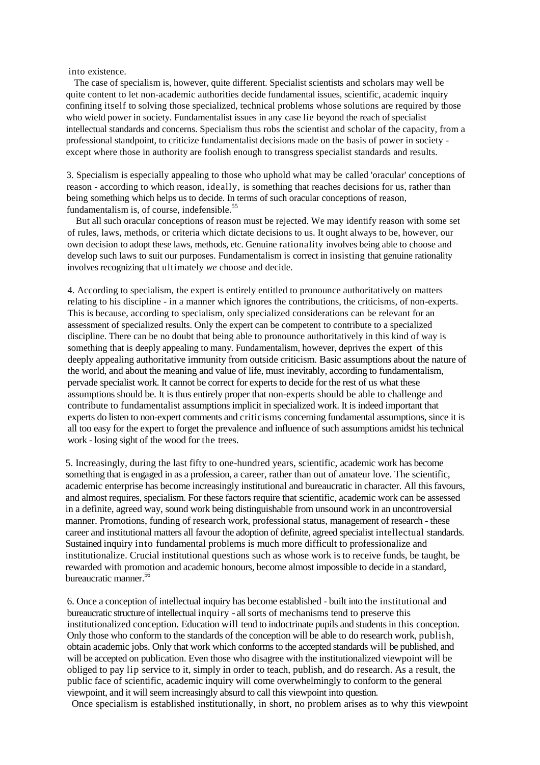into existence.

The case of specialism is, however, quite different. Specialist scientists and scholars may well be quite content to let non-academic authorities decide fundamental issues, scientific, academic inquiry confining itself to solving those specialized, technical problems whose solutions are required by those who wield power in society. Fundamentalist issues in any case lie beyond the reach of specialist intellectual standards and concerns. Specialism thus robs the scientist and scholar of the capacity, from a professional standpoint, to criticize fundamentalist decisions made on the basis of power in society - except where those in authority are foolish enough to transgress specialist standards and results.

3. Specialism is especially appealing to those who uphold what may be called 'oracular' conceptions of reason - according to which reason, ideally, is something that reaches decisions for us, rather than being something which helps us to decide. In terms of such oracular conceptions of reason, fundamentalism is, of course, indefensible.[55]

But all such oracular conceptions of reason must be rejected. We may identify reason with some set of rules, laws, methods, or criteria which dictate decisions to us. It ought always to be, however, our own decision to adopt these laws, methods, etc. Genuine rationality involves being able to choose and develop such laws to suit our purposes. Fundamentalism is correct in insisting that genuine rationality involves recognizing that ultimately *we* choose and decide.

4. According to specialism, the expert is entirely entitled to pronounce authoritatively on matters relating to his discipline - in a manner which ignores the contributions, the criticisms, of non-experts. This is because, according to specialism, only specialized considerations can be relevant for an assessment of specialized results. Only the expert can be competent to contribute to a specialized discipline. There can be no doubt that being able to pronounce authoritatively in this kind of way is something that is deeply appealing to many. Fundamentalism, however, deprives the expert of this deeply appealing authoritative immunity from outside criticism. Basic assumptions about the nature of the world, and about the meaning and value of life, must inevitably, according to fundamentalism, pervade specialist work. It cannot be correct for experts to decide for the rest of us what these assumptions should be. It is thus entirely proper that non-experts should be able to challenge and contribute to fundamentalist assumptions implicit in specialized work. It is indeed important that experts do listen to non-expert comments and criticisms concerning fundamental assumptions, since it is all too easy for the expert to forget the prevalence and influence of such assumptions amidst his technical work - losing sight of the wood for the trees.

5. Increasingly, during the last fifty to one-hundred years, scientific, academic work has become something that is engaged in as a profession, a career, rather than out of amateur love. The scientific, academic enterprise has become increasingly institutional and bureaucratic in character. All this favours, and almost requires, specialism. For these factors require that scientific, academic work can be assessed in a definite, agreed way, sound work being distinguishable from unsound work in an uncontroversial manner. Promotions, funding of research work, professional status, management of research - these career and institutional matters all favour the adoption of definite, agreed specialist intellectual standards. Sustained inquiry into fundamental problems is much more difficult to professionalize and institutionalize. Crucial institutional questions such as whose work is to receive funds, be taught, be rewarded with promotion and academic honours, become almost impossible to decide in a standard, bureaucratic manner.[56]

6. Once a conception of intellectual inquiry has become established - built into the institutional and bureaucratic structure of intellectual inquiry - all sorts of mechanisms tend to preserve this institutionalized conception. Education will tend to indoctrinate pupils and students in this conception. Only those who conform to the standards of the conception will be able to do research work, publish, obtain academic jobs. Only that work which conforms to the accepted standards will be published, and will be accepted on publication. Even those who disagree with the institutionalized viewpoint will be obliged to pay lip service to it, simply in order to teach, publish, and do research. As a result, the public face of scientific, academic inquiry will come overwhelmingly to conform to the general viewpoint, and it will seem increasingly absurd to call this viewpoint into question.

Once specialism is established institutionally, in short, no problem arises as to why this viewpoint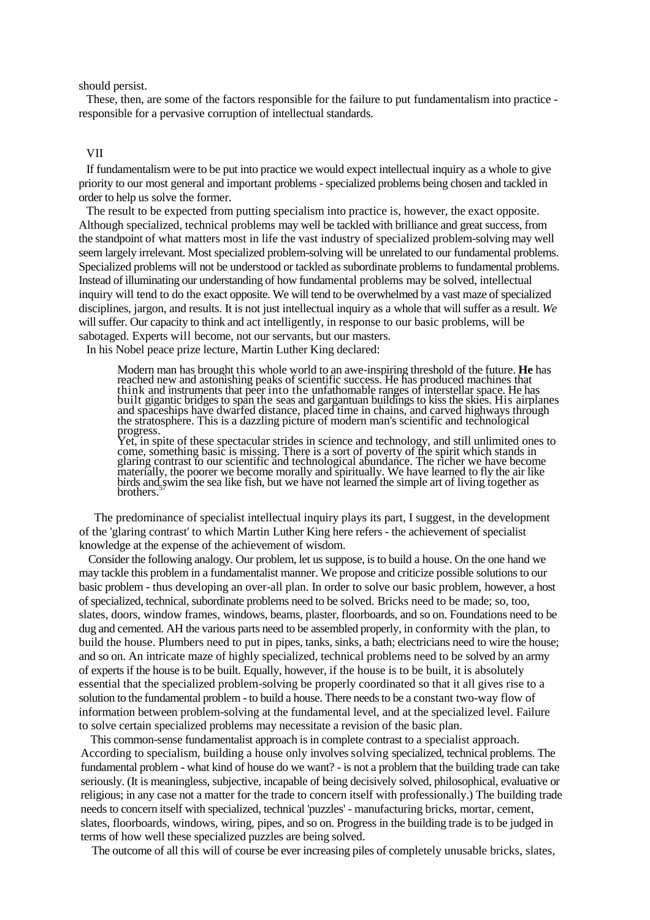should persist.

These, then, are some of the factors responsible for the failure to put fundamentalism into practice - responsible for a pervasive corruption of intellectual standards.

## VII

If fundamentalism were to be put into practice we would expect intellectual inquiry as a whole to give priority to our most general and important problems - specialized problems being chosen and tackled in order to help us solve the former.

The result to be expected from putting specialism into practice is, however, the exact opposite. Although specialized, technical problems may well be tackled with brilliance and great success, from the standpoint of what matters most in life the vast industry of specialized problem-solving may well seem largely irrelevant. Most specialized problem-solving will be unrelated to our fundamental problems. Specialized problems will not be understood or tackled as subordinate problems to fundamental problems. Instead of illuminating our understanding of how fundamental problems may be solved, intellectual inquiry will tend to do the exact opposite. We will tend to be overwhelmed by a vast maze of specialized disciplines, jargon, and results. It is not just intellectual inquiry as a whole that will suffer as a result. *We* will suffer. Our capacity to think and act intelligently, in response to our basic problems, will be sabotaged. Experts will become, not our servants, but our masters.

In his Nobel peace prize lecture, Martin Luther King declared:

> Modern man has brought this whole world to an awe-inspiring threshold of the future. **He** has reached new and astonishing peaks of scientific success. He has produced machines that think and instruments that peer into the unfathomable ranges of interstellar space. He has built gigantic bridges to span the seas and gargantuan buildings to kiss the skies. His airplanes and spaceships have dwarfed distance, placed time in chains, and carved highways through the stratosphere. This is a dazzling picture of modern man's scientific and technological progress.
> Yet, in spite of these spectacular strides in science and technology, and still unlimited ones to come, something basic is missing. There is a sort of poverty of the spirit which stands in glaring contrast to our scientific and technological abundance. The richer we have become materially, the poorer we become morally and spiritually. We have learned to fly the air like birds and swim the sea like fish, but we have not learned the simple art of living together as brothers.[57]

The predominance of specialist intellectual inquiry plays its part, I suggest, in the development of the 'glaring contrast' to which Martin Luther King here refers - the achievement of specialist knowledge at the expense of the achievement of wisdom.

Consider the following analogy. Our problem, let us suppose, is to build a house. On the one hand we may tackle this problem in a fundamentalist manner. We propose and criticize possible solutions to our basic problem - thus developing an over-all plan. In order to solve our basic problem, however, a host of specialized, technical, subordinate problems need to be solved. Bricks need to be made; so, too, slates, doors, window frames, windows, beams, plaster, floorboards, and so on. Foundations need to be dug and cemented. AH the various parts need to be assembled properly, in conformity with the plan, to build the house. Plumbers need to put in pipes, tanks, sinks, a bath; electricians need to wire the house; and so on. An intricate maze of highly specialized, technical problems need to be solved by an army of experts if the house is to be built. Equally, however, if the house is to be built, it is absolutely essential that the specialized problem-solving be properly coordinated so that it all gives rise to a solution to the fundamental problem - to build a house. There needs to be a constant two-way flow of information between problem-solving at the fundamental level, and at the specialized level. Failure to solve certain specialized problems may necessitate a revision of the basic plan.

This common-sense fundamentalist approach is in complete contrast to a specialist approach. According to specialism, building a house only involves solving specialized, technical problems. The fundamental problem - what kind of house do we want? - is not a problem that the building trade can take seriously. (It is meaningless, subjective, incapable of being decisively solved, philosophical, evaluative or religious; in any case not a matter for the trade to concern itself with professionally.) The building trade needs to concern itself with specialized, technical 'puzzles' - manufacturing bricks, mortar, cement, slates, floorboards, windows, wiring, pipes, and so on. Progress in the building trade is to be judged in terms of how well these specialized puzzles are being solved.

The outcome of all this will of course be ever increasing piles of completely unusable bricks, slates,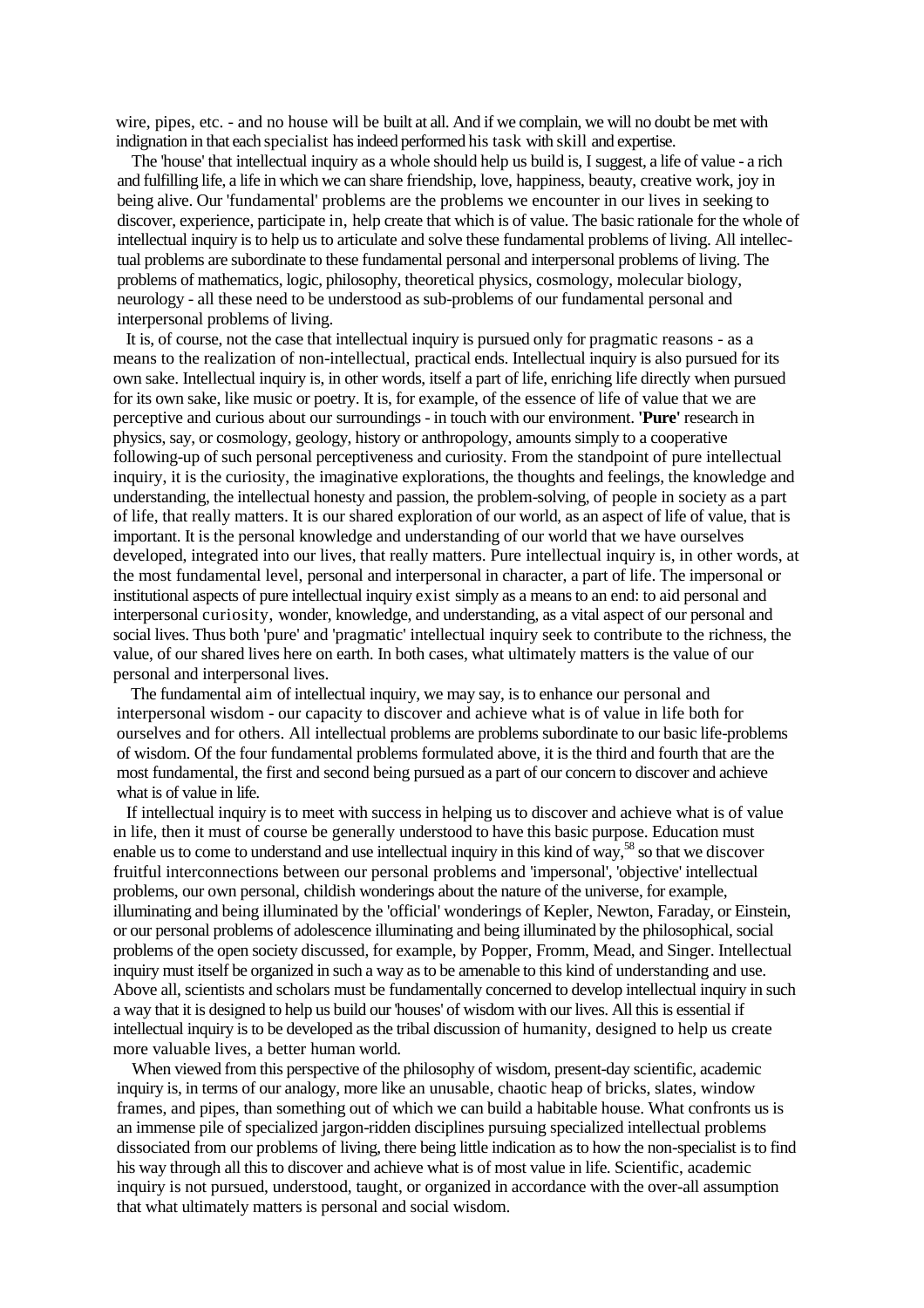wire, pipes, etc. - and no house will be built at all. And if we complain, we will no doubt be met with indignation in that each specialist has indeed performed his task with skill and expertise.

The 'house' that intellectual inquiry as a whole should help us build is, I suggest, a life of value - a rich and fulfilling life, a life in which we can share friendship, love, happiness, beauty, creative work, joy in being alive. Our 'fundamental' problems are the problems we encounter in our lives in seeking to discover, experience, participate in, help create that which is of value. The basic rationale for the whole of intellectual inquiry is to help us to articulate and solve these fundamental problems of living. All intellectual problems are subordinate to these fundamental personal and interpersonal problems of living. The problems of mathematics, logic, philosophy, theoretical physics, cosmology, molecular biology, neurology - all these need to be understood as sub-problems of our fundamental personal and interpersonal problems of living.

It is, of course, not the case that intellectual inquiry is pursued only for pragmatic reasons - as a means to the realization of non-intellectual, practical ends. Intellectual inquiry is also pursued for its own sake. Intellectual inquiry is, in other words, itself a part of life, enriching life directly when pursued for its own sake, like music or poetry. It is, for example, of the essence of life of value that we are perceptive and curious about our surroundings - in touch with our environment. **'Pure'** research in physics, say, or cosmology, geology, history or anthropology, amounts simply to a cooperative following-up of such personal perceptiveness and curiosity. From the standpoint of pure intellectual inquiry, it is the curiosity, the imaginative explorations, the thoughts and feelings, the knowledge and understanding, the intellectual honesty and passion, the problem-solving, of people in society as a part of life, that really matters. It is our shared exploration of our world, as an aspect of life of value, that is important. It is the personal knowledge and understanding of our world that we have ourselves developed, integrated into our lives, that really matters. Pure intellectual inquiry is, in other words, at the most fundamental level, personal and interpersonal in character, a part of life. The impersonal or institutional aspects of pure intellectual inquiry exist simply as a means to an end: to aid personal and interpersonal curiosity, wonder, knowledge, and understanding, as a vital aspect of our personal and social lives. Thus both 'pure' and 'pragmatic' intellectual inquiry seek to contribute to the richness, the value, of our shared lives here on earth. In both cases, what ultimately matters is the value of our personal and interpersonal lives.

The fundamental aim of intellectual inquiry, we may say, is to enhance our personal and interpersonal wisdom - our capacity to discover and achieve what is of value in life both for ourselves and for others. All intellectual problems are problems subordinate to our basic life-problems of wisdom. Of the four fundamental problems formulated above, it is the third and fourth that are the most fundamental, the first and second being pursued as a part of our concern to discover and achieve what is of value in life.

If intellectual inquiry is to meet with success in helping us to discover and achieve what is of value in life, then it must of course be generally understood to have this basic purpose. Education must enable us to come to understand and use intellectual inquiry in this kind of way,[58] so that we discover fruitful interconnections between our personal problems and 'impersonal', 'objective' intellectual problems, our own personal, childish wonderings about the nature of the universe, for example, illuminating and being illuminated by the 'official' wonderings of Kepler, Newton, Faraday, or Einstein, or our personal problems of adolescence illuminating and being illuminated by the philosophical, social problems of the open society discussed, for example, by Popper, Fromm, Mead, and Singer. Intellectual inquiry must itself be organized in such a way as to be amenable to this kind of understanding and use. Above all, scientists and scholars must be fundamentally concerned to develop intellectual inquiry in such a way that it is designed to help us build our 'houses' of wisdom with our lives. All this is essential if intellectual inquiry is to be developed as the tribal discussion of humanity, designed to help us create more valuable lives, a better human world.

When viewed from this perspective of the philosophy of wisdom, present-day scientific, academic inquiry is, in terms of our analogy, more like an unusable, chaotic heap of bricks, slates, window frames, and pipes, than something out of which we can build a habitable house. What confronts us is an immense pile of specialized jargon-ridden disciplines pursuing specialized intellectual problems dissociated from our problems of living, there being little indication as to how the non-specialist is to find his way through all this to discover and achieve what is of most value in life. Scientific, academic inquiry is not pursued, understood, taught, or organized in accordance with the over-all assumption that what ultimately matters is personal and social wisdom.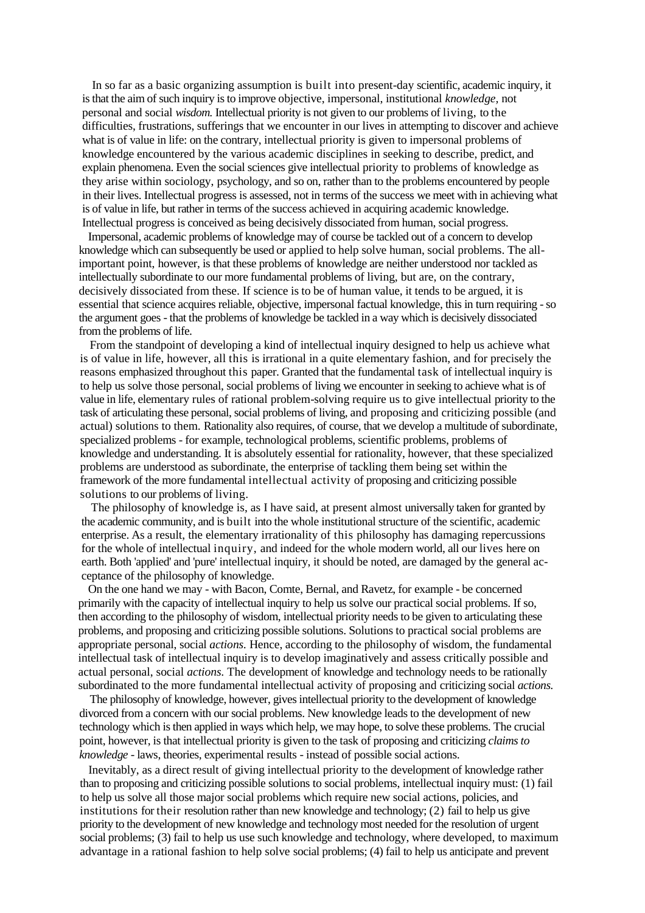In so far as a basic organizing assumption is built into present-day scientific, academic inquiry, it is that the aim of such inquiry is to improve objective, impersonal, institutional *knowledge,* not personal and social *wisdom.* Intellectual priority is not given to our problems of living, to the difficulties, frustrations, sufferings that we encounter in our lives in attempting to discover and achieve what is of value in life: on the contrary, intellectual priority is given to impersonal problems of knowledge encountered by the various academic disciplines in seeking to describe, predict, and explain phenomena. Even the social sciences give intellectual priority to problems of knowledge as they arise within sociology, psychology, and so on, rather than to the problems encountered by people in their lives. Intellectual progress is assessed, not in terms of the success we meet with in achieving what is of value in life, but rather in terms of the success achieved in acquiring academic knowledge. Intellectual progress is conceived as being decisively dissociated from human, social progress.

Impersonal, academic problems of knowledge may of course be tackled out of a concern to develop knowledge which can subsequently be used or applied to help solve human, social problems. The all-important point, however, is that these problems of knowledge are neither understood nor tackled as intellectually subordinate to our more fundamental problems of living, but are, on the contrary, decisively dissociated from these. If science is to be of human value, it tends to be argued, it is essential that science acquires reliable, objective, impersonal factual knowledge, this in turn requiring - so the argument goes - that the problems of knowledge be tackled in a way which is decisively dissociated from the problems of life.

From the standpoint of developing a kind of intellectual inquiry designed to help us achieve what is of value in life, however, all this is irrational in a quite elementary fashion, and for precisely the reasons emphasized throughout this paper. Granted that the fundamental task of intellectual inquiry is to help us solve those personal, social problems of living we encounter in seeking to achieve what is of value in life, elementary rules of rational problem-solving require us to give intellectual priority to the task of articulating these personal, social problems of living, and proposing and criticizing possible (and actual) solutions to them. Rationality also requires, of course, that we develop a multitude of subordinate, specialized problems - for example, technological problems, scientific problems, problems of knowledge and understanding. It is absolutely essential for rationality, however, that these specialized problems are understood as subordinate, the enterprise of tackling them being set within the framework of the more fundamental intellectual activity of proposing and criticizing possible solutions to our problems of living.

The philosophy of knowledge is, as I have said, at present almost universally taken for granted by the academic community, and is built into the whole institutional structure of the scientific, academic enterprise. As a result, the elementary irrationality of this philosophy has damaging repercussions for the whole of intellectual inquiry, and indeed for the whole modern world, all our lives here on earth. Both 'applied' and 'pure' intellectual inquiry, it should be noted, are damaged by the general acceptance of the philosophy of knowledge.

On the one hand we may - with Bacon, Comte, Bernal, and Ravetz, for example - be concerned primarily with the capacity of intellectual inquiry to help us solve our practical social problems. If so, then according to the philosophy of wisdom, intellectual priority needs to be given to articulating these problems, and proposing and criticizing possible solutions. Solutions to practical social problems are appropriate personal, social *actions.* Hence, according to the philosophy of wisdom, the fundamental intellectual task of intellectual inquiry is to develop imaginatively and assess critically possible and actual personal, social *actions.* The development of knowledge and technology needs to be rationally subordinated to the more fundamental intellectual activity of proposing and criticizing social *actions.*

The philosophy of knowledge, however, gives intellectual priority to the development of knowledge divorced from a concern with our social problems. New knowledge leads to the development of new technology which is then applied in ways which help, we may hope, to solve these problems. The crucial point, however, is that intellectual priority is given to the task of proposing and criticizing *claims to knowledge* - laws, theories, experimental results - instead of possible social actions.

Inevitably, as a direct result of giving intellectual priority to the development of knowledge rather than to proposing and criticizing possible solutions to social problems, intellectual inquiry must: (1) fail to help us solve all those major social problems which require new social actions, policies, and institutions for their resolution rather than new knowledge and technology; (2) fail to help us give priority to the development of new knowledge and technology most needed for the resolution of urgent social problems; (3) fail to help us use such knowledge and technology, where developed, to maximum advantage in a rational fashion to help solve social problems; (4) fail to help us anticipate and prevent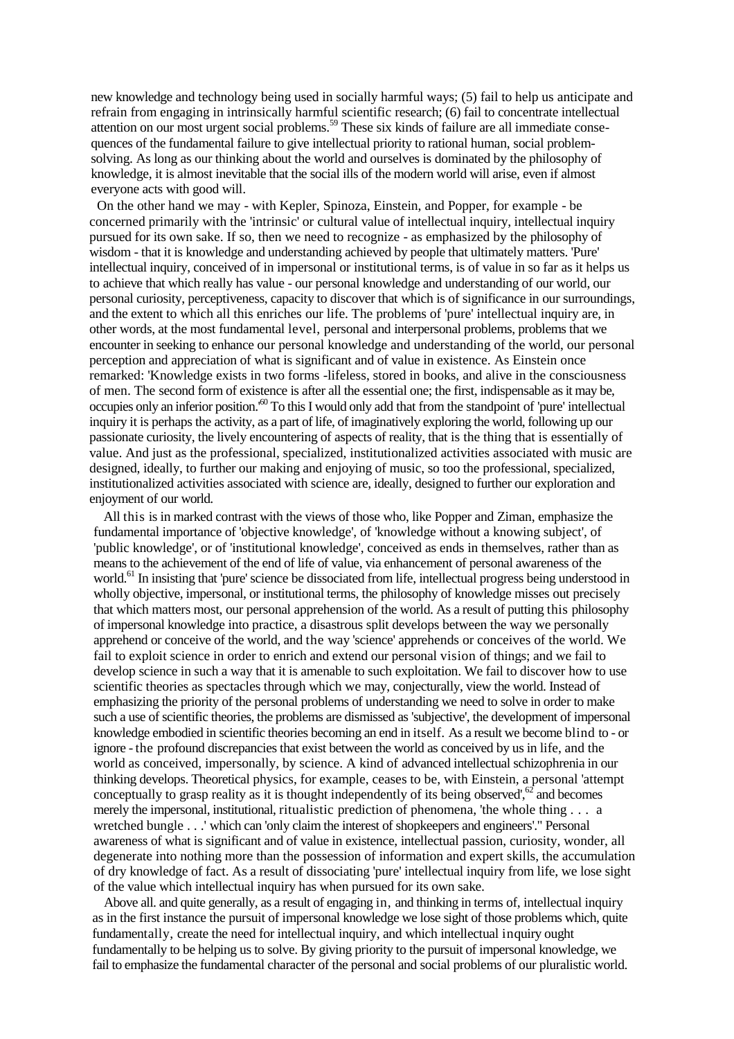new knowledge and technology being used in socially harmful ways; (5) fail to help us anticipate and refrain from engaging in intrinsically harmful scientific research; (6) fail to concentrate intellectual attention on our most urgent social problems.[59] These six kinds of failure are all immediate consequences of the fundamental failure to give intellectual priority to rational human, social problem-solving. As long as our thinking about the world and ourselves is dominated by the philosophy of knowledge, it is almost inevitable that the social ills of the modern world will arise, even if almost everyone acts with good will.

On the other hand we may - with Kepler, Spinoza, Einstein, and Popper, for example - be concerned primarily with the 'intrinsic' or cultural value of intellectual inquiry, intellectual inquiry pursued for its own sake. If so, then we need to recognize - as emphasized by the philosophy of wisdom - that it is knowledge and understanding achieved by people that ultimately matters. 'Pure' intellectual inquiry, conceived of in impersonal or institutional terms, is of value in so far as it helps us to achieve that which really has value - our personal knowledge and understanding of our world, our personal curiosity, perceptiveness, capacity to discover that which is of significance in our surroundings, and the extent to which all this enriches our life. The problems of 'pure' intellectual inquiry are, in other words, at the most fundamental level, personal and interpersonal problems, problems that we encounter in seeking to enhance our personal knowledge and understanding of the world, our personal perception and appreciation of what is significant and of value in existence. As Einstein once remarked: 'Knowledge exists in two forms -lifeless, stored in books, and alive in the consciousness of men. The second form of existence is after all the essential one; the first, indispensable as it may be, occupies only an inferior position.'[60] To this I would only add that from the standpoint of 'pure' intellectual inquiry it is perhaps the activity, as a part of life, of imaginatively exploring the world, following up our passionate curiosity, the lively encountering of aspects of reality, that is the thing that is essentially of value. And just as the professional, specialized, institutionalized activities associated with music are designed, ideally, to further our making and enjoying of music, so too the professional, specialized, institutionalized activities associated with science are, ideally, designed to further our exploration and enjoyment of our world.

All this is in marked contrast with the views of those who, like Popper and Ziman, emphasize the fundamental importance of 'objective knowledge', of 'knowledge without a knowing subject', of 'public knowledge', or of 'institutional knowledge', conceived as ends in themselves, rather than as means to the achievement of the end of life of value, via enhancement of personal awareness of the world.[61] In insisting that 'pure' science be dissociated from life, intellectual progress being understood in wholly objective, impersonal, or institutional terms, the philosophy of knowledge misses out precisely that which matters most, our personal apprehension of the world. As a result of putting this philosophy of impersonal knowledge into practice, a disastrous split develops between the way we personally apprehend or conceive of the world, and the way 'science' apprehends or conceives of the world. We fail to exploit science in order to enrich and extend our personal vision of things; and we fail to develop science in such a way that it is amenable to such exploitation. We fail to discover how to use scientific theories as spectacles through which we may, conjecturally, view the world. Instead of emphasizing the priority of the personal problems of understanding we need to solve in order to make such a use of scientific theories, the problems are dismissed as 'subjective', the development of impersonal knowledge embodied in scientific theories becoming an end in itself. As a result we become blind to - or ignore - the profound discrepancies that exist between the world as conceived by us in life, and the world as conceived, impersonally, by science. A kind of advanced intellectual schizophrenia in our thinking develops. Theoretical physics, for example, ceases to be, with Einstein, a personal 'attempt conceptually to grasp reality as it is thought independently of its being observed',[62] and becomes merely the impersonal, institutional, ritualistic prediction of phenomena, 'the whole thing . . . a wretched bungle . . .' which can 'only claim the interest of shopkeepers and engineers'." Personal awareness of what is significant and of value in existence, intellectual passion, curiosity, wonder, all degenerate into nothing more than the possession of information and expert skills, the accumulation of dry knowledge of fact. As a result of dissociating 'pure' intellectual inquiry from life, we lose sight of the value which intellectual inquiry has when pursued for its own sake.

Above all. and quite generally, as a result of engaging in, and thinking in terms of, intellectual inquiry as in the first instance the pursuit of impersonal knowledge we lose sight of those problems which, quite fundamentally, create the need for intellectual inquiry, and which intellectual inquiry ought fundamentally to be helping us to solve. By giving priority to the pursuit of impersonal knowledge, we fail to emphasize the fundamental character of the personal and social problems of our pluralistic world.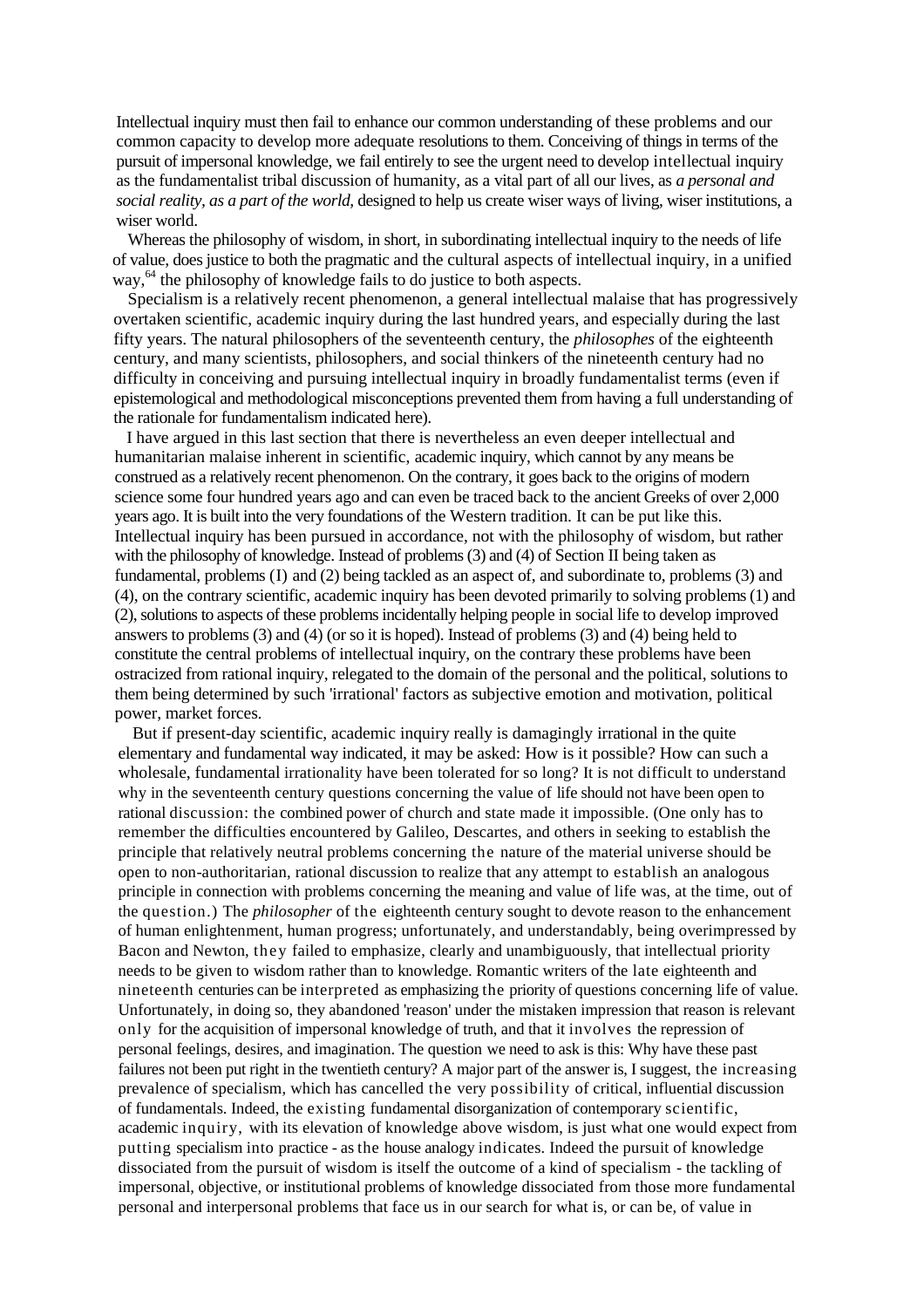Intellectual inquiry must then fail to enhance our common understanding of these problems and our common capacity to develop more adequate resolutions to them. Conceiving of things in terms of the pursuit of impersonal knowledge, we fail entirely to see the urgent need to develop intellectual inquiry as the fundamentalist tribal discussion of humanity, as a vital part of all our lives, as *a personal and social reality, as a part of the world,* designed to help us create wiser ways of living, wiser institutions, a wiser world.

Whereas the philosophy of wisdom, in short, in subordinating intellectual inquiry to the needs of life of value, does justice to both the pragmatic and the cultural aspects of intellectual inquiry, in a unified way,[64] the philosophy of knowledge fails to do justice to both aspects.

Specialism is a relatively recent phenomenon, a general intellectual malaise that has progressively overtaken scientific, academic inquiry during the last hundred years, and especially during the last fifty years. The natural philosophers of the seventeenth century, the *philosophes* of the eighteenth century, and many scientists, philosophers, and social thinkers of the nineteenth century had no difficulty in conceiving and pursuing intellectual inquiry in broadly fundamentalist terms (even if epistemological and methodological misconceptions prevented them from having a full understanding of the rationale for fundamentalism indicated here).

I have argued in this last section that there is nevertheless an even deeper intellectual and humanitarian malaise inherent in scientific, academic inquiry, which cannot by any means be construed as a relatively recent phenomenon. On the contrary, it goes back to the origins of modern science some four hundred years ago and can even be traced back to the ancient Greeks of over 2,000 years ago. It is built into the very foundations of the Western tradition. It can be put like this. Intellectual inquiry has been pursued in accordance, not with the philosophy of wisdom, but rather with the philosophy of knowledge. Instead of problems (3) and (4) of Section II being taken as fundamental, problems (I) and (2) being tackled as an aspect of, and subordinate to, problems (3) and (4), on the contrary scientific, academic inquiry has been devoted primarily to solving problems (1) and (2), solutions to aspects of these problems incidentally helping people in social life to develop improved answers to problems (3) and (4) (or so it is hoped). Instead of problems (3) and (4) being held to constitute the central problems of intellectual inquiry, on the contrary these problems have been ostracized from rational inquiry, relegated to the domain of the personal and the political, solutions to them being determined by such 'irrational' factors as subjective emotion and motivation, political power, market forces.

But if present-day scientific, academic inquiry really is damagingly irrational in the quite elementary and fundamental way indicated, it may be asked: How is it possible? How can such a wholesale, fundamental irrationality have been tolerated for so long? It is not difficult to understand why in the seventeenth century questions concerning the value of life should not have been open to rational discussion: the combined power of church and state made it impossible. (One only has to remember the difficulties encountered by Galileo, Descartes, and others in seeking to establish the principle that relatively neutral problems concerning the nature of the material universe should be open to non-authoritarian, rational discussion to realize that any attempt to establish an analogous principle in connection with problems concerning the meaning and value of life was, at the time, out of the question.) The *philosopher* of the eighteenth century sought to devote reason to the enhancement of human enlightenment, human progress; unfortunately, and understandably, being overimpressed by Bacon and Newton, they failed to emphasize, clearly and unambiguously, that intellectual priority needs to be given to wisdom rather than to knowledge. Romantic writers of the late eighteenth and nineteenth centuries can be interpreted as emphasizing the priority of questions concerning life of value. Unfortunately, in doing so, they abandoned 'reason' under the mistaken impression that reason is relevant only for the acquisition of impersonal knowledge of truth, and that it involves the repression of personal feelings, desires, and imagination. The question we need to ask is this: Why have these past failures not been put right in the twentieth century? A major part of the answer is, I suggest, the increasing prevalence of specialism, which has cancelled the very possibility of critical, influential discussion of fundamentals. Indeed, the existing fundamental disorganization of contemporary scientific, academic inquiry, with its elevation of knowledge above wisdom, is just what one would expect from putting specialism into practice - as the house analogy indicates. Indeed the pursuit of knowledge dissociated from the pursuit of wisdom is itself the outcome of a kind of specialism - the tackling of impersonal, objective, or institutional problems of knowledge dissociated from those more fundamental personal and interpersonal problems that face us in our search for what is, or can be, of value in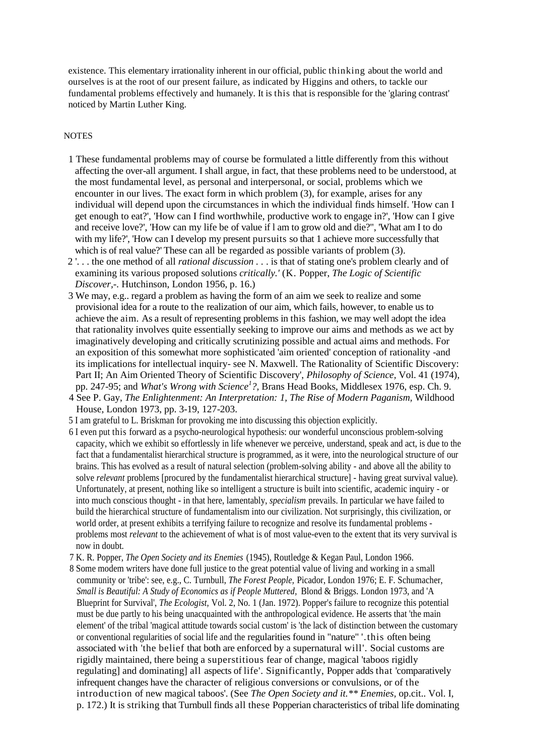existence. This elementary irrationality inherent in our official, public thinking about the world and ourselves is at the root of our present failure, as indicated by Higgins and others, to tackle our fundamental problems effectively and humanely. It is this that is responsible for the 'glaring contrast' noticed by Martin Luther King.

NOTES

1 These fundamental problems may of course be formulated a little differently from this without affecting the over-all argument. I shall argue, in fact, that these problems need to be understood, at the most fundamental level, as personal and interpersonal, or social, problems which we encounter in our lives. The exact form in which problem (3), for example, arises for any individual will depend upon the circumstances in which the individual finds himself. 'How can I get enough to eat?', 'How can I find worthwhile, productive work to engage in?', 'How can I give and receive love?', 'How can my life be of value if l am to grow old and die?", 'What am I to do with my life?', 'How can I develop my present pursuits so that 1 achieve more successfully that which is of real value?' These can all be regarded as possible variants of problem (3).

2 '. . . the one method of all *rational discussion* . . . is that of stating one's problem clearly and of examining its various proposed solutions *critically.'* (K. Popper, *The Logic of Scientific Discover,-.* Hutchinson, London 1956, p. 16.)

3 We may, e.g.. regard a problem as having the form of an aim we seek to realize and some provisional idea for a route to the realization of our aim, which fails, however, to enable us to achieve the aim. As a result of representing problems in this fashion, we may well adopt the idea that rationality involves quite essentially seeking to improve our aims and methods as we act by imaginatively developing and critically scrutinizing possible and actual aims and methods. For an exposition of this somewhat more sophisticated 'aim oriented' conception of rationality -and its implications for intellectual inquiry- see N. Maxwell. The Rationality of Scientific Discovery: Part II; An Aim Oriented Theory of Scientific Discovery', *Philosophy of Science,* Vol. 41 (1974), pp. 247-95; and *What's Wrong with Science[1]?,* Brans Head Books, Middlesex 1976, esp. Ch. 9.

4 See P. Gay, *The Enlightenment: An Interpretation: 1, The Rise of Modern Paganism,* Wildhood House, London 1973, pp. 3-19, 127-203.

5 I am grateful to L. Briskman for provoking me into discussing this objection explicitly.

6 I even put this forward as a psycho-neurological hypothesis: our wonderful unconscious problem-solving capacity, which we exhibit so effortlessly in life whenever we perceive, understand, speak and act, is due to the fact that a fundamentalist hierarchical structure is programmed, as it were, into the neurological structure of our brains. This has evolved as a result of natural selection (problem-solving ability - and above all the ability to solve *relevant* problems [procured by the fundamentalist hierarchical structure] - having great survival value). Unfortunately, at present, nothing like so intelligent a structure is built into scientific, academic inquiry - or into much conscious thought - in that here, lamentably, *specialism* prevails. In particular we have failed to build the hierarchical structure of fundamentalism into our civilization. Not surprisingly, this civilization, or world order, at present exhibits a terrifying failure to recognize and resolve its fundamental problems - problems most *relevant* to the achievement of what is of most value-even to the extent that its very survival is now in doubt.

7 K. R. Popper, *The Open Society and its Enemies* (1945), Routledge & Kegan Paul, London 1966.

8 Some modem writers have done full justice to the great potential value of living and working in a small community or 'tribe': see, e.g., C. Turnbull, *The Forest People,* Picador, London 1976; E. F. Schumacher, *Small is Beautiful: A Study of Economics as if People Muttered,* Blond & Briggs. London 1973, and 'A Blueprint for Survival', *The Ecologist,* Vol. 2, No. 1 (Jan. 1972). Popper's failure to recognize this potential must be due partly to his being unacquainted with the anthropological evidence. He asserts that 'the main element' of the tribal 'magical attitude towards social custom' is 'the lack of distinction between the customary or conventional regularities of social life and the regularities found in "nature" '.this often being associated with 'the belief that both are enforced by a supernatural will'. Social customs are rigidly maintained, there being a superstitious fear of change, magical 'taboos rigidly regulating] and dominating] all aspects of life'. Significantly, Popper adds that 'comparatively infrequent changes have the character of religious conversions or convulsions, or of the introduction of new magical taboos'. (See *The Open Society and it.*** *Enemies,* op.cit.. Vol. I, p. 172.) It is striking that Turnbull finds all these Popperian characteristics of tribal life dominating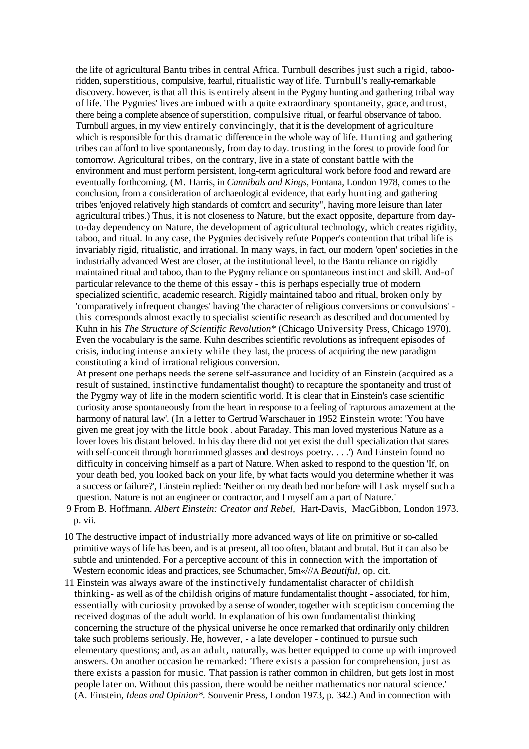the life of agricultural Bantu tribes in central Africa. Turnbull describes just such a rigid, taboo-ridden, superstitious, compulsive, fearful, ritualistic way of life. Turnbull's really-remarkable discovery. however, is that all this is entirely absent in the Pygmy hunting and gathering tribal way of life. The Pygmies' lives are imbued with a quite extraordinary spontaneity, grace, and trust, there being a complete absence of superstition, compulsive ritual, or fearful observance of taboo. Turnbull argues, in my view entirely convincingly, that it is the development of agriculture which is responsible for this dramatic difference in the whole way of life. Hunting and gathering tribes can afford to live spontaneously, from day to day. trusting in the forest to provide food for tomorrow. Agricultural tribes, on the contrary, live in a state of constant battle with the environment and must perform persistent, long-term agricultural work before food and reward are eventually forthcoming. (M. Harris, in *Cannibals and Kings,* Fontana, London 1978, comes to the conclusion, from a consideration of archaeological evidence, that early hunting and gathering tribes 'enjoyed relatively high standards of comfort and security", having more leisure than later agricultural tribes.) Thus, it is not closeness to Nature, but the exact opposite, departure from day-to-day dependency on Nature, the development of agricultural technology, which creates rigidity, taboo, and ritual. In any case, the Pygmies decisively refute Popper's contention that tribal life is invariably rigid, ritualistic, and irrational. In many ways, in fact, our modern 'open' societies in the industrially advanced West are closer, at the institutional level, to the Bantu reliance on rigidly maintained ritual and taboo, than to the Pygmy reliance on spontaneous instinct and skill. And-of particular relevance to the theme of this essay - this is perhaps especially true of modern specialized scientific, academic research. Rigidly maintained taboo and ritual, broken only by 'comparatively infrequent changes' having 'the character of religious conversions or convulsions' - this corresponds almost exactly to specialist scientific research as described and documented by Kuhn in his *The Structure of Scientific Revolution** (Chicago University Press, Chicago 1970). Even the vocabulary is the same. Kuhn describes scientific revolutions as infrequent episodes of crisis, inducing intense anxiety while they last, the process of acquiring the new paradigm constituting a kind of irrational religious conversion.

At present one perhaps needs the serene self-assurance and lucidity of an Einstein (acquired as a result of sustained, instinctive fundamentalist thought) to recapture the spontaneity and trust of the Pygmy way of life in the modern scientific world. It is clear that in Einstein's case scientific curiosity arose spontaneously from the heart in response to a feeling of 'rapturous amazement at the harmony of natural law'. (In a letter to Gertrud Warschauer in 1952 Einstein wrote: 'You have given me great joy with the little book . about Faraday. This man loved mysterious Nature as a lover loves his distant beloved. In his day there did not yet exist the dull specialization that stares with self-conceit through hornrimmed glasses and destroys poetry. . . .') And Einstein found no difficulty in conceiving himself as a part of Nature. When asked to respond to the question 'If, on your death bed, you looked back on your life, by what facts would you determine whether it was a success or failure?', Einstein replied: 'Neither on my death bed nor before will I ask myself such a question. Nature is not an engineer or contractor, and I myself am a part of Nature.'

9 From B. Hoffmann. *Albert Einstein: Creator and Rebel,* Hart-Davis, MacGibbon, London 1973. p. vii.

10 The destructive impact of industrially more advanced ways of life on primitive or so-called primitive ways of life has been, and is at present, all too often, blatant and brutal. But it can also be subtle and unintended. For a perceptive account of this in connection with the importation of Western economic ideas and practices, see Schumacher, 5m«///A *Beautiful,* op. cit.

11 Einstein was always aware of the instinctively fundamentalist character of childish thinking- as well as of the childish origins of mature fundamentalist thought - associated, for him, essentially with curiosity provoked by a sense of wonder, together with scepticism concerning the received dogmas of the adult world. In explanation of his own fundamentalist thinking concerning the structure of the physical universe he once remarked that ordinarily only children take such problems seriously. He, however, - a late developer - continued to pursue such elementary questions; and, as an adult, naturally, was better equipped to come up with improved answers. On another occasion he remarked: 'There exists a passion for comprehension, just as there exists a passion for music. That passion is rather common in children, but gets lost in most people later on. Without this passion, there would be neither mathematics nor natural science.' (A. Einstein, *Ideas and Opinion**. Souvenir Press, London 1973, p. 342.) And in connection with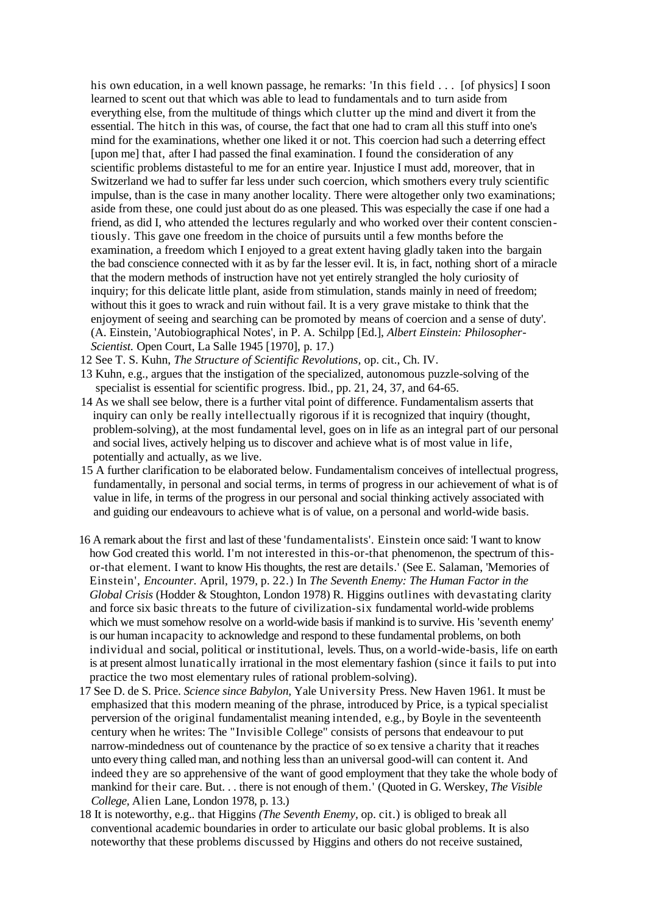his own education, in a well known passage, he remarks: 'In this field . . . [of physics] I soon learned to scent out that which was able to lead to fundamentals and to turn aside from everything else, from the multitude of things which clutter up the mind and divert it from the essential. The hitch in this was, of course, the fact that one had to cram all this stuff into one's mind for the examinations, whether one liked it or not. This coercion had such a deterring effect [upon me] that, after I had passed the final examination. I found the consideration of any scientific problems distasteful to me for an entire year. Injustice I must add, moreover, that in Switzerland we had to suffer far less under such coercion, which smothers every truly scientific impulse, than is the case in many another locality. There were altogether only two examinations; aside from these, one could just about do as one pleased. This was especially the case if one had a friend, as did I, who attended the lectures regularly and who worked over their content conscientiously. This gave one freedom in the choice of pursuits until a few months before the examination, a freedom which I enjoyed to a great extent having gladly taken into the bargain the bad conscience connected with it as by far the lesser evil. It is, in fact, nothing short of a miracle that the modern methods of instruction have not yet entirely strangled the holy curiosity of inquiry; for this delicate little plant, aside from stimulation, stands mainly in need of freedom; without this it goes to wrack and ruin without fail. It is a very grave mistake to think that the enjoyment of seeing and searching can be promoted by means of coercion and a sense of duty'. (A. Einstein, 'Autobiographical Notes', in P. A. Schilpp [Ed.], *Albert Einstein: Philosopher-Scientist.* Open Court, La Salle 1945 [1970], p. 17.)

12 See T. S. Kuhn, *The Structure of Scientific Revolutions,* op. cit., Ch. IV.

13 Kuhn, e.g., argues that the instigation of the specialized, autonomous puzzle-solving of the specialist is essential for scientific progress. Ibid., pp. 21, 24, 37, and 64-65.

14 As we shall see below, there is a further vital point of difference. Fundamentalism asserts that inquiry can only be really intellectually rigorous if it is recognized that inquiry (thought, problem-solving), at the most fundamental level, goes on in life as an integral part of our personal and social lives, actively helping us to discover and achieve what is of most value in life, potentially and actually, as we live.

15 A further clarification to be elaborated below. Fundamentalism conceives of intellectual progress, fundamentally, in personal and social terms, in terms of progress in our achievement of what is of value in life, in terms of the progress in our personal and social thinking actively associated with and guiding our endeavours to achieve what is of value, on a personal and world-wide basis.

16 A remark about the first and last of these 'fundamentalists'. Einstein once said: 'I want to know how God created this world. I'm not interested in this-or-that phenomenon, the spectrum of this-or-that element. I want to know His thoughts, the rest are details.' (See E. Salaman, 'Memories of Einstein', *Encounter.* April, 1979, p. 22.) In *The Seventh Enemy: The Human Factor in the Global Crisis* (Hodder & Stoughton, London 1978) R. Higgins outlines with devastating clarity and force six basic threats to the future of civilization-six fundamental world-wide problems which we must somehow resolve on a world-wide basis if mankind is to survive. His 'seventh enemy' is our human incapacity to acknowledge and respond to these fundamental problems, on both individual and social, political or institutional, levels. Thus, on a world-wide-basis, life on earth is at present almost lunatically irrational in the most elementary fashion (since it fails to put into practice the two most elementary rules of rational problem-solving).

17 See D. de S. Price. *Science since Babylon,* Yale University Press. New Haven 1961. It must be emphasized that this modern meaning of the phrase, introduced by Price, is a typical specialist perversion of the original fundamentalist meaning intended, e.g., by Boyle in the seventeenth century when he writes: The "Invisible College" consists of persons that endeavour to put narrow-mindedness out of countenance by the practice of so ex tensive a charity that it reaches unto every thing called man, and nothing less than an universal good-will can content it. And indeed they are so apprehensive of the want of good employment that they take the whole body of mankind for their care. But. . . there is not enough of them.' (Quoted in G. Werskey, *The Visible College*, Alien Lane, London 1978, p. 13.)

18 It is noteworthy, e.g.. that Higgins *(The Seventh Enemy,* op. cit.) is obliged to break all conventional academic boundaries in order to articulate our basic global problems. It is also noteworthy that these problems discussed by Higgins and others do not receive sustained,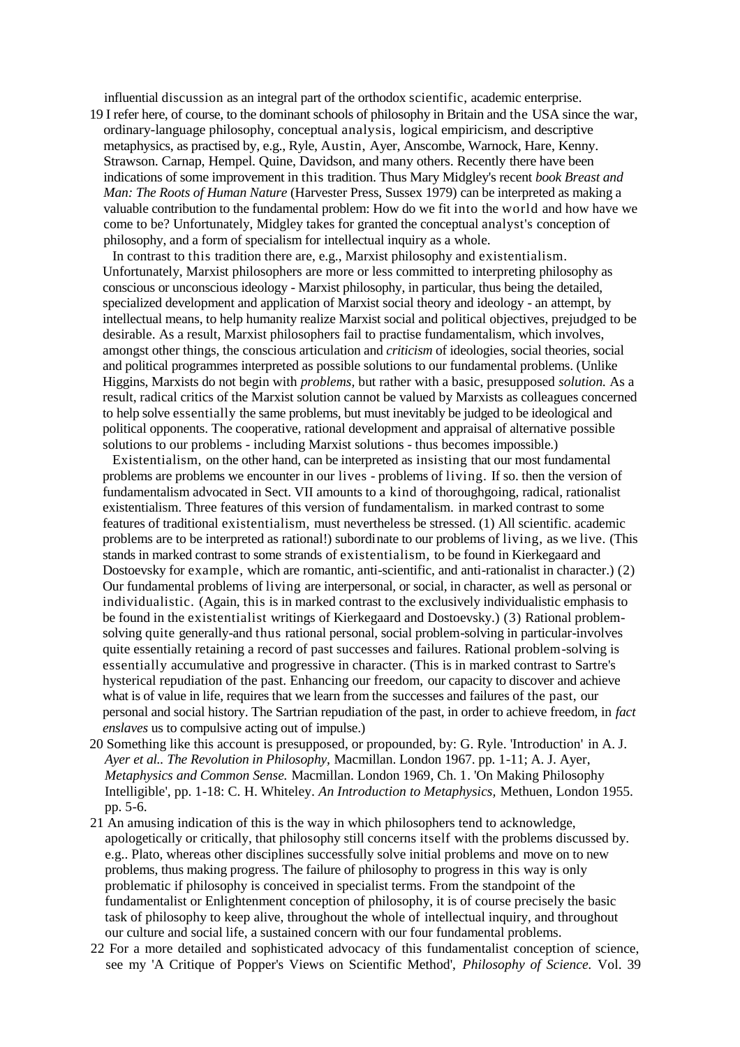influential discussion as an integral part of the orthodox scientific, academic enterprise.

19 I refer here, of course, to the dominant schools of philosophy in Britain and the USA since the war, ordinary-language philosophy, conceptual analysis, logical empiricism, and descriptive metaphysics, as practised by, e.g., Ryle, Austin, Ayer, Anscombe, Warnock, Hare, Kenny. Strawson. Carnap, Hempel. Quine, Davidson, and many others. Recently there have been indications of some improvement in this tradition. Thus Mary Midgley's recent *book Breast and Man: The Roots of Human Nature* (Harvester Press, Sussex 1979) can be interpreted as making a valuable contribution to the fundamental problem: How do we fit into the world and how have we come to be? Unfortunately, Midgley takes for granted the conceptual analyst's conception of philosophy, and a form of specialism for intellectual inquiry as a whole.

In contrast to this tradition there are, e.g., Marxist philosophy and existentialism. Unfortunately, Marxist philosophers are more or less committed to interpreting philosophy as conscious or unconscious ideology - Marxist philosophy, in particular, thus being the detailed, specialized development and application of Marxist social theory and ideology - an attempt, by intellectual means, to help humanity realize Marxist social and political objectives, prejudged to be desirable. As a result, Marxist philosophers fail to practise fundamentalism, which involves, amongst other things, the conscious articulation and *criticism* of ideologies, social theories, social and political programmes interpreted as possible solutions to our fundamental problems. (Unlike Higgins, Marxists do not begin with *problems,* but rather with a basic, presupposed *solution.* As a result, radical critics of the Marxist solution cannot be valued by Marxists as colleagues concerned to help solve essentially the same problems, but must inevitably be judged to be ideological and political opponents. The cooperative, rational development and appraisal of alternative possible solutions to our problems - including Marxist solutions - thus becomes impossible.)

Existentialism, on the other hand, can be interpreted as insisting that our most fundamental problems are problems we encounter in our lives - problems of living. If so. then the version of fundamentalism advocated in Sect. VII amounts to a kind of thoroughgoing, radical, rationalist existentialism. Three features of this version of fundamentalism. in marked contrast to some features of traditional existentialism, must nevertheless be stressed. (1) All scientific. academic problems are to be interpreted as rational!) subordinate to our problems of living, as we live. (This stands in marked contrast to some strands of existentialism, to be found in Kierkegaard and Dostoevsky for example, which are romantic, anti-scientific, and anti-rationalist in character.) (2) Our fundamental problems of living are interpersonal, or social, in character, as well as personal or individualistic. (Again, this is in marked contrast to the exclusively individualistic emphasis to be found in the existentialist writings of Kierkegaard and Dostoevsky.) (3) Rational problem-solving quite generally-and thus rational personal, social problem-solving in particular-involves quite essentially retaining a record of past successes and failures. Rational problem-solving is essentially accumulative and progressive in character. (This is in marked contrast to Sartre's hysterical repudiation of the past. Enhancing our freedom, our capacity to discover and achieve what is of value in life, requires that we learn from the successes and failures of the past, our personal and social history. The Sartrian repudiation of the past, in order to achieve freedom, in *fact enslaves* us to compulsive acting out of impulse.)

20 Something like this account is presupposed, or propounded, by: G. Ryle. 'Introduction' in A. J. *Ayer et al.. The Revolution in Philosophy,* Macmillan. London 1967. pp. 1-11; A. J. Ayer, *Metaphysics and Common Sense.* Macmillan. London 1969, Ch. 1. 'On Making Philosophy Intelligible', pp. 1-18: C. H. Whiteley. *An Introduction to Metaphysics,* Methuen, London 1955. pp. 5-6.

21 An amusing indication of this is the way in which philosophers tend to acknowledge, apologetically or critically, that philosophy still concerns itself with the problems discussed by. e.g.. Plato, whereas other disciplines successfully solve initial problems and move on to new problems, thus making progress. The failure of philosophy to progress in this way is only problematic if philosophy is conceived in specialist terms. From the standpoint of the fundamentalist or Enlightenment conception of philosophy, it is of course precisely the basic task of philosophy to keep alive, throughout the whole of intellectual inquiry, and throughout our culture and social life, a sustained concern with our four fundamental problems.

22 For a more detailed and sophisticated advocacy of this fundamentalist conception of science, see my 'A Critique of Popper's Views on Scientific Method', *Philosophy of Science.* Vol. 39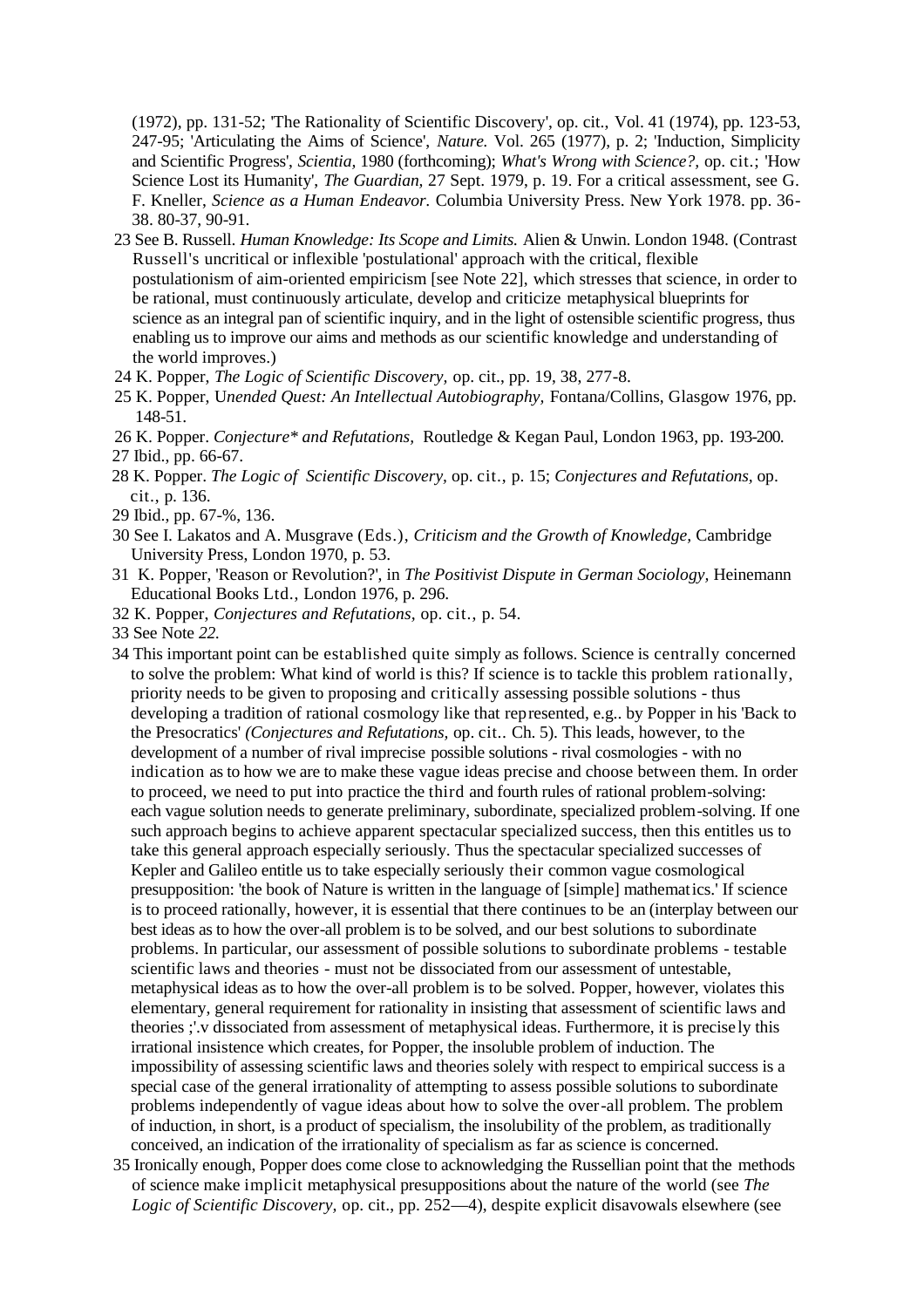(1972), pp. 131-52; 'The Rationality of Scientific Discovery', op. cit., Vol. 41 (1974), pp. 123-53, 247-95; 'Articulating the Aims of Science', *Nature.* Vol. 265 (1977), p. 2; 'Induction, Simplicity and Scientific Progress', *Scientia,* 1980 (forthcoming); *What's Wrong with Science?,* op. cit.; 'How Science Lost its Humanity', *The Guardian,* 27 Sept. 1979, p. 19. For a critical assessment, see G. F. Kneller, *Science as a Human Endeavor.* Columbia University Press. New York 1978. pp. 36-38. 80-37, 90-91.

23 See B. Russell. *Human Knowledge: Its Scope and Limits.* Alien & Unwin. London 1948. (Contrast Russell's uncritical or inflexible 'postulational' approach with the critical, flexible postulationism of aim-oriented empiricism [see Note 22], which stresses that science, in order to be rational, must continuously articulate, develop and criticize metaphysical blueprints for science as an integral pan of scientific inquiry, and in the light of ostensible scientific progress, thus enabling us to improve our aims and methods as our scientific knowledge and understanding of the world improves.)

24 K. Popper, *The Logic of Scientific Discovery,* op. cit., pp. 19, 38, 277-8.

25 K. Popper, U*nended Quest: An Intellectual Autobiography,* Fontana/Collins, Glasgow 1976, pp. 148-51.

26 K. Popper. *Conjecture* and Refutations,* Routledge & Kegan Paul, London 1963, pp. 193-200.

27 Ibid., pp. 66-67.

28 K. Popper. *The Logic of Scientific Discovery,* op. cit., p. 15; *Conjectures and Refutations,* op. cit., p. 136.

29 Ibid., pp. 67-%, 136.

30 See I. Lakatos and A. Musgrave (Eds.), *Criticism and the Growth of Knowledge,* Cambridge University Press, London 1970, p. 53.

31 K. Popper, 'Reason or Revolution?', in *The Positivist Dispute in German Sociology,* Heinemann Educational Books Ltd., London 1976, p. 296.

32 K. Popper, *Conjectures and Refutations,* op. cit., p. 54.

33 See Note *22.*

34 This important point can be established quite simply as follows. Science is centrally concerned to solve the problem: What kind of world is this? If science is to tackle this problem rationally, priority needs to be given to proposing and critically assessing possible solutions - thus developing a tradition of rational cosmology like that represented, e.g.. by Popper in his 'Back to the Presocratics' *(Conjectures and Refutations,* op. cit.. Ch. 5). This leads, however, to the development of a number of rival imprecise possible solutions - rival cosmologies - with no indication as to how we are to make these vague ideas precise and choose between them. In order to proceed, we need to put into practice the third and fourth rules of rational problem-solving: each vague solution needs to generate preliminary, subordinate, specialized problem-solving. If one such approach begins to achieve apparent spectacular specialized success, then this entitles us to take this general approach especially seriously. Thus the spectacular specialized successes of Kepler and Galileo entitle us to take especially seriously their common vague cosmological presupposition: 'the book of Nature is written in the language of [simple] mathematics.' If science is to proceed rationally, however, it is essential that there continues to be an (interplay between our best ideas as to how the over-all problem is to be solved, and our best solutions to subordinate problems. In particular, our assessment of possible solutions to subordinate problems - testable scientific laws and theories - must not be dissociated from our assessment of untestable, metaphysical ideas as to how the over-all problem is to be solved. Popper, however, violates this elementary, general requirement for rationality in insisting that assessment of scientific laws and theories ;'.v dissociated from assessment of metaphysical ideas. Furthermore, it is precisely this irrational insistence which creates, for Popper, the insoluble problem of induction. The impossibility of assessing scientific laws and theories solely with respect to empirical success is a special case of the general irrationality of attempting to assess possible solutions to subordinate problems independently of vague ideas about how to solve the over-all problem. The problem of induction, in short, is a product of specialism, the insolubility of the problem, as traditionally conceived, an indication of the irrationality of specialism as far as science is concerned.

35 Ironically enough, Popper does come close to acknowledging the Russellian point that the methods of science make implicit metaphysical presuppositions about the nature of the world (see *The Logic of Scientific Discovery,* op. cit., pp. 252—4), despite explicit disavowals elsewhere (see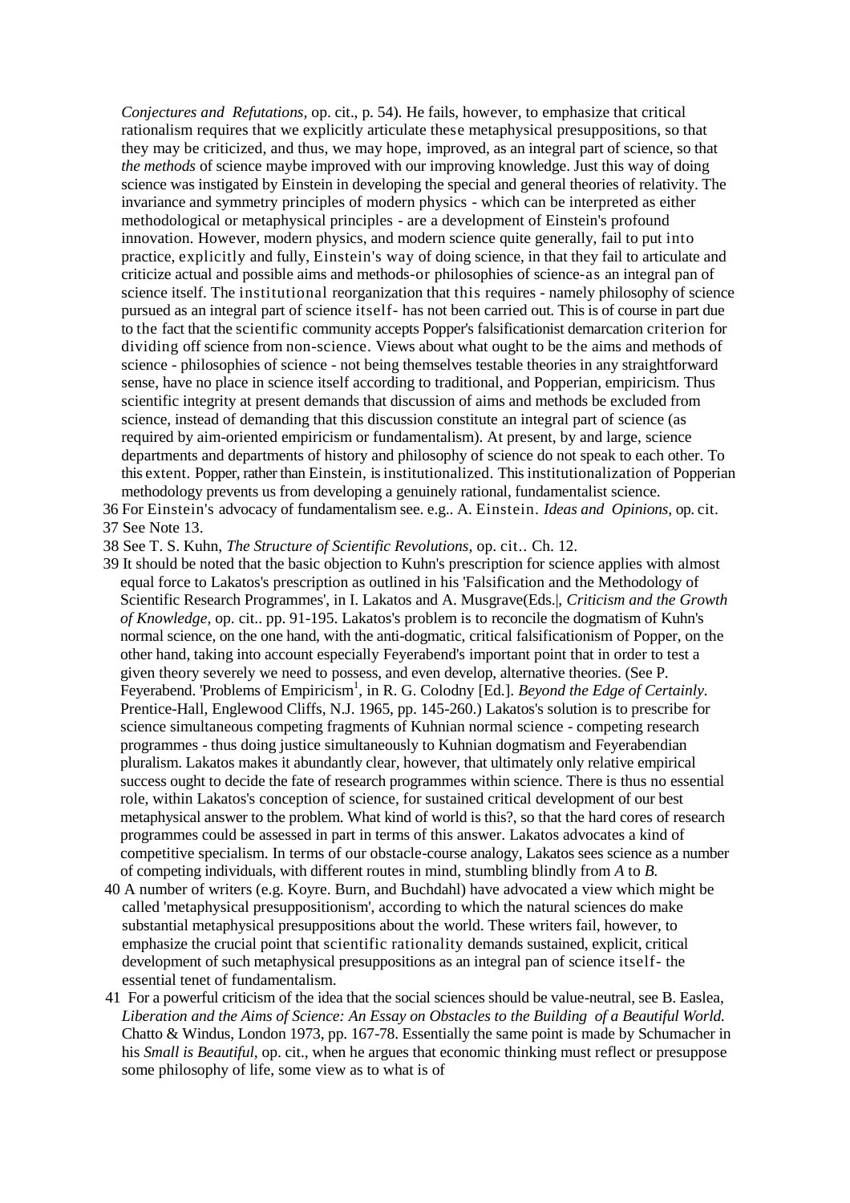*Conjectures and Refutations,* op. cit., p. 54). He fails, however, to emphasize that critical rationalism requires that we explicitly articulate these metaphysical presuppositions, so that they may be criticized, and thus, we may hope, improved, as an integral part of science, so that *the methods* of science maybe improved with our improving knowledge. Just this way of doing science was instigated by Einstein in developing the special and general theories of relativity. The invariance and symmetry principles of modern physics - which can be interpreted as either methodological or metaphysical principles - are a development of Einstein's profound innovation. However, modern physics, and modern science quite generally, fail to put into practice, explicitly and fully, Einstein's way of doing science, in that they fail to articulate and criticize actual and possible aims and methods-or philosophies of science-as an integral pan of science itself. The institutional reorganization that this requires - namely philosophy of science pursued as an integral part of science itself- has not been carried out. This is of course in part due to the fact that the scientific community accepts Popper's falsificationist demarcation criterion for dividing off science from non-science. Views about what ought to be the aims and methods of science - philosophies of science - not being themselves testable theories in any straightforward sense, have no place in science itself according to traditional, and Popperian, empiricism. Thus scientific integrity at present demands that discussion of aims and methods be excluded from science, instead of demanding that this discussion constitute an integral part of science (as required by aim-oriented empiricism or fundamentalism). At present, by and large, science departments and departments of history and philosophy of science do not speak to each other. To this extent. Popper, rather than Einstein, is institutionalized. This institutionalization of Popperian methodology prevents us from developing a genuinely rational, fundamentalist science.

36 For Einstein's advocacy of fundamentalism see. e.g.. A. Einstein. *Ideas and Opinions,* op. cit.

37 See Note 13.

38 See T. S. Kuhn, *The Structure of Scientific Revolutions,* op. cit.. Ch. 12.

39 It should be noted that the basic objection to Kuhn's prescription for science applies with almost equal force to Lakatos's prescription as outlined in his 'Falsification and the Methodology of Scientific Research Programmes', in I. Lakatos and A. Musgrave(Eds.|, *Criticism and the Growth of Knowledge,* op. cit.. pp. 91-195. Lakatos's problem is to reconcile the dogmatism of Kuhn's normal science, on the one hand, with the anti-dogmatic, critical falsificationism of Popper, on the other hand, taking into account especially Feyerabend's important point that in order to test a given theory severely we need to possess, and even develop, alternative theories. (See P. Feyerabend. 'Problems of Empiricism[1], in R. G. Colodny [Ed.]. *Beyond the Edge of Certainly.* Prentice-Hall, Englewood Cliffs, N.J. 1965, pp. 145-260.) Lakatos's solution is to prescribe for science simultaneous competing fragments of Kuhnian normal science - competing research programmes - thus doing justice simultaneously to Kuhnian dogmatism and Feyerabendian pluralism. Lakatos makes it abundantly clear, however, that ultimately only relative empirical success ought to decide the fate of research programmes within science. There is thus no essential role, within Lakatos's conception of science, for sustained critical development of our best metaphysical answer to the problem. What kind of world is this?, so that the hard cores of research programmes could be assessed in part in terms of this answer. Lakatos advocates a kind of competitive specialism. In terms of our obstacle-course analogy, Lakatos sees science as a number of competing individuals, with different routes in mind, stumbling blindly from *A* to *B.*

40 A number of writers (e.g. Koyre. Burn, and Buchdahl) have advocated a view which might be called 'metaphysical presuppositionism', according to which the natural sciences do make substantial metaphysical presuppositions about the world. These writers fail, however, to emphasize the crucial point that scientific rationality demands sustained, explicit, critical development of such metaphysical presuppositions as an integral pan of science itself- the essential tenet of fundamentalism.

41 For a powerful criticism of the idea that the social sciences should be value-neutral, see B. Easlea, *Liberation and the Aims of Science: An Essay on Obstacles to the Building of a Beautiful World.* Chatto & Windus, London 1973, pp. 167-78. Essentially the same point is made by Schumacher in his *Small is Beautiful*, op. cit., when he argues that economic thinking must reflect or presuppose some philosophy of life, some view as to what is of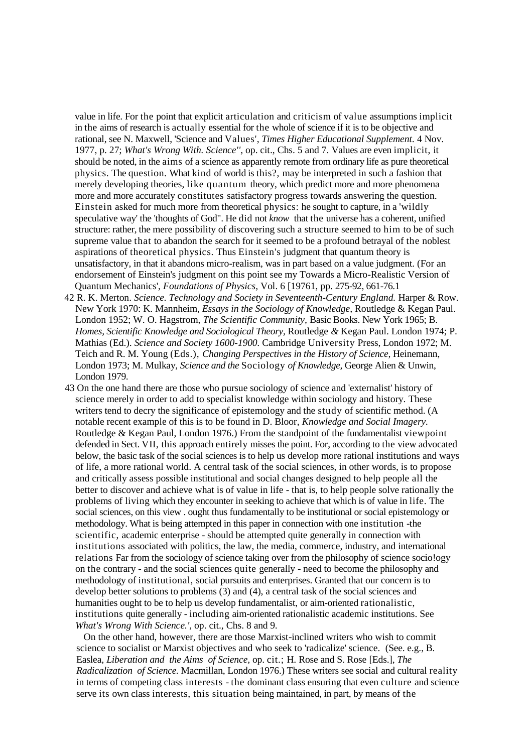value in life. For the point that explicit articulation and criticism of value assumptions implicit in the aims of research is actually essential for the whole of science if it is to be objective and rational, see N. Maxwell, 'Science and Values', *Times Higher Educational Supplement.* 4 Nov. 1977, p. 27; *What's Wrong With. Science'',* op. cit., Chs. 5 and 7. Values are even implicit, it should be noted, in the aims of a science as apparently remote from ordinary life as pure theoretical physics. The question. What kind of world is this?, may be interpreted in such a fashion that merely developing theories, like quantum theory, which predict more and more phenomena more and more accurately constitutes satisfactory progress towards answering the question. Einstein asked for much more from theoretical physics: he sought to capture, in a 'wildly speculative way' the 'thoughts of God''. He did not *know* that the universe has a coherent, unified structure: rather, the mere possibility of discovering such a structure seemed to him to be of such supreme value that to abandon the search for it seemed to be a profound betrayal of the noblest aspirations of theoretical physics. Thus Einstein's judgment that quantum theory is unsatisfactory, in that it abandons micro-realism, was in part based on a value judgment. (For an endorsement of Einstein's judgment on this point see my Towards a Micro-Realistic Version of Quantum Mechanics', *Foundations of Physics,* Vol. 6 [19761, pp. 275-92, 661-76.1

42 R. K. Merton. *Science. Technology and Society in Seventeenth-Century England.* Harper & Row. New York 1970: K. Mannheim, *Essays in the Sociology of Knowledge,* Routledge & Kegan Paul. London 1952; W. O. Hagstrom, *The Scientific Community,* Basic Books. New York 1965; B. *Homes, Scientific Knowledge and Sociological Theory,* Routledge *&* Kegan Paul. London 1974; P. Mathias (Ed.). *Science and Society 1600-1900*. Cambridge University Press, London 1972; M. Teich and R. M. Young (Eds.), *Changing Perspectives in the History of Science,* Heinemann, London 1973; M. Mulkay, *Science and the* Sociology *of Knowledge,* George Alien & Unwin, London 1979.

43 On the one hand there are those who pursue sociology of science and 'externalist' history of science merely in order to add to specialist knowledge within sociology and history. These writers tend to decry the significance of epistemology and the study of scientific method. (A notable recent example of this is to be found in D. Bloor, *Knowledge and Social Imagery.* Routledge & Kegan Paul, London 1976.) From the standpoint of the fundamentalist viewpoint defended in Sect. VII, this approach entirely misses the point. For, according to the view advocated below, the basic task of the social sciences is to help us develop more rational institutions and ways of life, a more rational world. A central task of the social sciences, in other words, is to propose and critically assess possible institutional and social changes designed to help people all the better to discover and achieve what is of value in life - that is, to help people solve rationally the problems of living which they encounter in seeking to achieve that which is of value in life. The social sciences, on this view . ought thus fundamentally to be institutional or social epistemology or methodology. What is being attempted in this paper in connection with one institution -the scientific, academic enterprise - should be attempted quite generally in connection with institutions associated with politics, the law, the media, commerce, industry, and international relations Far from the sociology of science taking over from the philosophy of science socio!ogy on the contrary - and the social sciences quite generally - need to become the philosophy and methodology of institutional, social pursuits and enterprises. Granted that our concern is to develop better solutions to problems (3) and (4), a central task of the social sciences and humanities ought to be to help us develop fundamentalist, or aim-oriented rationalistic, institutions quite generally - including aim-oriented rationalistic academic institutions. See *What's Wrong With Science.',* op. cit., Chs. 8 and 9.

On the other hand, however, there are those Marxist-inclined writers who wish to commit science to socialist or Marxist objectives and who seek to 'radicalize' science. (See. e.g., B. Easlea, *Liberation and the Aims of Science,* op. cit.; H. Rose and S. Rose [Eds.], *The Radicalization of Science.* Macmillan, London 1976.) These writers see social and cultural reality in terms of competing class interests - the dominant class ensuring that even culture and science serve its own class interests, this situation being maintained, in part, by means of the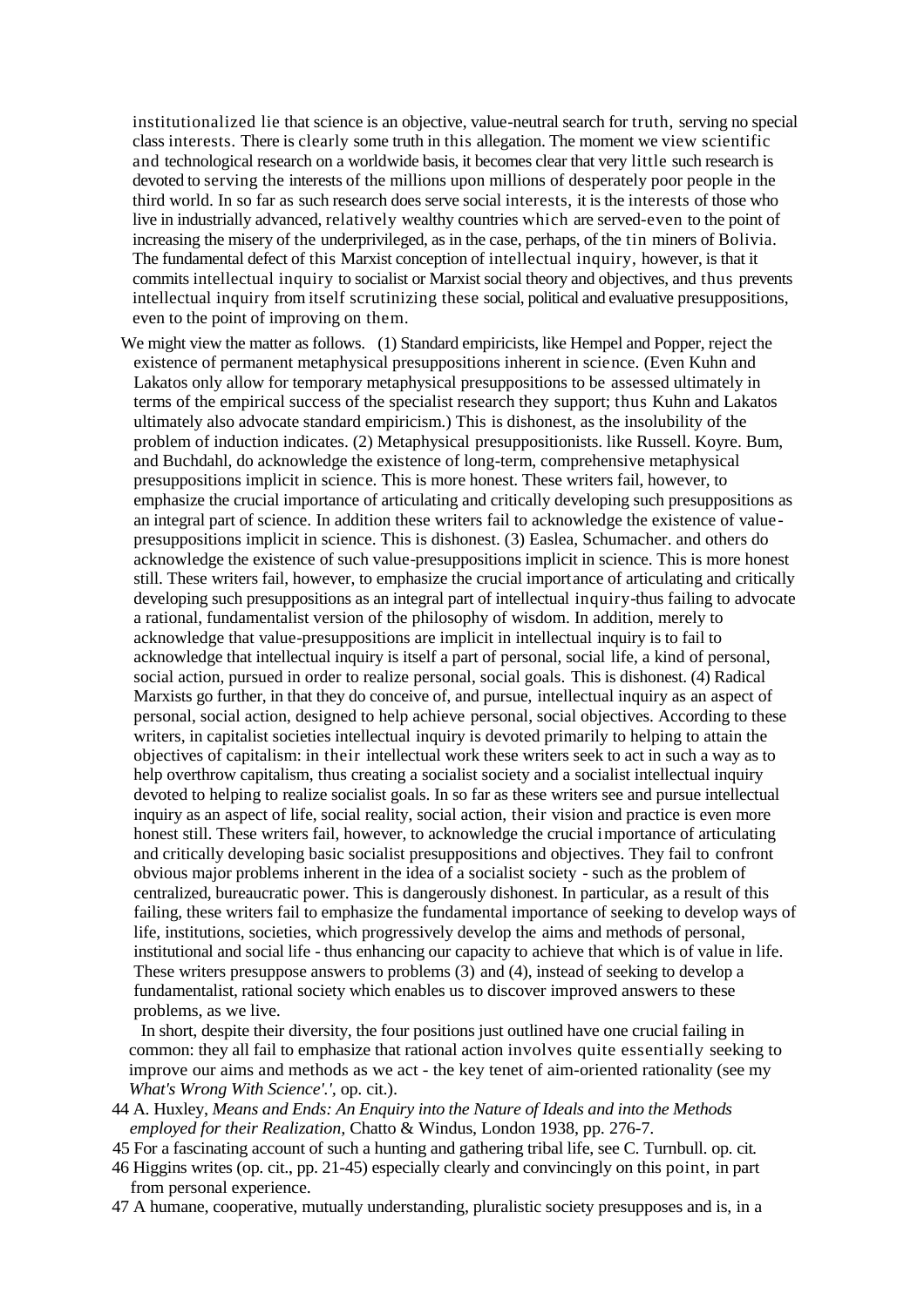institutionalized lie that science is an objective, value-neutral search for truth, serving no special class interests. There is clearly some truth in this allegation. The moment we view scientific and technological research on a worldwide basis, it becomes clear that very little such research is devoted to serving the interests of the millions upon millions of desperately poor people in the third world. In so far as such research does serve social interests, it is the interests of those who live in industrially advanced, relatively wealthy countries which are served-even to the point of increasing the misery of the underprivileged, as in the case, perhaps, of the tin miners of Bolivia. The fundamental defect of this Marxist conception of intellectual inquiry, however, is that it commits intellectual inquiry to socialist or Marxist social theory and objectives, and thus prevents intellectual inquiry from itself scrutinizing these social, political and evaluative presuppositions, even to the point of improving on them.

We might view the matter as follows. (1) Standard empiricists, like Hempel and Popper, reject the existence of permanent metaphysical presuppositions inherent in science. (Even Kuhn and Lakatos only allow for temporary metaphysical presuppositions to be assessed ultimately in terms of the empirical success of the specialist research they support; thus Kuhn and Lakatos ultimately also advocate standard empiricism.) This is dishonest, as the insolubility of the problem of induction indicates. (2) Metaphysical presuppositionists. like Russell. Koyre. Bum, and Buchdahl, do acknowledge the existence of long-term, comprehensive metaphysical presuppositions implicit in science. This is more honest. These writers fail, however, to emphasize the crucial importance of articulating and critically developing such presuppositions as an integral part of science. In addition these writers fail to acknowledge the existence of value-presuppositions implicit in science. This is dishonest. (3) Easlea, Schumacher. and others do acknowledge the existence of such value-presuppositions implicit in science. This is more honest still. These writers fail, however, to emphasize the crucial importance of articulating and critically developing such presuppositions as an integral part of intellectual inquiry-thus failing to advocate a rational, fundamentalist version of the philosophy of wisdom. In addition, merely to acknowledge that value-presuppositions are implicit in intellectual inquiry is to fail to acknowledge that intellectual inquiry is itself a part of personal, social life, a kind of personal, social action, pursued in order to realize personal, social goals. This is dishonest. (4) Radical Marxists go further, in that they do conceive of, and pursue, intellectual inquiry as an aspect of personal, social action, designed to help achieve personal, social objectives. According to these writers, in capitalist societies intellectual inquiry is devoted primarily to helping to attain the objectives of capitalism: in their intellectual work these writers seek to act in such a way as to help overthrow capitalism, thus creating a socialist society and a socialist intellectual inquiry devoted to helping to realize socialist goals. In so far as these writers see and pursue intellectual inquiry as an aspect of life, social reality, social action, their vision and practice is even more honest still. These writers fail, however, to acknowledge the crucial importance of articulating and critically developing basic socialist presuppositions and objectives. They fail to confront obvious major problems inherent in the idea of a socialist society - such as the problem of centralized, bureaucratic power. This is dangerously dishonest. In particular, as a result of this failing, these writers fail to emphasize the fundamental importance of seeking to develop ways of life, institutions, societies, which progressively develop the aims and methods of personal, institutional and social life - thus enhancing our capacity to achieve that which is of value in life. These writers presuppose answers to problems (3) and (4), instead of seeking to develop a fundamentalist, rational society which enables us to discover improved answers to these problems, as we live.

In short, despite their diversity, the four positions just outlined have one crucial failing in common: they all fail to emphasize that rational action involves quite essentially seeking to improve our aims and methods as we act - the key tenet of aim-oriented rationality (see my *What's Wrong With Science'.'*, op. cit.).

44 A. Huxley, *Means and Ends: An Enquiry into the Nature of Ideals and into the Methods employed for their Realization,* Chatto & Windus, London 1938, pp. 276-7.

45 For a fascinating account of such a hunting and gathering tribal life, see C. Turnbull. op. cit.

46 Higgins writes (op. cit., pp. 21-45) especially clearly and convincingly on this point, in part from personal experience.

47 A humane, cooperative, mutually understanding, pluralistic society presupposes and is, in a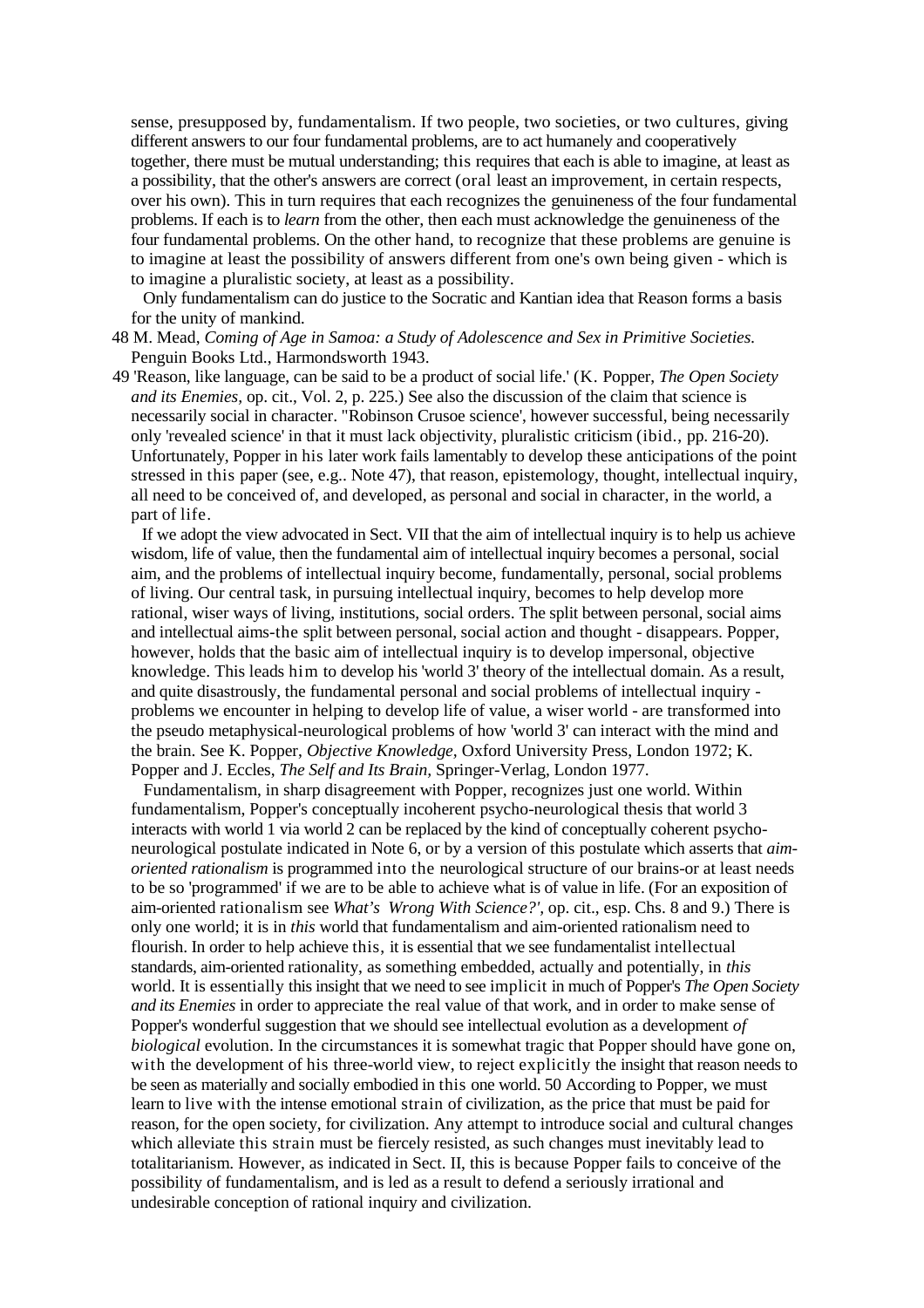sense, presupposed by, fundamentalism. If two people, two societies, or two cultures, giving different answers to our four fundamental problems, are to act humanely and cooperatively together, there must be mutual understanding; this requires that each is able to imagine, at least as a possibility, that the other's answers are correct (oral least an improvement, in certain respects, over his own). This in turn requires that each recognizes the genuineness of the four fundamental problems. If each is to *learn* from the other, then each must acknowledge the genuineness of the four fundamental problems. On the other hand, to recognize that these problems are genuine is to imagine at least the possibility of answers different from one's own being given - which is to imagine a pluralistic society, at least as a possibility.

Only fundamentalism can do justice to the Socratic and Kantian idea that Reason forms a basis for the unity of mankind.

48 M. Mead, *Coming of Age in Samoa: a Study of Adolescence and Sex in Primitive Societies.* Penguin Books Ltd., Harmondsworth 1943.

49 'Reason, like language, can be said to be a product of social life.' (K. Popper, *The Open Society and its Enemies,* op. cit., Vol. 2, p. 225.) See also the discussion of the claim that science is necessarily social in character. "Robinson Crusoe science', however successful, being necessarily only 'revealed science' in that it must lack objectivity, pluralistic criticism (ibid., pp. 216-20). Unfortunately, Popper in his later work fails lamentably to develop these anticipations of the point stressed in this paper (see, e.g.. Note 47), that reason, epistemology, thought, intellectual inquiry, all need to be conceived of, and developed, as personal and social in character, in the world, a part of life.

If we adopt the view advocated in Sect. VII that the aim of intellectual inquiry is to help us achieve wisdom, life of value, then the fundamental aim of intellectual inquiry becomes a personal, social aim, and the problems of intellectual inquiry become, fundamentally, personal, social problems of living. Our central task, in pursuing intellectual inquiry, becomes to help develop more rational, wiser ways of living, institutions, social orders. The split between personal, social aims and intellectual aims-the split between personal, social action and thought - disappears. Popper, however, holds that the basic aim of intellectual inquiry is to develop impersonal, objective knowledge. This leads him to develop his 'world 3' theory of the intellectual domain. As a result, and quite disastrously, the fundamental personal and social problems of intellectual inquiry - problems we encounter in helping to develop life of value, a wiser world - are transformed into the pseudo metaphysical-neurological problems of how 'world 3' can interact with the mind and the brain. See K. Popper, *Objective Knowledge,* Oxford University Press, London 1972; K. Popper and J. Eccles, *The Self and Its Brain,* Springer-Verlag, London 1977.

Fundamentalism, in sharp disagreement with Popper, recognizes just one world. Within fundamentalism, Popper's conceptually incoherent psycho-neurological thesis that world 3 interacts with world 1 via world 2 can be replaced by the kind of conceptually coherent psycho-neurological postulate indicated in Note 6, or by a version of this postulate which asserts that *aim-oriented rationalism* is programmed into the neurological structure of our brains-or at least needs to be so 'programmed' if we are to be able to achieve what is of value in life. (For an exposition of aim-oriented rationalism see *What's Wrong With Science?',* op. cit., esp. Chs. 8 and 9.) There is only one world; it is in *this* world that fundamentalism and aim-oriented rationalism need to flourish. In order to help achieve this, it is essential that we see fundamentalist intellectual standards, aim-oriented rationality, as something embedded, actually and potentially, in *this* world. It is essentially this insight that we need to see implicit in much of Popper's *The Open Society and its Enemies* in order to appreciate the real value of that work, and in order to make sense of Popper's wonderful suggestion that we should see intellectual evolution as a development *of biological* evolution. In the circumstances it is somewhat tragic that Popper should have gone on, with the development of his three-world view, to reject explicitly the insight that reason needs to be seen as materially and socially embodied in this one world. 50 According to Popper, we must learn to live with the intense emotional strain of civilization, as the price that must be paid for reason, for the open society, for civilization. Any attempt to introduce social and cultural changes which alleviate this strain must be fiercely resisted, as such changes must inevitably lead to totalitarianism. However, as indicated in Sect. II, this is because Popper fails to conceive of the possibility of fundamentalism, and is led as a result to defend a seriously irrational and undesirable conception of rational inquiry and civilization.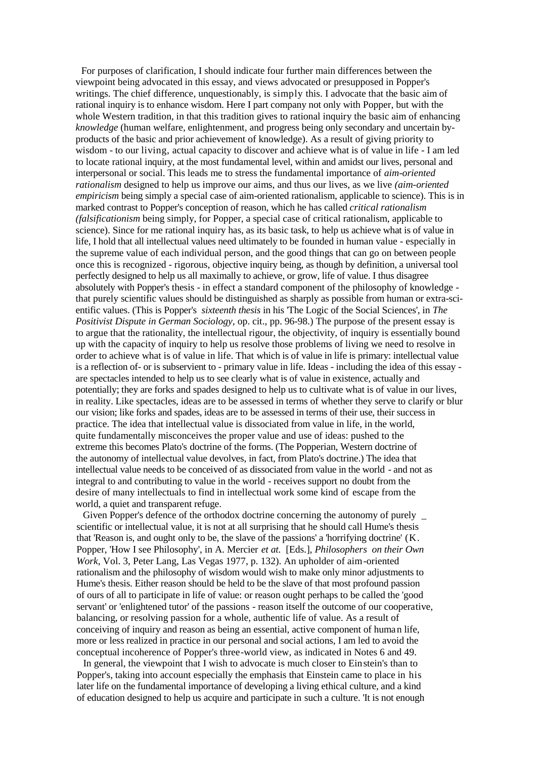For purposes of clarification, I should indicate four further main differences between the viewpoint being advocated in this essay, and views advocated or presupposed in Popper's writings. The chief difference, unquestionably, is simply this. I advocate that the basic aim of rational inquiry is to enhance wisdom. Here I part company not only with Popper, but with the whole Western tradition, in that this tradition gives to rational inquiry the basic aim of enhancing *knowledge* (human welfare, enlightenment, and progress being only secondary and uncertain by-products of the basic and prior achievement of knowledge). As a result of giving priority to wisdom - to our living, actual capacity to discover and achieve what is of value in life - I am led to locate rational inquiry, at the most fundamental level, within and amidst our lives, personal and interpersonal or social. This leads me to stress the fundamental importance of *aim-oriented rationalism* designed to help us improve our aims, and thus our lives, as we live *(aim-oriented empiricism* being simply a special case of aim-oriented rationalism, applicable to science). This is in marked contrast to Popper's conception of reason, which he has called *critical rationalism (falsificationism* being simply, for Popper, a special case of critical rationalism, applicable to science). Since for me rational inquiry has, as its basic task, to help us achieve what is of value in life, I hold that all intellectual values need ultimately to be founded in human value - especially in the supreme value of each individual person, and the good things that can go on between people once this is recognized - rigorous, objective inquiry being, as though by definition, a universal tool perfectly designed to help us all maximally to achieve, or grow, life of value. I thus disagree absolutely with Popper's thesis - in effect a standard component of the philosophy of knowledge - that purely scientific values should be distinguished as sharply as possible from human or extra-scientific values. (This is Popper's *sixteenth thesis* in his 'The Logic of the Social Sciences', in *The Positivist Dispute in German Sociology*, op. cit., pp. 96-98.) The purpose of the present essay is to argue that the rationality, the intellectual rigour, the objectivity, of inquiry is essentially bound up with the capacity of inquiry to help us resolve those problems of living we need to resolve in order to achieve what is of value in life. That which is of value in life is primary: intellectual value is a reflection of- or is subservient to - primary value in life. Ideas - including the idea of this essay - are spectacles intended to help us to see clearly what is of value in existence, actually and potentially; they are forks and spades designed to help us to cultivate what is of value in our lives, in reality. Like spectacles, ideas are to be assessed in terms of whether they serve to clarify or blur our vision; like forks and spades, ideas are to be assessed in terms of their use, their success in practice. The idea that intellectual value is dissociated from value in life, in the world, quite fundamentally misconceives the proper value and use of ideas: pushed to the extreme this becomes Plato's doctrine of the forms. (The Popperian, Western doctrine of the autonomy of intellectual value devolves, in fact, from Plato's doctrine.) The idea that intellectual value needs to be conceived of as dissociated from value in the world - and not as integral to and contributing to value in the world - receives support no doubt from the desire of many intellectuals to find in intellectual work some kind of escape from the world, a quiet and transparent refuge.

Given Popper's defence of the orthodox doctrine concerning the autonomy of purely scientific or intellectual value, it is not at all surprising that he should call Hume's thesis that 'Reason is, and ought only to be, the slave of the passions' a 'horrifying doctrine' (K. Popper, 'How I see Philosophy', in A. Mercier *et at.* [Eds.], *Philosophers on their Own Work*, Vol. 3, Peter Lang, Las Vegas 1977, p. 132). An upholder of aim-oriented rationalism and the philosophy of wisdom would wish to make only minor adjustments to Hume's thesis. Either reason should be held to be the slave of that most profound passion of ours of all to participate in life of value: or reason ought perhaps to be called the 'good servant' or 'enlightened tutor' of the passions - reason itself the outcome of our cooperative, balancing, or resolving passion for a whole, authentic life of value. As a result of conceiving of inquiry and reason as being an essential, active component of human life, more or less realized in practice in our personal and social actions, I am led to avoid the conceptual incoherence of Popper's three-world view, as indicated in Notes 6 and 49.

In general, the viewpoint that I wish to advocate is much closer to Einstein's than to Popper's, taking into account especially the emphasis that Einstein came to place in his later life on the fundamental importance of developing a living ethical culture, and a kind of education designed to help us acquire and participate in such a culture. 'It is not enough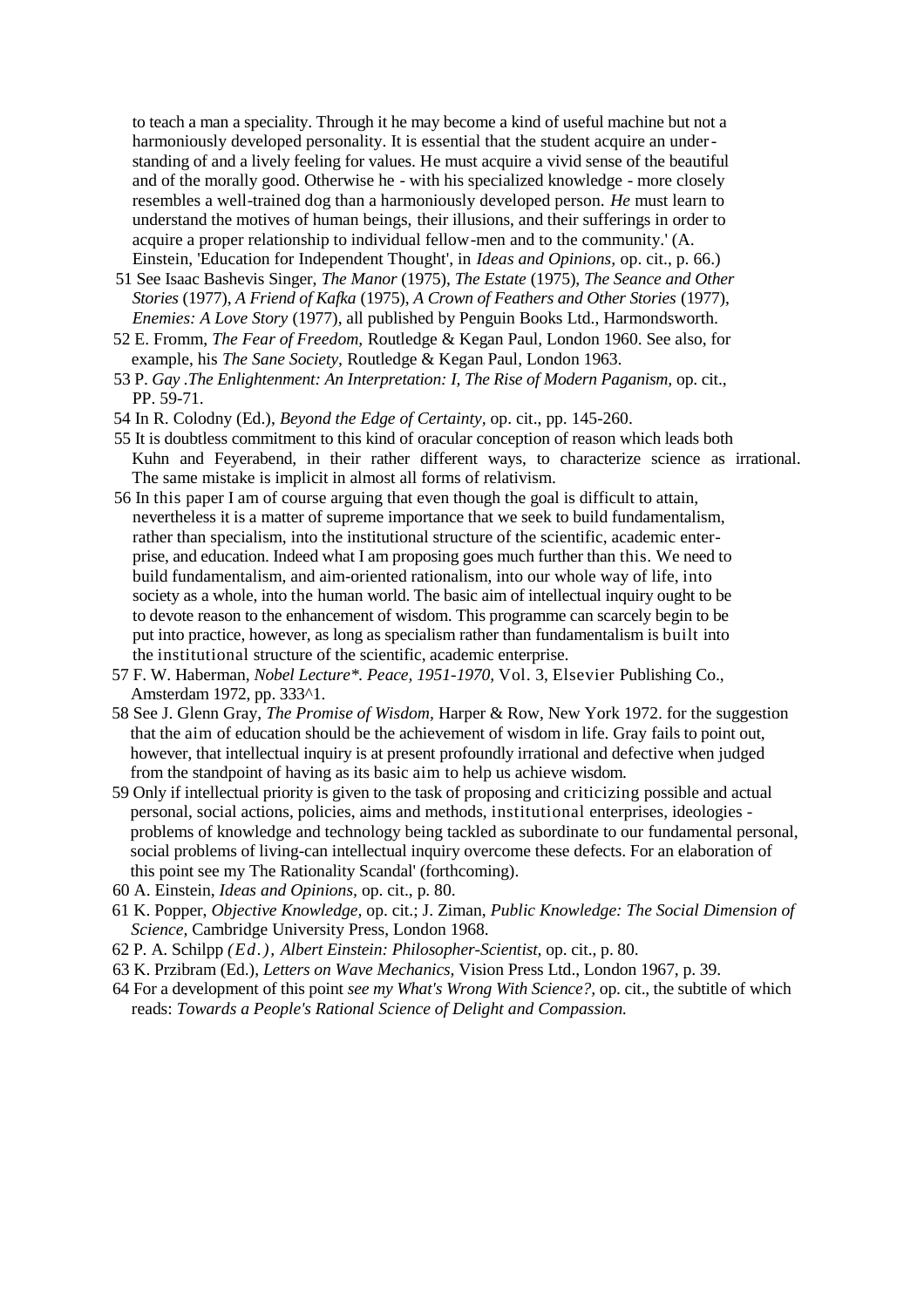to teach a man a speciality. Through it he may become a kind of useful machine but not a harmoniously developed personality. It is essential that the student acquire an understanding of and a lively feeling for values. He must acquire a vivid sense of the beautiful and of the morally good. Otherwise he - with his specialized knowledge - more closely resembles a well-trained dog than a harmoniously developed person. *He* must learn to understand the motives of human beings, their illusions, and their sufferings in order to acquire a proper relationship to individual fellow-men and to the community.' (A. Einstein, 'Education for Independent Thought', in *Ideas and Opinions,* op. cit., p. 66.)

51 See Isaac Bashevis Singer, *The Manor* (1975), *The Estate* (1975), *The Seance and Other Stories* (1977), *A Friend of Kafka* (1975), *A Crown of Feathers and Other Stories* (1977), *Enemies: A Love Story* (1977), all published by Penguin Books Ltd., Harmondsworth.

52 E. Fromm, *The Fear of Freedom,* Routledge & Kegan Paul, London 1960. See also, for example, his *The Sane Society,* Routledge & Kegan Paul, London 1963.

53 P. *Gay .The Enlightenment: An Interpretation: I, The Rise of Modern Paganism,* op. cit., PP. 59-71.

54 In R. Colodny (Ed.), *Beyond the Edge of Certainty,* op. cit., pp. 145-260.

55 It is doubtless commitment to this kind of oracular conception of reason which leads both Kuhn and Feyerabend, in their rather different ways, to characterize science as irrational. The same mistake is implicit in almost all forms of relativism.

56 In this paper I am of course arguing that even though the goal is difficult to attain, nevertheless it is a matter of supreme importance that we seek to build fundamentalism, rather than specialism, into the institutional structure of the scientific, academic enterprise, and education. Indeed what I am proposing goes much further than this. We need to build fundamentalism, and aim-oriented rationalism, into our whole way of life, into society as a whole, into the human world. The basic aim of intellectual inquiry ought to be to devote reason to the enhancement of wisdom. This programme can scarcely begin to be put into practice, however, as long as specialism rather than fundamentalism is built into the institutional structure of the scientific, academic enterprise.

57 F. W. Haberman, *Nobel Lecture\*. Peace, 1951-1970,* Vol. 3, Elsevier Publishing Co., Amsterdam 1972, pp. 333^1.

58 See J. Glenn Gray, *The Promise of Wisdom,* Harper & Row, New York 1972. for the suggestion that the aim of education should be the achievement of wisdom in life. Gray fails to point out, however, that intellectual inquiry is at present profoundly irrational and defective when judged from the standpoint of having as its basic aim to help us achieve wisdom.

59 Only if intellectual priority is given to the task of proposing and criticizing possible and actual personal, social actions, policies, aims and methods, institutional enterprises, ideologies - problems of knowledge and technology being tackled as subordinate to our fundamental personal, social problems of living-can intellectual inquiry overcome these defects. For an elaboration of this point see my The Rationality Scandal' (forthcoming).

60 A. Einstein, *Ideas and Opinions,* op. cit., p. 80.

61 K. Popper, *Objective Knowledge,* op. cit.; J. Ziman, *Public Knowledge: The Social Dimension of Science,* Cambridge University Press, London 1968.

62 P. A. Schilpp *(Ed.), Albert Einstein: Philosopher-Scientist,* op. cit., p. 80.

63 K. Przibram (Ed.), *Letters on Wave Mechanics,* Vision Press Ltd., London 1967, p. 39.

64 For a development of this point *see my What's Wrong With Science?,* op. cit., the subtitle of which reads: *Towards a People's Rational Science of Delight and Compassion.*